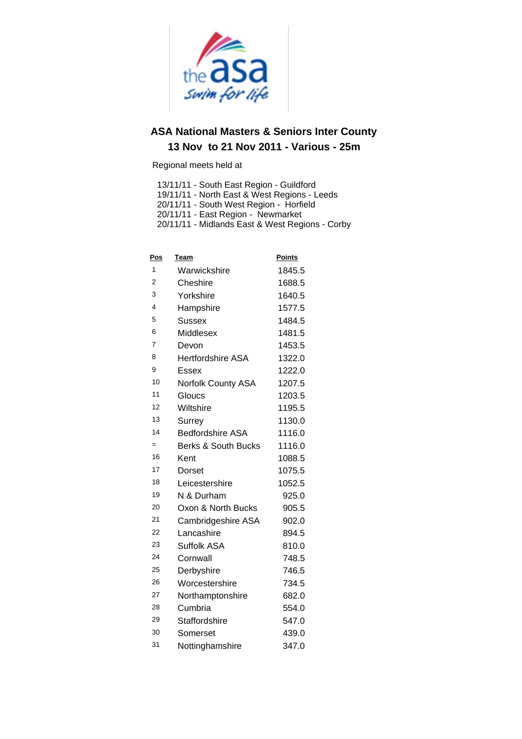# ASA National Masters & Seniors Inter County

## 13 Nov to 21 Nov 2011 - Various - 25m

Regional meets held at

13/11/11 - South East Region - Guildford
19/11/11 - North East & West Regions - Leeds
20/11/11 - South West Region - Horfield
20/11/11 - East Region - Newmarket
20/11/11 - Midlands East & West Regions - Corby

| Pos | Team | Points |
|---|---|---|
| 1 | Warwickshire | 1845.5 |
| 2 | Cheshire | 1688.5 |
| 3 | Yorkshire | 1640.5 |
| 4 | Hampshire | 1577.5 |
| 5 | Sussex | 1484.5 |
| 6 | Middlesex | 1481.5 |
| 7 | Devon | 1453.5 |
| 8 | Hertfordshire ASA | 1322.0 |
| 9 | Essex | 1222.0 |
| 10 | Norfolk County ASA | 1207.5 |
| 11 | Gloucs | 1203.5 |
| 12 | Wiltshire | 1195.5 |
| 13 | Surrey | 1130.0 |
| 14 | Bedfordshire ASA | 1116.0 |
| = | Berks & South Bucks | 1116.0 |
| 16 | Kent | 1088.5 |
| 17 | Dorset | 1075.5 |
| 18 | Leicestershire | 1052.5 |
| 19 | N & Durham | 925.0 |
| 20 | Oxon & North Bucks | 905.5 |
| 21 | Cambridgeshire ASA | 902.0 |
| 22 | Lancashire | 894.5 |
| 23 | Suffolk ASA | 810.0 |
| 24 | Cornwall | 748.5 |
| 25 | Derbyshire | 746.5 |
| 26 | Worcestershire | 734.5 |
| 27 | Northamptonshire | 682.0 |
| 28 | Cumbria | 554.0 |
| 29 | Staffordshire | 547.0 |
| 30 | Somerset | 439.0 |
| 31 | Nottinghamshire | 347.0 |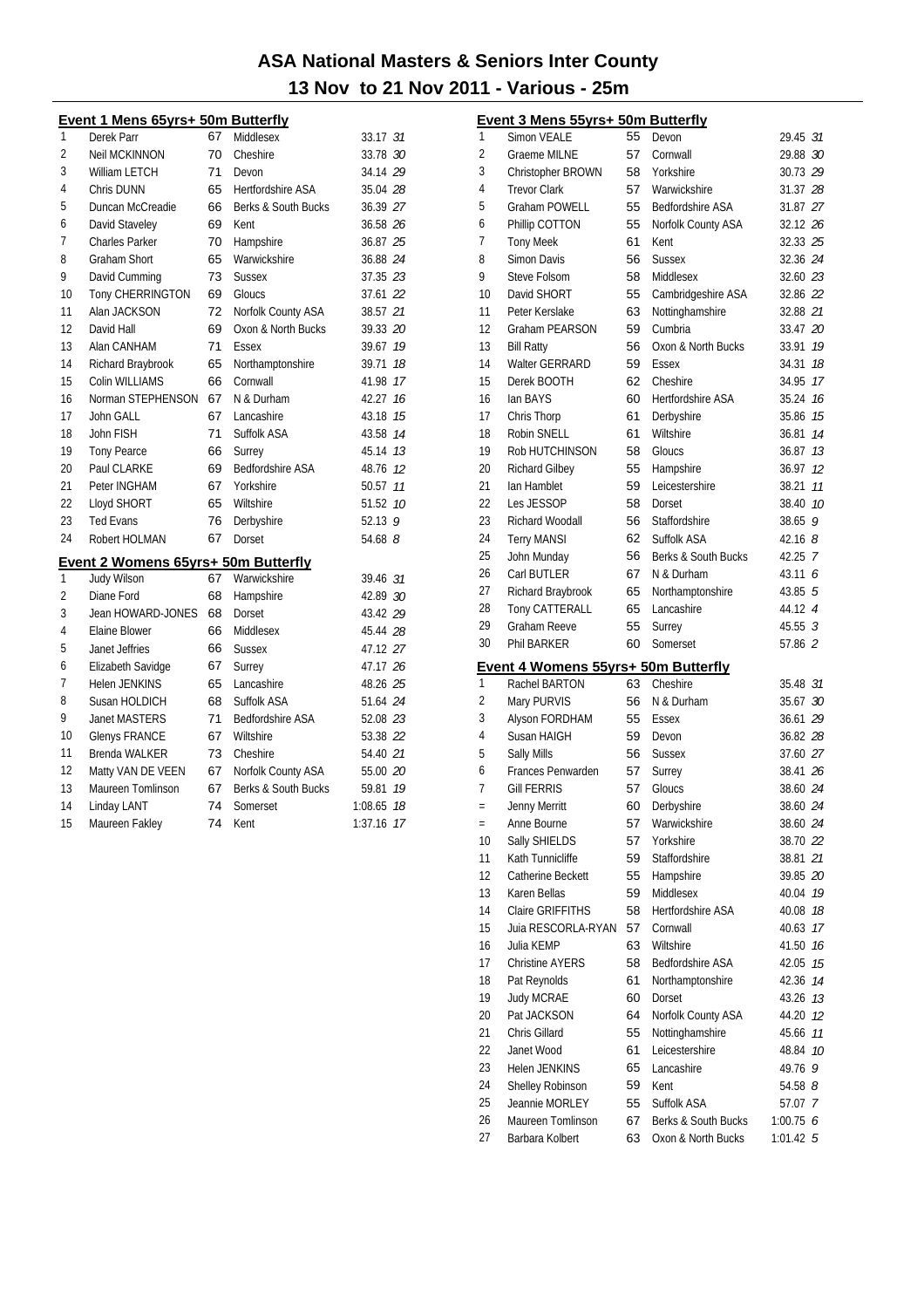# ASA National Masters & Seniors Inter County

## 13 Nov to 21 Nov 2011 - Various - 25m

### Event 1 Mens 65yrs+ 50m Butterfly

| Place | Name | Age | Club | Time | Points |
|---|---|---|---|---|---|
| 1 | Derek Parr | 67 | Middlesex | 33.17 | 31 |
| 2 | Neil MCKINNON | 70 | Cheshire | 33.78 | 30 |
| 3 | William LETCH | 71 | Devon | 34.14 | 29 |
| 4 | Chris DUNN | 65 | Hertfordshire ASA | 35.04 | 28 |
| 5 | Duncan McCreadie | 66 | Berks & South Bucks | 36.39 | 27 |
| 6 | David Staveley | 69 | Kent | 36.58 | 26 |
| 7 | Charles Parker | 70 | Hampshire | 36.87 | 25 |
| 8 | Graham Short | 65 | Warwickshire | 36.88 | 24 |
| 9 | David Cumming | 73 | Sussex | 37.35 | 23 |
| 10 | Tony CHERRINGTON | 69 | Gloucs | 37.61 | 22 |
| 11 | Alan JACKSON | 72 | Norfolk County ASA | 38.57 | 21 |
| 12 | David Hall | 69 | Oxon & North Bucks | 39.33 | 20 |
| 13 | Alan CANHAM | 71 | Essex | 39.67 | 19 |
| 14 | Richard Braybrook | 65 | Northamptonshire | 39.71 | 18 |
| 15 | Colin WILLIAMS | 66 | Cornwall | 41.98 | 17 |
| 16 | Norman STEPHENSON | 67 | N & Durham | 42.27 | 16 |
| 17 | John GALL | 67 | Lancashire | 43.18 | 15 |
| 18 | John FISH | 71 | Suffolk ASA | 43.58 | 14 |
| 19 | Tony Pearce | 66 | Surrey | 45.14 | 13 |
| 20 | Paul CLARKE | 69 | Bedfordshire ASA | 48.76 | 12 |
| 21 | Peter INGHAM | 67 | Yorkshire | 50.57 | 11 |
| 22 | Lloyd SHORT | 65 | Wiltshire | 51.52 | 10 |
| 23 | Ted Evans | 76 | Derbyshire | 52.13 | 9 |
| 24 | Robert HOLMAN | 67 | Dorset | 54.68 | 8 |

### Event 2 Womens 65yrs+ 50m Butterfly

| Place | Name | Age | Club | Time | Points |
|---|---|---|---|---|---|
| 1 | Judy Wilson | 67 | Warwickshire | 39.46 | 31 |
| 2 | Diane Ford | 68 | Hampshire | 42.89 | 30 |
| 3 | Jean HOWARD-JONES | 68 | Dorset | 43.42 | 29 |
| 4 | Elaine Blower | 66 | Middlesex | 45.44 | 28 |
| 5 | Janet Jeffries | 66 | Sussex | 47.12 | 27 |
| 6 | Elizabeth Savidge | 67 | Surrey | 47.17 | 26 |
| 7 | Helen JENKINS | 65 | Lancashire | 48.26 | 25 |
| 8 | Susan HOLDICH | 68 | Suffolk ASA | 51.64 | 24 |
| 9 | Janet MASTERS | 71 | Bedfordshire ASA | 52.08 | 23 |
| 10 | Glenys FRANCE | 67 | Wiltshire | 53.38 | 22 |
| 11 | Brenda WALKER | 73 | Cheshire | 54.40 | 21 |
| 12 | Matty VAN DE VEEN | 67 | Norfolk County ASA | 55.00 | 20 |
| 13 | Maureen Tomlinson | 67 | Berks & South Bucks | 59.81 | 19 |
| 14 | Linday LANT | 74 | Somerset | 1:08.65 | 18 |
| 15 | Maureen Fakley | 74 | Kent | 1:37.16 | 17 |

### Event 3 Mens 55yrs+ 50m Butterfly

| Place | Name | Age | Club | Time | Points |
|---|---|---|---|---|---|
| 1 | Simon VEALE | 55 | Devon | 29.45 | 31 |
| 2 | Graeme MILNE | 57 | Cornwall | 29.88 | 30 |
| 3 | Christopher BROWN | 58 | Yorkshire | 30.73 | 29 |
| 4 | Trevor Clark | 57 | Warwickshire | 31.37 | 28 |
| 5 | Graham POWELL | 55 | Bedfordshire ASA | 31.87 | 27 |
| 6 | Phillip COTTON | 55 | Norfolk County ASA | 32.12 | 26 |
| 7 | Tony Meek | 61 | Kent | 32.33 | 25 |
| 8 | Simon Davis | 56 | Sussex | 32.36 | 24 |
| 9 | Steve Folsom | 58 | Middlesex | 32.60 | 23 |
| 10 | David SHORT | 55 | Cambridgeshire ASA | 32.86 | 22 |
| 11 | Peter Kerslake | 63 | Nottinghamshire | 32.88 | 21 |
| 12 | Graham PEARSON | 59 | Cumbria | 33.47 | 20 |
| 13 | Bill Ratty | 56 | Oxon & North Bucks | 33.91 | 19 |
| 14 | Walter GERRARD | 59 | Essex | 34.31 | 18 |
| 15 | Derek BOOTH | 62 | Cheshire | 34.95 | 17 |
| 16 | Ian BAYS | 60 | Hertfordshire ASA | 35.24 | 16 |
| 17 | Chris Thorp | 61 | Derbyshire | 35.86 | 15 |
| 18 | Robin SNELL | 61 | Wiltshire | 36.81 | 14 |
| 19 | Rob HUTCHINSON | 58 | Gloucs | 36.87 | 13 |
| 20 | Richard Gilbey | 55 | Hampshire | 36.97 | 12 |
| 21 | Ian Hamblet | 59 | Leicestershire | 38.21 | 11 |
| 22 | Les JESSOP | 58 | Dorset | 38.40 | 10 |
| 23 | Richard Woodall | 56 | Staffordshire | 38.65 | 9 |
| 24 | Terry MANSI | 62 | Suffolk ASA | 42.16 | 8 |
| 25 | John Munday | 56 | Berks & South Bucks | 42.25 | 7 |
| 26 | Carl BUTLER | 67 | N & Durham | 43.11 | 6 |
| 27 | Richard Braybrook | 65 | Northamptonshire | 43.85 | 5 |
| 28 | Tony CATTERALL | 65 | Lancashire | 44.12 | 4 |
| 29 | Graham Reeve | 55 | Surrey | 45.55 | 3 |
| 30 | Phil BARKER | 60 | Somerset | 57.86 | 2 |

### Event 4 Womens 55yrs+ 50m Butterfly

| Place | Name | Age | Club | Time | Points |
|---|---|---|---|---|---|
| 1 | Rachel BARTON | 63 | Cheshire | 35.48 | 31 |
| 2 | Mary PURVIS | 56 | N & Durham | 35.67 | 30 |
| 3 | Alyson FORDHAM | 55 | Essex | 36.61 | 29 |
| 4 | Susan HAIGH | 59 | Devon | 36.82 | 28 |
| 5 | Sally Mills | 56 | Sussex | 37.60 | 27 |
| 6 | Frances Penwarden | 57 | Surrey | 38.41 | 26 |
| 7 | Gill FERRIS | 57 | Gloucs | 38.60 | 24 |
| = | Jenny Merritt | 60 | Derbyshire | 38.60 | 24 |
| = | Anne Bourne | 57 | Warwickshire | 38.60 | 24 |
| 10 | Sally SHIELDS | 57 | Yorkshire | 38.70 | 22 |
| 11 | Kath Tunnicliffe | 59 | Staffordshire | 38.81 | 21 |
| 12 | Catherine Beckett | 55 | Hampshire | 39.85 | 20 |
| 13 | Karen Bellas | 59 | Middlesex | 40.04 | 19 |
| 14 | Claire GRIFFITHS | 58 | Hertfordshire ASA | 40.08 | 18 |
| 15 | Juia RESCORLA-RYAN | 57 | Cornwall | 40.63 | 17 |
| 16 | Julia KEMP | 63 | Wiltshire | 41.50 | 16 |
| 17 | Christine AYERS | 58 | Bedfordshire ASA | 42.05 | 15 |
| 18 | Pat Reynolds | 61 | Northamptonshire | 42.36 | 14 |
| 19 | Judy MCRAE | 60 | Dorset | 43.26 | 13 |
| 20 | Pat JACKSON | 64 | Norfolk County ASA | 44.20 | 12 |
| 21 | Chris Gillard | 55 | Nottinghamshire | 45.66 | 11 |
| 22 | Janet Wood | 61 | Leicestershire | 48.84 | 10 |
| 23 | Helen JENKINS | 65 | Lancashire | 49.76 | 9 |
| 24 | Shelley Robinson | 59 | Kent | 54.58 | 8 |
| 25 | Jeannie MORLEY | 55 | Suffolk ASA | 57.07 | 7 |
| 26 | Maureen Tomlinson | 67 | Berks & South Bucks | 1:00.75 | 6 |
| 27 | Barbara Kolbert | 63 | Oxon & North Bucks | 1:01.42 | 5 |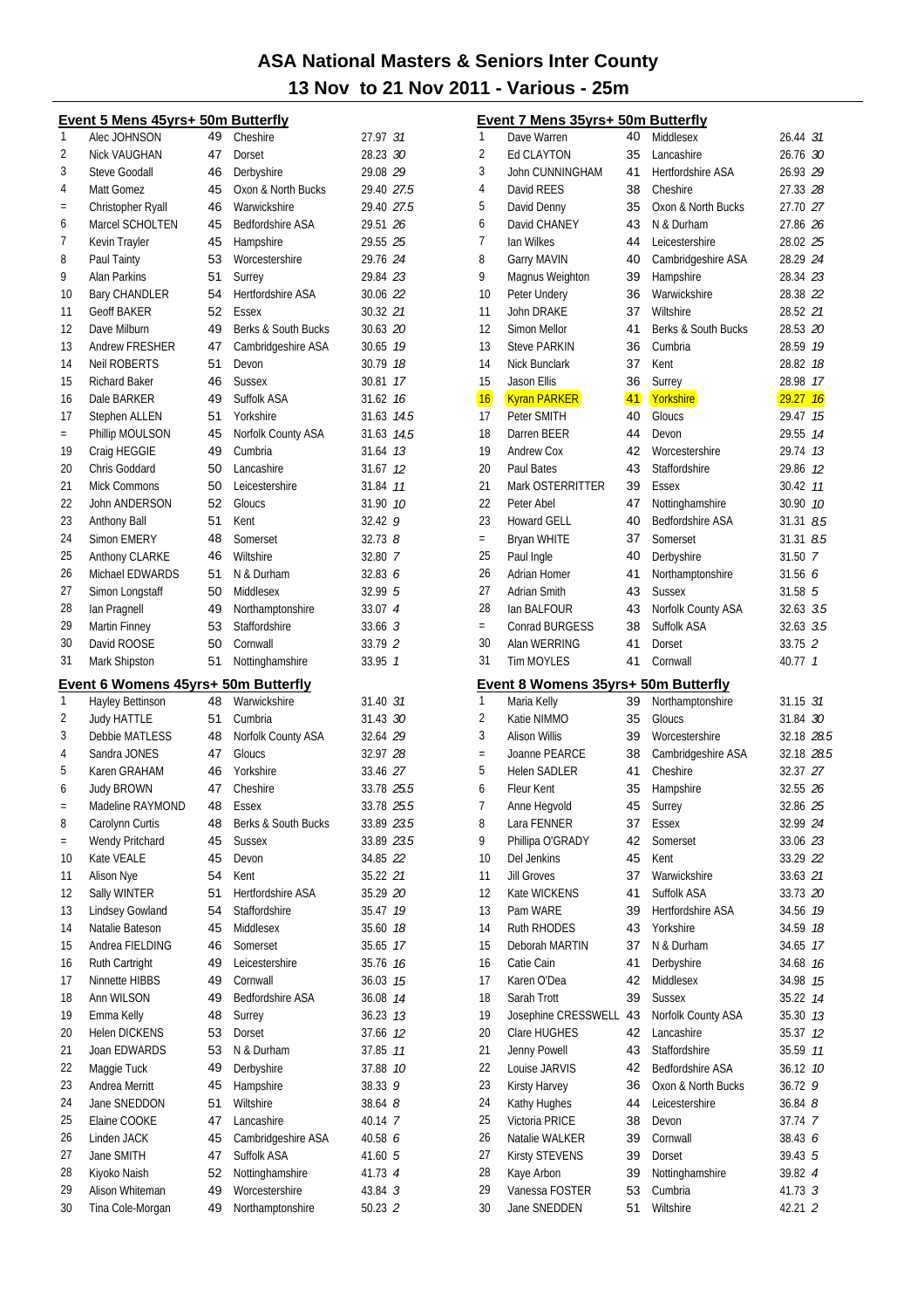# ASA National Masters & Seniors Inter County

## 13 Nov to 21 Nov 2011 - Various - 25m

### Event 5 Mens 45yrs+ 50m Butterfly

| Place | Name | Age | County | Time | Points |
|---|---|---|---|---|---|
| 1 | Alec JOHNSON | 49 | Cheshire | 27.97 | 31 |
| 2 | Nick VAUGHAN | 47 | Dorset | 28.23 | 30 |
| 3 | Steve Goodall | 46 | Derbyshire | 29.08 | 29 |
| 4 | Matt Gomez | 45 | Oxon & North Bucks | 29.40 | 27.5 |
| = | Christopher Ryall | 46 | Warwickshire | 29.40 | 27.5 |
| 6 | Marcel SCHOLTEN | 45 | Bedfordshire ASA | 29.51 | 26 |
| 7 | Kevin Trayler | 45 | Hampshire | 29.55 | 25 |
| 8 | Paul Tainty | 53 | Worcestershire | 29.76 | 24 |
| 9 | Alan Parkins | 51 | Surrey | 29.84 | 23 |
| 10 | Bary CHANDLER | 54 | Hertfordshire ASA | 30.06 | 22 |
| 11 | Geoff BAKER | 52 | Essex | 30.32 | 21 |
| 12 | Dave Milburn | 49 | Berks & South Bucks | 30.63 | 20 |
| 13 | Andrew FRESHER | 47 | Cambridgeshire ASA | 30.65 | 19 |
| 14 | Neil ROBERTS | 51 | Devon | 30.79 | 18 |
| 15 | Richard Baker | 46 | Sussex | 30.81 | 17 |
| 16 | Dale BARKER | 49 | Suffolk ASA | 31.62 | 16 |
| 17 | Stephen ALLEN | 51 | Yorkshire | 31.63 | 14.5 |
| = | Phillip MOULSON | 45 | Norfolk County ASA | 31.63 | 14.5 |
| 19 | Craig HEGGIE | 49 | Cumbria | 31.64 | 13 |
| 20 | Chris Goddard | 50 | Lancashire | 31.67 | 12 |
| 21 | Mick Commons | 50 | Leicestershire | 31.84 | 11 |
| 22 | John ANDERSON | 52 | Gloucs | 31.90 | 10 |
| 23 | Anthony Ball | 51 | Kent | 32.42 | 9 |
| 24 | Simon EMERY | 48 | Somerset | 32.73 | 8 |
| 25 | Anthony CLARKE | 46 | Wiltshire | 32.80 | 7 |
| 26 | Michael EDWARDS | 51 | N & Durham | 32.83 | 6 |
| 27 | Simon Longstaff | 50 | Middlesex | 32.99 | 5 |
| 28 | Ian Pragnell | 49 | Northamptonshire | 33.07 | 4 |
| 29 | Martin Finney | 53 | Staffordshire | 33.66 | 3 |
| 30 | David ROOSE | 50 | Cornwall | 33.79 | 2 |
| 31 | Mark Shipston | 51 | Nottinghamshire | 33.95 | 1 |

### Event 6 Womens 45yrs+ 50m Butterfly

| Place | Name | Age | County | Time | Points |
|---|---|---|---|---|---|
| 1 | Hayley Bettinson | 48 | Warwickshire | 31.40 | 31 |
| 2 | Judy HATTLE | 51 | Cumbria | 31.43 | 30 |
| 3 | Debbie MATLESS | 48 | Norfolk County ASA | 32.64 | 29 |
| 4 | Sandra JONES | 47 | Gloucs | 32.97 | 28 |
| 5 | Karen GRAHAM | 46 | Yorkshire | 33.46 | 27 |
| 6 | Judy BROWN | 47 | Cheshire | 33.78 | 25.5 |
| = | Madeline RAYMOND | 48 | Essex | 33.78 | 25.5 |
| 8 | Carolynn Curtis | 48 | Berks & South Bucks | 33.89 | 23.5 |
| = | Wendy Pritchard | 45 | Sussex | 33.89 | 23.5 |
| 10 | Kate VEALE | 45 | Devon | 34.85 | 22 |
| 11 | Alison Nye | 54 | Kent | 35.22 | 21 |
| 12 | Sally WINTER | 51 | Hertfordshire ASA | 35.29 | 20 |
| 13 | Lindsey Gowland | 54 | Staffordshire | 35.47 | 19 |
| 14 | Natalie Bateson | 45 | Middlesex | 35.60 | 18 |
| 15 | Andrea FIELDING | 46 | Somerset | 35.65 | 17 |
| 16 | Ruth Cartright | 49 | Leicestershire | 35.76 | 16 |
| 17 | Ninnette HIBBS | 49 | Cornwall | 36.03 | 15 |
| 18 | Ann WILSON | 49 | Bedfordshire ASA | 36.08 | 14 |
| 19 | Emma Kelly | 48 | Surrey | 36.23 | 13 |
| 20 | Helen DICKENS | 53 | Dorset | 37.66 | 12 |
| 21 | Joan EDWARDS | 53 | N & Durham | 37.85 | 11 |
| 22 | Maggie Tuck | 49 | Derbyshire | 37.88 | 10 |
| 23 | Andrea Merritt | 45 | Hampshire | 38.33 | 9 |
| 24 | Jane SNEDDON | 51 | Wiltshire | 38.64 | 8 |
| 25 | Elaine COOKE | 47 | Lancashire | 40.14 | 7 |
| 26 | Linden JACK | 45 | Cambridgeshire ASA | 40.58 | 6 |
| 27 | Jane SMITH | 47 | Suffolk ASA | 41.60 | 5 |
| 28 | Kiyoko Naish | 52 | Nottinghamshire | 41.73 | 4 |
| 29 | Alison Whiteman | 49 | Worcestershire | 43.84 | 3 |
| 30 | Tina Cole-Morgan | 49 | Northamptonshire | 50.23 | 2 |

### Event 7 Mens 35yrs+ 50m Butterfly

| Place | Name | Age | County | Time | Points |
|---|---|---|---|---|---|
| 1 | Dave Warren | 40 | Middlesex | 26.44 | 31 |
| 2 | Ed CLAYTON | 35 | Lancashire | 26.76 | 30 |
| 3 | John CUNNINGHAM | 41 | Hertfordshire ASA | 26.93 | 29 |
| 4 | David REES | 38 | Cheshire | 27.33 | 28 |
| 5 | David Denny | 35 | Oxon & North Bucks | 27.70 | 27 |
| 6 | David CHANEY | 43 | N & Durham | 27.86 | 26 |
| 7 | Ian Wilkes | 44 | Leicestershire | 28.02 | 25 |
| 8 | Garry MAVIN | 40 | Cambridgeshire ASA | 28.29 | 24 |
| 9 | Magnus Weighton | 39 | Hampshire | 28.34 | 23 |
| 10 | Peter Undery | 36 | Warwickshire | 28.38 | 22 |
| 11 | John DRAKE | 37 | Wiltshire | 28.52 | 21 |
| 12 | Simon Mellor | 41 | Berks & South Bucks | 28.53 | 20 |
| 13 | Steve PARKIN | 36 | Cumbria | 28.59 | 19 |
| 14 | Nick Bunclark | 37 | Kent | 28.82 | 18 |
| 15 | Jason Ellis | 36 | Surrey | 28.98 | 17 |
| 16 | Kyran PARKER | 41 | Yorkshire | 29.27 | 16 |
| 17 | Peter SMITH | 40 | Gloucs | 29.47 | 15 |
| 18 | Darren BEER | 44 | Devon | 29.55 | 14 |
| 19 | Andrew Cox | 42 | Worcestershire | 29.74 | 13 |
| 20 | Paul Bates | 43 | Staffordshire | 29.86 | 12 |
| 21 | Mark OSTERRITTER | 39 | Essex | 30.42 | 11 |
| 22 | Peter Abel | 47 | Nottinghamshire | 30.90 | 10 |
| 23 | Howard GELL | 40 | Bedfordshire ASA | 31.31 | 8.5 |
| = | Bryan WHITE | 37 | Somerset | 31.31 | 8.5 |
| 25 | Paul Ingle | 40 | Derbyshire | 31.50 | 7 |
| 26 | Adrian Homer | 41 | Northamptonshire | 31.56 | 6 |
| 27 | Adrian Smith | 43 | Sussex | 31.58 | 5 |
| 28 | Ian BALFOUR | 43 | Norfolk County ASA | 32.63 | 3.5 |
| = | Conrad BURGESS | 38 | Suffolk ASA | 32.63 | 3.5 |
| 30 | Alan WERRING | 41 | Dorset | 33.75 | 2 |
| 31 | Tim MOYLES | 41 | Cornwall | 40.77 | 1 |

### Event 8 Womens 35yrs+ 50m Butterfly

| Place | Name | Age | County | Time | Points |
|---|---|---|---|---|---|
| 1 | Maria Kelly | 39 | Northamptonshire | 31.15 | 31 |
| 2 | Katie NIMMO | 35 | Gloucs | 31.84 | 30 |
| 3 | Alison Willis | 39 | Worcestershire | 32.18 | 28.5 |
| = | Joanne PEARCE | 38 | Cambridgeshire ASA | 32.18 | 28.5 |
| 5 | Helen SADLER | 41 | Cheshire | 32.37 | 27 |
| 6 | Fleur Kent | 35 | Hampshire | 32.55 | 26 |
| 7 | Anne Hegvold | 45 | Surrey | 32.86 | 25 |
| 8 | Lara FENNER | 37 | Essex | 32.99 | 24 |
| 9 | Phillipa O'GRADY | 42 | Somerset | 33.06 | 23 |
| 10 | Del Jenkins | 45 | Kent | 33.29 | 22 |
| 11 | Jill Groves | 37 | Warwickshire | 33.63 | 21 |
| 12 | Kate WICKENS | 41 | Suffolk ASA | 33.73 | 20 |
| 13 | Pam WARE | 39 | Hertfordshire ASA | 34.56 | 19 |
| 14 | Ruth RHODES | 43 | Yorkshire | 34.59 | 18 |
| 15 | Deborah MARTIN | 37 | N & Durham | 34.65 | 17 |
| 16 | Catie Cain | 41 | Derbyshire | 34.68 | 16 |
| 17 | Karen O'Dea | 42 | Middlesex | 34.98 | 15 |
| 18 | Sarah Trott | 39 | Sussex | 35.22 | 14 |
| 19 | Josephine CRESSWELL | 43 | Norfolk County ASA | 35.30 | 13 |
| 20 | Clare HUGHES | 42 | Lancashire | 35.37 | 12 |
| 21 | Jenny Powell | 43 | Staffordshire | 35.59 | 11 |
| 22 | Louise JARVIS | 42 | Bedfordshire ASA | 36.12 | 10 |
| 23 | Kirsty Harvey | 36 | Oxon & North Bucks | 36.72 | 9 |
| 24 | Kathy Hughes | 44 | Leicestershire | 36.84 | 8 |
| 25 | Victoria PRICE | 38 | Devon | 37.74 | 7 |
| 26 | Natalie WALKER | 39 | Cornwall | 38.43 | 6 |
| 27 | Kirsty STEVENS | 39 | Dorset | 39.43 | 5 |
| 28 | Kaye Arbon | 39 | Nottinghamshire | 39.82 | 4 |
| 29 | Vanessa FOSTER | 53 | Cumbria | 41.73 | 3 |
| 30 | Jane SNEDDEN | 51 | Wiltshire | 42.21 | 2 |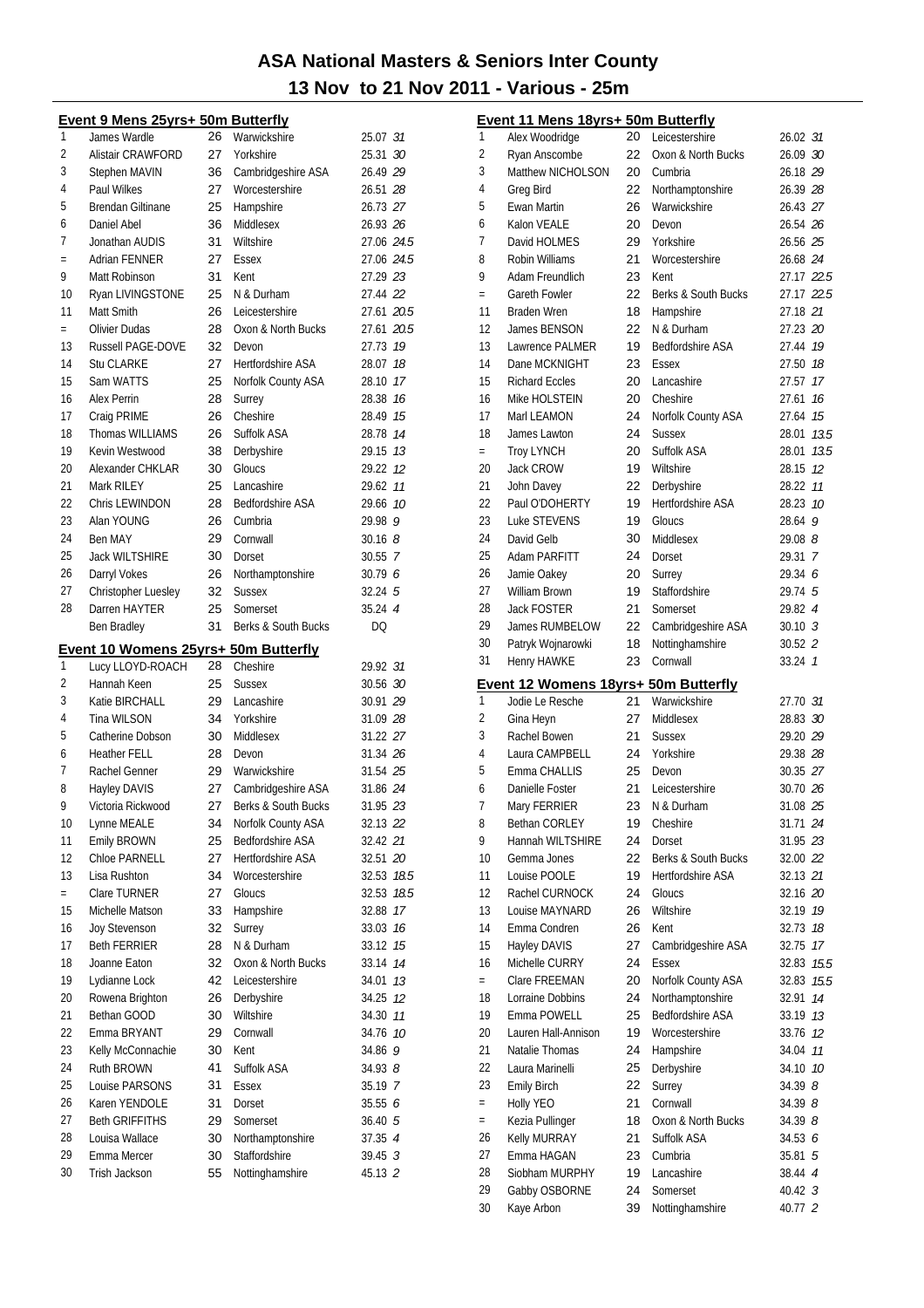# ASA National Masters & Seniors Inter County

## 13 Nov to 21 Nov 2011 - Various - 25m

### Event 9 Mens 25yrs+ 50m Butterfly

| Place | Name | Age | County | Time | Points |
|---|---|---|---|---|---|
| 1 | James Wardle | 26 | Warwickshire | 25.07 | 31 |
| 2 | Alistair CRAWFORD | 27 | Yorkshire | 25.31 | 30 |
| 3 | Stephen MAVIN | 36 | Cambridgeshire ASA | 26.49 | 29 |
| 4 | Paul Wilkes | 27 | Worcestershire | 26.51 | 28 |
| 5 | Brendan Giltinane | 25 | Hampshire | 26.73 | 27 |
| 6 | Daniel Abel | 36 | Middlesex | 26.93 | 26 |
| 7 | Jonathan AUDIS | 31 | Wiltshire | 27.06 | 24.5 |
| = | Adrian FENNER | 27 | Essex | 27.06 | 24.5 |
| 9 | Matt Robinson | 31 | Kent | 27.29 | 23 |
| 10 | Ryan LIVINGSTONE | 25 | N & Durham | 27.44 | 22 |
| 11 | Matt Smith | 26 | Leicestershire | 27.61 | 20.5 |
| = | Olivier Dudas | 28 | Oxon & North Bucks | 27.61 | 20.5 |
| 13 | Russell PAGE-DOVE | 32 | Devon | 27.73 | 19 |
| 14 | Stu CLARKE | 27 | Hertfordshire ASA | 28.07 | 18 |
| 15 | Sam WATTS | 25 | Norfolk County ASA | 28.10 | 17 |
| 16 | Alex Perrin | 28 | Surrey | 28.38 | 16 |
| 17 | Craig PRIME | 26 | Cheshire | 28.49 | 15 |
| 18 | Thomas WILLIAMS | 26 | Suffolk ASA | 28.78 | 14 |
| 19 | Kevin Westwood | 38 | Derbyshire | 29.15 | 13 |
| 20 | Alexander CHKLAR | 30 | Gloucs | 29.22 | 12 |
| 21 | Mark RILEY | 25 | Lancashire | 29.62 | 11 |
| 22 | Chris LEWINDON | 28 | Bedfordshire ASA | 29.66 | 10 |
| 23 | Alan YOUNG | 26 | Cumbria | 29.98 | 9 |
| 24 | Ben MAY | 29 | Cornwall | 30.16 | 8 |
| 25 | Jack WILTSHIRE | 30 | Dorset | 30.55 | 7 |
| 26 | Darryl Vokes | 26 | Northamptonshire | 30.79 | 6 |
| 27 | Christopher Luesley | 32 | Sussex | 32.24 | 5 |
| 28 | Darren HAYTER | 25 | Somerset | 35.24 | 4 |
| | Ben Bradley | 31 | Berks & South Bucks | DQ | |

### Event 10 Womens 25yrs+ 50m Butterfly

| Place | Name | Age | County | Time | Points |
|---|---|---|---|---|---|
| 1 | Lucy LLOYD-ROACH | 28 | Cheshire | 29.92 | 31 |
| 2 | Hannah Keen | 25 | Sussex | 30.56 | 30 |
| 3 | Katie BIRCHALL | 29 | Lancashire | 30.91 | 29 |
| 4 | Tina WILSON | 34 | Yorkshire | 31.09 | 28 |
| 5 | Catherine Dobson | 30 | Middlesex | 31.22 | 27 |
| 6 | Heather FELL | 28 | Devon | 31.34 | 26 |
| 7 | Rachel Genner | 29 | Warwickshire | 31.54 | 25 |
| 8 | Hayley DAVIS | 27 | Cambridgeshire ASA | 31.86 | 24 |
| 9 | Victoria Rickwood | 27 | Berks & South Bucks | 31.95 | 23 |
| 10 | Lynne MEALE | 34 | Norfolk County ASA | 32.13 | 22 |
| 11 | Emily BROWN | 25 | Bedfordshire ASA | 32.42 | 21 |
| 12 | Chloe PARNELL | 27 | Hertfordshire ASA | 32.51 | 20 |
| 13 | Lisa Rushton | 34 | Worcestershire | 32.53 | 18.5 |
| = | Clare TURNER | 27 | Gloucs | 32.53 | 18.5 |
| 15 | Michelle Matson | 33 | Hampshire | 32.88 | 17 |
| 16 | Joy Stevenson | 32 | Surrey | 33.03 | 16 |
| 17 | Beth FERRIER | 28 | N & Durham | 33.12 | 15 |
| 18 | Joanne Eaton | 32 | Oxon & North Bucks | 33.14 | 14 |
| 19 | Lydianne Lock | 42 | Leicestershire | 34.01 | 13 |
| 20 | Rowena Brighton | 26 | Derbyshire | 34.25 | 12 |
| 21 | Bethan GOOD | 30 | Wiltshire | 34.30 | 11 |
| 22 | Emma BRYANT | 29 | Cornwall | 34.76 | 10 |
| 23 | Kelly McConnachie | 30 | Kent | 34.86 | 9 |
| 24 | Ruth BROWN | 41 | Suffolk ASA | 34.93 | 8 |
| 25 | Louise PARSONS | 31 | Essex | 35.19 | 7 |
| 26 | Karen YENDOLE | 31 | Dorset | 35.55 | 6 |
| 27 | Beth GRIFFITHS | 29 | Somerset | 36.40 | 5 |
| 28 | Louisa Wallace | 30 | Northamptonshire | 37.35 | 4 |
| 29 | Emma Mercer | 30 | Staffordshire | 39.45 | 3 |
| 30 | Trish Jackson | 55 | Nottinghamshire | 45.13 | 2 |

### Event 11 Mens 18yrs+ 50m Butterfly

| Place | Name | Age | County | Time | Points |
|---|---|---|---|---|---|
| 1 | Alex Woodridge | 20 | Leicestershire | 26.02 | 31 |
| 2 | Ryan Anscombe | 22 | Oxon & North Bucks | 26.09 | 30 |
| 3 | Matthew NICHOLSON | 20 | Cumbria | 26.18 | 29 |
| 4 | Greg Bird | 22 | Northamptonshire | 26.39 | 28 |
| 5 | Ewan Martin | 26 | Warwickshire | 26.43 | 27 |
| 6 | Kalon VEALE | 20 | Devon | 26.54 | 26 |
| 7 | David HOLMES | 29 | Yorkshire | 26.56 | 25 |
| 8 | Robin Williams | 21 | Worcestershire | 26.68 | 24 |
| 9 | Adam Freundlich | 23 | Kent | 27.17 | 22.5 |
| = | Gareth Fowler | 22 | Berks & South Bucks | 27.17 | 22.5 |
| 11 | Braden Wren | 18 | Hampshire | 27.18 | 21 |
| 12 | James BENSON | 22 | N & Durham | 27.23 | 20 |
| 13 | Lawrence PALMER | 19 | Bedfordshire ASA | 27.44 | 19 |
| 14 | Dane MCKNIGHT | 23 | Essex | 27.50 | 18 |
| 15 | Richard Eccles | 20 | Lancashire | 27.57 | 17 |
| 16 | Mike HOLSTEIN | 20 | Cheshire | 27.61 | 16 |
| 17 | Marl LEAMON | 24 | Norfolk County ASA | 27.64 | 15 |
| 18 | James Lawton | 24 | Sussex | 28.01 | 13.5 |
| = | Troy LYNCH | 20 | Suffolk ASA | 28.01 | 13.5 |
| 20 | Jack CROW | 19 | Wiltshire | 28.15 | 12 |
| 21 | John Davey | 22 | Derbyshire | 28.22 | 11 |
| 22 | Paul O'DOHERTY | 19 | Hertfordshire ASA | 28.23 | 10 |
| 23 | Luke STEVENS | 19 | Gloucs | 28.64 | 9 |
| 24 | David Gelb | 30 | Middlesex | 29.08 | 8 |
| 25 | Adam PARFITT | 24 | Dorset | 29.31 | 7 |
| 26 | Jamie Oakey | 20 | Surrey | 29.34 | 6 |
| 27 | William Brown | 19 | Staffordshire | 29.74 | 5 |
| 28 | Jack FOSTER | 21 | Somerset | 29.82 | 4 |
| 29 | James RUMBELOW | 22 | Cambridgeshire ASA | 30.10 | 3 |
| 30 | Patryk Wojnarowki | 18 | Nottinghamshire | 30.52 | 2 |
| 31 | Henry HAWKE | 23 | Cornwall | 33.24 | 1 |

### Event 12 Womens 18yrs+ 50m Butterfly

| Place | Name | Age | County | Time | Points |
|---|---|---|---|---|---|
| 1 | Jodie Le Resche | 21 | Warwickshire | 27.70 | 31 |
| 2 | Gina Heyn | 27 | Middlesex | 28.83 | 30 |
| 3 | Rachel Bowen | 21 | Sussex | 29.20 | 29 |
| 4 | Laura CAMPBELL | 24 | Yorkshire | 29.38 | 28 |
| 5 | Emma CHALLIS | 25 | Devon | 30.35 | 27 |
| 6 | Danielle Foster | 21 | Leicestershire | 30.70 | 26 |
| 7 | Mary FERRIER | 23 | N & Durham | 31.08 | 25 |
| 8 | Bethan CORLEY | 19 | Cheshire | 31.71 | 24 |
| 9 | Hannah WILTSHIRE | 24 | Dorset | 31.95 | 23 |
| 10 | Gemma Jones | 22 | Berks & South Bucks | 32.00 | 22 |
| 11 | Louise POOLE | 19 | Hertfordshire ASA | 32.13 | 21 |
| 12 | Rachel CURNOCK | 24 | Gloucs | 32.16 | 20 |
| 13 | Louise MAYNARD | 26 | Wiltshire | 32.19 | 19 |
| 14 | Emma Condren | 26 | Kent | 32.73 | 18 |
| 15 | Hayley DAVIS | 27 | Cambridgeshire ASA | 32.75 | 17 |
| 16 | Michelle CURRY | 24 | Essex | 32.83 | 15.5 |
| = | Clare FREEMAN | 20 | Norfolk County ASA | 32.83 | 15.5 |
| 18 | Lorraine Dobbins | 24 | Northamptonshire | 32.91 | 14 |
| 19 | Emma POWELL | 25 | Bedfordshire ASA | 33.19 | 13 |
| 20 | Lauren Hall-Annison | 19 | Worcestershire | 33.76 | 12 |
| 21 | Natalie Thomas | 24 | Hampshire | 34.04 | 11 |
| 22 | Laura Marinelli | 25 | Derbyshire | 34.10 | 10 |
| 23 | Emily Birch | 22 | Surrey | 34.39 | 8 |
| = | Holly YEO | 21 | Cornwall | 34.39 | 8 |
| = | Kezia Pullinger | 18 | Oxon & North Bucks | 34.39 | 8 |
| 26 | Kelly MURRAY | 21 | Suffolk ASA | 34.53 | 6 |
| 27 | Emma HAGAN | 23 | Cumbria | 35.81 | 5 |
| 28 | Siobham MURPHY | 19 | Lancashire | 38.44 | 4 |
| 29 | Gabby OSBORNE | 24 | Somerset | 40.42 | 3 |
| 30 | Kaye Arbon | 39 | Nottinghamshire | 40.77 | 2 |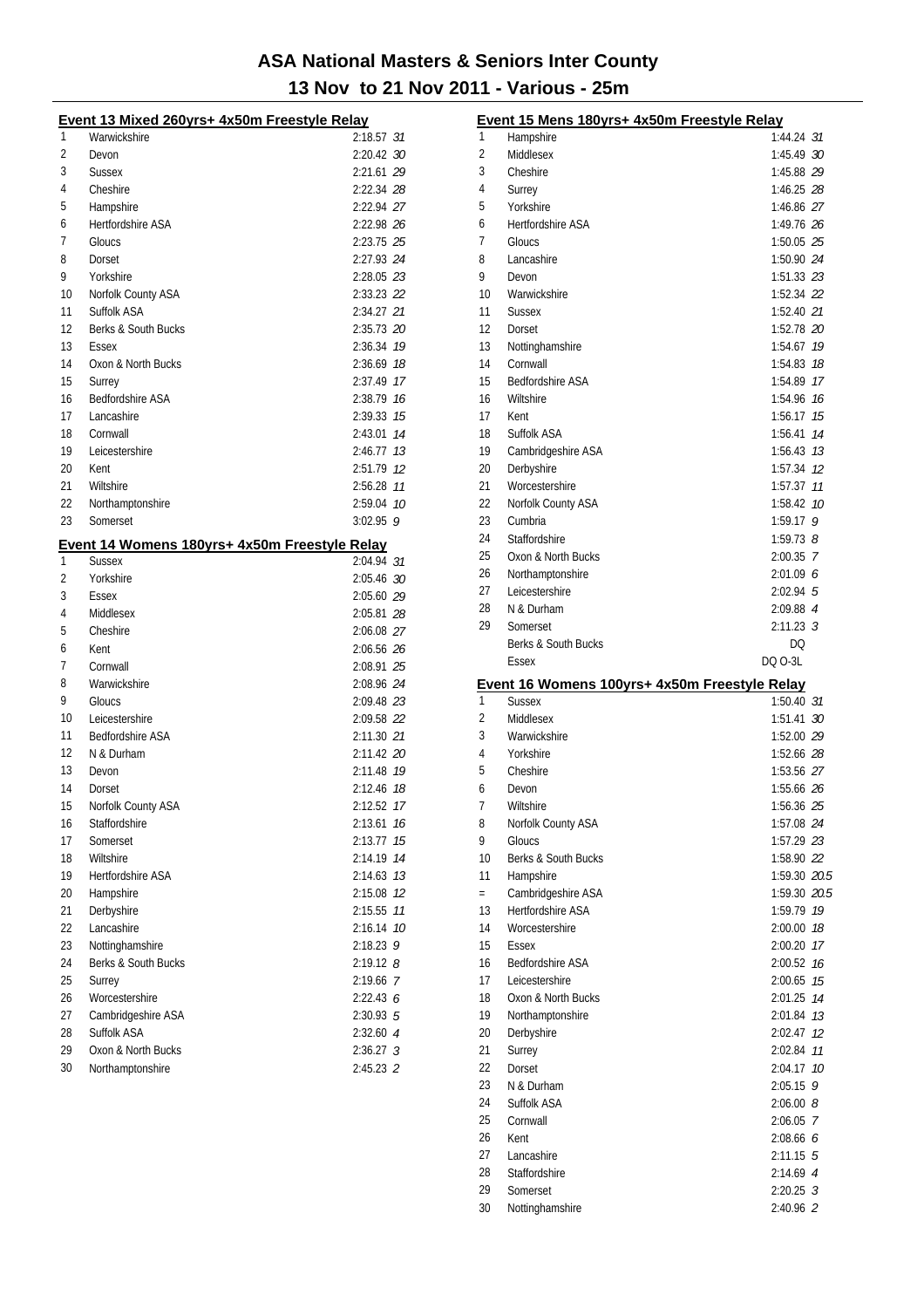# ASA National Masters & Seniors Inter County

## 13 Nov to 21 Nov 2011 - Various - 25m

### Event 13 Mixed 260yrs+ 4x50m Freestyle Relay

| Place | Team | Time | Points |
|---|---|---|---|
| 1 | Warwickshire | 2:18.57 | 31 |
| 2 | Devon | 2:20.42 | 30 |
| 3 | Sussex | 2:21.61 | 29 |
| 4 | Cheshire | 2:22.34 | 28 |
| 5 | Hampshire | 2:22.94 | 27 |
| 6 | Hertfordshire ASA | 2:22.98 | 26 |
| 7 | Gloucs | 2:23.75 | 25 |
| 8 | Dorset | 2:27.93 | 24 |
| 9 | Yorkshire | 2:28.05 | 23 |
| 10 | Norfolk County ASA | 2:33.23 | 22 |
| 11 | Suffolk ASA | 2:34.27 | 21 |
| 12 | Berks & South Bucks | 2:35.73 | 20 |
| 13 | Essex | 2:36.34 | 19 |
| 14 | Oxon & North Bucks | 2:36.69 | 18 |
| 15 | Surrey | 2:37.49 | 17 |
| 16 | Bedfordshire ASA | 2:38.79 | 16 |
| 17 | Lancashire | 2:39.33 | 15 |
| 18 | Cornwall | 2:43.01 | 14 |
| 19 | Leicestershire | 2:46.77 | 13 |
| 20 | Kent | 2:51.79 | 12 |
| 21 | Wiltshire | 2:56.28 | 11 |
| 22 | Northamptonshire | 2:59.04 | 10 |
| 23 | Somerset | 3:02.95 | 9 |

### Event 14 Womens 180yrs+ 4x50m Freestyle Relay

| Place | Team | Time | Points |
|---|---|---|---|
| 1 | Sussex | 2:04.94 | 31 |
| 2 | Yorkshire | 2:05.46 | 30 |
| 3 | Essex | 2:05.60 | 29 |
| 4 | Middlesex | 2:05.81 | 28 |
| 5 | Cheshire | 2:06.08 | 27 |
| 6 | Kent | 2:06.56 | 26 |
| 7 | Cornwall | 2:08.91 | 25 |
| 8 | Warwickshire | 2:08.96 | 24 |
| 9 | Gloucs | 2:09.48 | 23 |
| 10 | Leicestershire | 2:09.58 | 22 |
| 11 | Bedfordshire ASA | 2:11.30 | 21 |
| 12 | N & Durham | 2:11.42 | 20 |
| 13 | Devon | 2:11.48 | 19 |
| 14 | Dorset | 2:12.46 | 18 |
| 15 | Norfolk County ASA | 2:12.52 | 17 |
| 16 | Staffordshire | 2:13.61 | 16 |
| 17 | Somerset | 2:13.77 | 15 |
| 18 | Wiltshire | 2:14.19 | 14 |
| 19 | Hertfordshire ASA | 2:14.63 | 13 |
| 20 | Hampshire | 2:15.08 | 12 |
| 21 | Derbyshire | 2:15.55 | 11 |
| 22 | Lancashire | 2:16.14 | 10 |
| 23 | Nottinghamshire | 2:18.23 | 9 |
| 24 | Berks & South Bucks | 2:19.12 | 8 |
| 25 | Surrey | 2:19.66 | 7 |
| 26 | Worcestershire | 2:22.43 | 6 |
| 27 | Cambridgeshire ASA | 2:30.93 | 5 |
| 28 | Suffolk ASA | 2:32.60 | 4 |
| 29 | Oxon & North Bucks | 2:36.27 | 3 |
| 30 | Northamptonshire | 2:45.23 | 2 |

### Event 15 Mens 180yrs+ 4x50m Freestyle Relay

| Place | Team | Time | Points |
|---|---|---|---|
| 1 | Hampshire | 1:44.24 | 31 |
| 2 | Middlesex | 1:45.49 | 30 |
| 3 | Cheshire | 1:45.88 | 29 |
| 4 | Surrey | 1:46.25 | 28 |
| 5 | Yorkshire | 1:46.86 | 27 |
| 6 | Hertfordshire ASA | 1:49.76 | 26 |
| 7 | Gloucs | 1:50.05 | 25 |
| 8 | Lancashire | 1:50.90 | 24 |
| 9 | Devon | 1:51.33 | 23 |
| 10 | Warwickshire | 1:52.34 | 22 |
| 11 | Sussex | 1:52.40 | 21 |
| 12 | Dorset | 1:52.78 | 20 |
| 13 | Nottinghamshire | 1:54.67 | 19 |
| 14 | Cornwall | 1:54.83 | 18 |
| 15 | Bedfordshire ASA | 1:54.89 | 17 |
| 16 | Wiltshire | 1:54.96 | 16 |
| 17 | Kent | 1:56.17 | 15 |
| 18 | Suffolk ASA | 1:56.41 | 14 |
| 19 | Cambridgeshire ASA | 1:56.43 | 13 |
| 20 | Derbyshire | 1:57.34 | 12 |
| 21 | Worcestershire | 1:57.37 | 11 |
| 22 | Norfolk County ASA | 1:58.42 | 10 |
| 23 | Cumbria | 1:59.17 | 9 |
| 24 | Staffordshire | 1:59.73 | 8 |
| 25 | Oxon & North Bucks | 2:00.35 | 7 |
| 26 | Northamptonshire | 2:01.09 | 6 |
| 27 | Leicestershire | 2:02.94 | 5 |
| 28 | N & Durham | 2:09.88 | 4 |
| 29 | Somerset | 2:11.23 | 3 |
| | Berks & South Bucks | DQ | |
| | Essex | DQ O-3L | |

### Event 16 Womens 100yrs+ 4x50m Freestyle Relay

| Place | Team | Time | Points |
|---|---|---|---|
| 1 | Sussex | 1:50.40 | 31 |
| 2 | Middlesex | 1:51.41 | 30 |
| 3 | Warwickshire | 1:52.00 | 29 |
| 4 | Yorkshire | 1:52.66 | 28 |
| 5 | Cheshire | 1:53.56 | 27 |
| 6 | Devon | 1:55.66 | 26 |
| 7 | Wiltshire | 1:56.36 | 25 |
| 8 | Norfolk County ASA | 1:57.08 | 24 |
| 9 | Gloucs | 1:57.29 | 23 |
| 10 | Berks & South Bucks | 1:58.90 | 22 |
| 11 | Hampshire | 1:59.30 | 20.5 |
| = | Cambridgeshire ASA | 1:59.30 | 20.5 |
| 13 | Hertfordshire ASA | 1:59.79 | 19 |
| 14 | Worcestershire | 2:00.00 | 18 |
| 15 | Essex | 2:00.20 | 17 |
| 16 | Bedfordshire ASA | 2:00.52 | 16 |
| 17 | Leicestershire | 2:00.65 | 15 |
| 18 | Oxon & North Bucks | 2:01.25 | 14 |
| 19 | Northamptonshire | 2:01.84 | 13 |
| 20 | Derbyshire | 2:02.47 | 12 |
| 21 | Surrey | 2:02.84 | 11 |
| 22 | Dorset | 2:04.17 | 10 |
| 23 | N & Durham | 2:05.15 | 9 |
| 24 | Suffolk ASA | 2:06.00 | 8 |
| 25 | Cornwall | 2:06.05 | 7 |
| 26 | Kent | 2:08.66 | 6 |
| 27 | Lancashire | 2:11.15 | 5 |
| 28 | Staffordshire | 2:14.69 | 4 |
| 29 | Somerset | 2:20.25 | 3 |
| 30 | Nottinghamshire | 2:40.96 | 2 |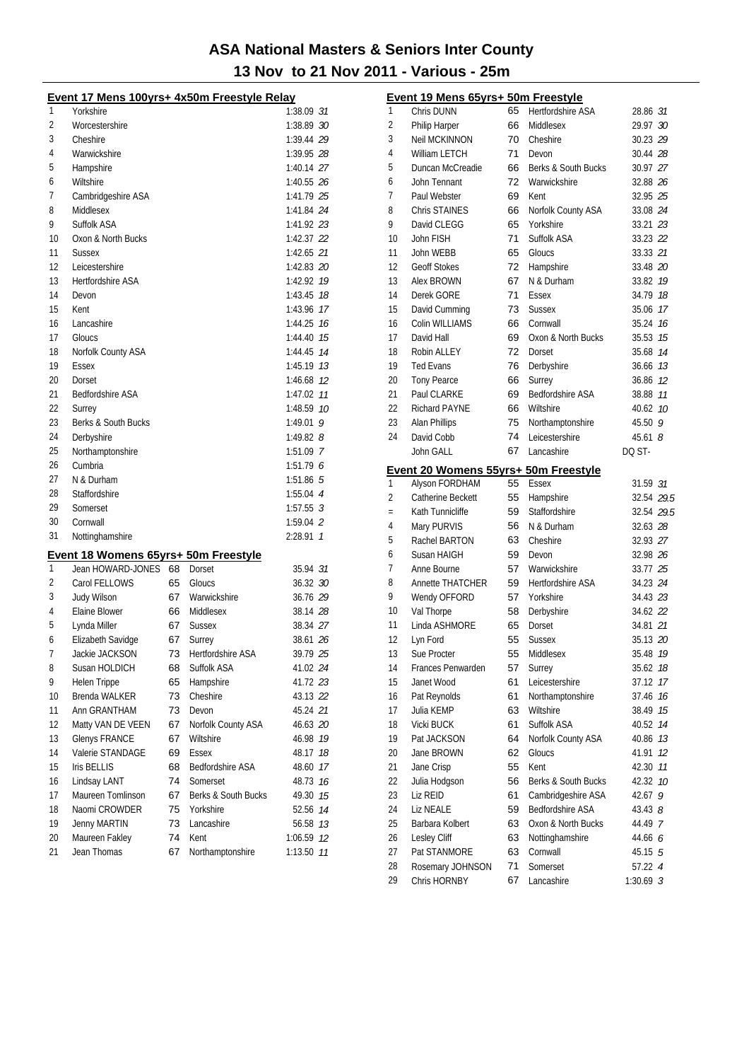# ASA National Masters & Seniors Inter County

## 13 Nov to 21 Nov 2011 - Various - 25m

### Event 17 Mens 100yrs+ 4x50m Freestyle Relay

| Place | Team | Time | Points |
|---|---|---|---|
| 1 | Yorkshire | 1:38.09 | 31 |
| 2 | Worcestershire | 1:38.89 | 30 |
| 3 | Cheshire | 1:39.44 | 29 |
| 4 | Warwickshire | 1:39.95 | 28 |
| 5 | Hampshire | 1:40.14 | 27 |
| 6 | Wiltshire | 1:40.55 | 26 |
| 7 | Cambridgeshire ASA | 1:41.79 | 25 |
| 8 | Middlesex | 1:41.84 | 24 |
| 9 | Suffolk ASA | 1:41.92 | 23 |
| 10 | Oxon & North Bucks | 1:42.37 | 22 |
| 11 | Sussex | 1:42.65 | 21 |
| 12 | Leicestershire | 1:42.83 | 20 |
| 13 | Hertfordshire ASA | 1:42.92 | 19 |
| 14 | Devon | 1:43.45 | 18 |
| 15 | Kent | 1:43.96 | 17 |
| 16 | Lancashire | 1:44.25 | 16 |
| 17 | Gloucs | 1:44.40 | 15 |
| 18 | Norfolk County ASA | 1:44.45 | 14 |
| 19 | Essex | 1:45.19 | 13 |
| 20 | Dorset | 1:46.68 | 12 |
| 21 | Bedfordshire ASA | 1:47.02 | 11 |
| 22 | Surrey | 1:48.59 | 10 |
| 23 | Berks & South Bucks | 1:49.01 | 9 |
| 24 | Derbyshire | 1:49.82 | 8 |
| 25 | Northamptonshire | 1:51.09 | 7 |
| 26 | Cumbria | 1:51.79 | 6 |
| 27 | N & Durham | 1:51.86 | 5 |
| 28 | Staffordshire | 1:55.04 | 4 |
| 29 | Somerset | 1:57.55 | 3 |
| 30 | Cornwall | 1:59.04 | 2 |
| 31 | Nottinghamshire | 2:28.91 | 1 |

### Event 18 Womens 65yrs+ 50m Freestyle

| Place | Name | Age | County | Time | Points |
|---|---|---|---|---|---|
| 1 | Jean HOWARD-JONES | 68 | Dorset | 35.94 | 31 |
| 2 | Carol FELLOWS | 65 | Gloucs | 36.32 | 30 |
| 3 | Judy Wilson | 67 | Warwickshire | 36.76 | 29 |
| 4 | Elaine Blower | 66 | Middlesex | 38.14 | 28 |
| 5 | Lynda Miller | 67 | Sussex | 38.34 | 27 |
| 6 | Elizabeth Savidge | 67 | Surrey | 38.61 | 26 |
| 7 | Jackie JACKSON | 73 | Hertfordshire ASA | 39.79 | 25 |
| 8 | Susan HOLDICH | 68 | Suffolk ASA | 41.02 | 24 |
| 9 | Helen Trippe | 65 | Hampshire | 41.72 | 23 |
| 10 | Brenda WALKER | 73 | Cheshire | 43.13 | 22 |
| 11 | Ann GRANTHAM | 73 | Devon | 45.24 | 21 |
| 12 | Matty VAN DE VEEN | 67 | Norfolk County ASA | 46.63 | 20 |
| 13 | Glenys FRANCE | 67 | Wiltshire | 46.98 | 19 |
| 14 | Valerie STANDAGE | 69 | Essex | 48.17 | 18 |
| 15 | Iris BELLIS | 68 | Bedfordshire ASA | 48.60 | 17 |
| 16 | Lindsay LANT | 74 | Somerset | 48.73 | 16 |
| 17 | Maureen Tomlinson | 67 | Berks & South Bucks | 49.30 | 15 |
| 18 | Naomi CROWDER | 75 | Yorkshire | 52.56 | 14 |
| 19 | Jenny MARTIN | 73 | Lancashire | 56.58 | 13 |
| 20 | Maureen Fakley | 74 | Kent | 1:06.59 | 12 |
| 21 | Jean Thomas | 67 | Northamptonshire | 1:13.50 | 11 |

### Event 19 Mens 65yrs+ 50m Freestyle

| Place | Name | Age | County | Time | Points |
|---|---|---|---|---|---|
| 1 | Chris DUNN | 65 | Hertfordshire ASA | 28.86 | 31 |
| 2 | Philip Harper | 66 | Middlesex | 29.97 | 30 |
| 3 | Neil MCKINNON | 70 | Cheshire | 30.23 | 29 |
| 4 | William LETCH | 71 | Devon | 30.44 | 28 |
| 5 | Duncan McCreadie | 66 | Berks & South Bucks | 30.97 | 27 |
| 6 | John Tennant | 72 | Warwickshire | 32.88 | 26 |
| 7 | Paul Webster | 69 | Kent | 32.95 | 25 |
| 8 | Chris STAINES | 66 | Norfolk County ASA | 33.08 | 24 |
| 9 | David CLEGG | 65 | Yorkshire | 33.21 | 23 |
| 10 | John FISH | 71 | Suffolk ASA | 33.23 | 22 |
| 11 | John WEBB | 65 | Gloucs | 33.33 | 21 |
| 12 | Geoff Stokes | 72 | Hampshire | 33.48 | 20 |
| 13 | Alex BROWN | 67 | N & Durham | 33.82 | 19 |
| 14 | Derek GORE | 71 | Essex | 34.79 | 18 |
| 15 | David Cumming | 73 | Sussex | 35.06 | 17 |
| 16 | Colin WILLIAMS | 66 | Cornwall | 35.24 | 16 |
| 17 | David Hall | 69 | Oxon & North Bucks | 35.53 | 15 |
| 18 | Robin ALLEY | 72 | Dorset | 35.68 | 14 |
| 19 | Ted Evans | 76 | Derbyshire | 36.66 | 13 |
| 20 | Tony Pearce | 66 | Surrey | 36.86 | 12 |
| 21 | Paul CLARKE | 69 | Bedfordshire ASA | 38.88 | 11 |
| 22 | Richard PAYNE | 66 | Wiltshire | 40.62 | 10 |
| 23 | Alan Phillips | 75 | Northamptonshire | 45.50 | 9 |
| 24 | David Cobb | 74 | Leicestershire | 45.61 | 8 |
| | John GALL | 67 | Lancashire | DQ ST- | |

### Event 20 Womens 55yrs+ 50m Freestyle

| Place | Name | Age | County | Time | Points |
|---|---|---|---|---|---|
| 1 | Alyson FORDHAM | 55 | Essex | 31.59 | 31 |
| 2 | Catherine Beckett | 55 | Hampshire | 32.54 | 29.5 |
| = | Kath Tunnicliffe | 59 | Staffordshire | 32.54 | 29.5 |
| 4 | Mary PURVIS | 56 | N & Durham | 32.63 | 28 |
| 5 | Rachel BARTON | 63 | Cheshire | 32.93 | 27 |
| 6 | Susan HAIGH | 59 | Devon | 32.98 | 26 |
| 7 | Anne Bourne | 57 | Warwickshire | 33.77 | 25 |
| 8 | Annette THATCHER | 59 | Hertfordshire ASA | 34.23 | 24 |
| 9 | Wendy OFFORD | 57 | Yorkshire | 34.43 | 23 |
| 10 | Val Thorpe | 58 | Derbyshire | 34.62 | 22 |
| 11 | Linda ASHMORE | 65 | Dorset | 34.81 | 21 |
| 12 | Lyn Ford | 55 | Sussex | 35.13 | 20 |
| 13 | Sue Procter | 55 | Middlesex | 35.48 | 19 |
| 14 | Frances Penwarden | 57 | Surrey | 35.62 | 18 |
| 15 | Janet Wood | 61 | Leicestershire | 37.12 | 17 |
| 16 | Pat Reynolds | 61 | Northamptonshire | 37.46 | 16 |
| 17 | Julia KEMP | 63 | Wiltshire | 38.49 | 15 |
| 18 | Vicki BUCK | 61 | Suffolk ASA | 40.52 | 14 |
| 19 | Pat JACKSON | 64 | Norfolk County ASA | 40.86 | 13 |
| 20 | Jane BROWN | 62 | Gloucs | 41.91 | 12 |
| 21 | Jane Crisp | 55 | Kent | 42.30 | 11 |
| 22 | Julia Hodgson | 56 | Berks & South Bucks | 42.32 | 10 |
| 23 | Liz REID | 61 | Cambridgeshire ASA | 42.67 | 9 |
| 24 | Liz NEALE | 59 | Bedfordshire ASA | 43.43 | 8 |
| 25 | Barbara Kolbert | 63 | Oxon & North Bucks | 44.49 | 7 |
| 26 | Lesley Cliff | 63 | Nottinghamshire | 44.66 | 6 |
| 27 | Pat STANMORE | 63 | Cornwall | 45.15 | 5 |
| 28 | Rosemary JOHNSON | 71 | Somerset | 57.22 | 4 |
| 29 | Chris HORNBY | 67 | Lancashire | 1:30.69 | 3 |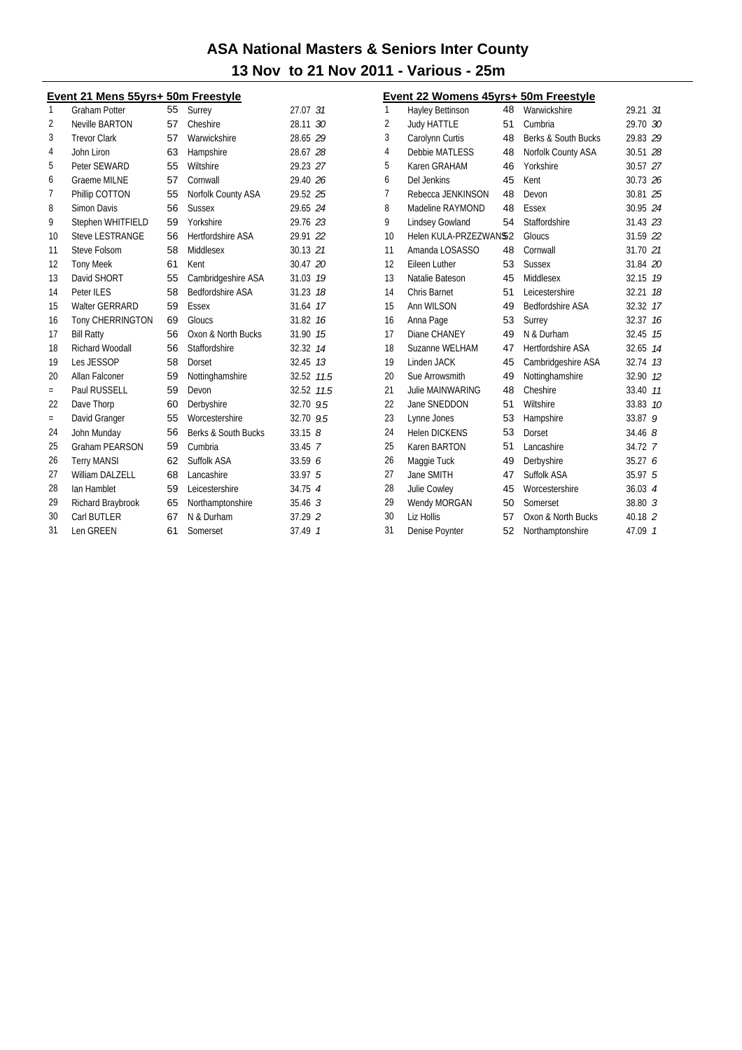# ASA National Masters & Seniors Inter County

## 13 Nov to 21 Nov 2011 - Various - 25m

### Event 21 Mens 55yrs+ 50m Freestyle

| Pos | Name | Age | County | Time | Points |
|---|---|---|---|---|---|
| 1 | Graham Potter | 55 | Surrey | 27.07 | 31 |
| 2 | Neville BARTON | 57 | Cheshire | 28.11 | 30 |
| 3 | Trevor Clark | 57 | Warwickshire | 28.65 | 29 |
| 4 | John Liron | 63 | Hampshire | 28.67 | 28 |
| 5 | Peter SEWARD | 55 | Wiltshire | 29.23 | 27 |
| 6 | Graeme MILNE | 57 | Cornwall | 29.40 | 26 |
| 7 | Phillip COTTON | 55 | Norfolk County ASA | 29.52 | 25 |
| 8 | Simon Davis | 56 | Sussex | 29.65 | 24 |
| 9 | Stephen WHITFIELD | 59 | Yorkshire | 29.76 | 23 |
| 10 | Steve LESTRANGE | 56 | Hertfordshire ASA | 29.91 | 22 |
| 11 | Steve Folsom | 58 | Middlesex | 30.13 | 21 |
| 12 | Tony Meek | 61 | Kent | 30.47 | 20 |
| 13 | David SHORT | 55 | Cambridgeshire ASA | 31.03 | 19 |
| 14 | Peter ILES | 58 | Bedfordshire ASA | 31.23 | 18 |
| 15 | Walter GERRARD | 59 | Essex | 31.64 | 17 |
| 16 | Tony CHERRINGTON | 69 | Gloucs | 31.82 | 16 |
| 17 | Bill Ratty | 56 | Oxon & North Bucks | 31.90 | 15 |
| 18 | Richard Woodall | 56 | Staffordshire | 32.32 | 14 |
| 19 | Les JESSOP | 58 | Dorset | 32.45 | 13 |
| 20 | Allan Falconer | 59 | Nottinghamshire | 32.52 | 11.5 |
| = | Paul RUSSELL | 59 | Devon | 32.52 | 11.5 |
| 22 | Dave Thorp | 60 | Derbyshire | 32.70 | 9.5 |
| = | David Granger | 55 | Worcestershire | 32.70 | 9.5 |
| 24 | John Munday | 56 | Berks & South Bucks | 33.15 | 8 |
| 25 | Graham PEARSON | 59 | Cumbria | 33.45 | 7 |
| 26 | Terry MANSI | 62 | Suffolk ASA | 33.59 | 6 |
| 27 | William DALZELL | 68 | Lancashire | 33.97 | 5 |
| 28 | Ian Hamblet | 59 | Leicestershire | 34.75 | 4 |
| 29 | Richard Braybrook | 65 | Northamptonshire | 35.46 | 3 |
| 30 | Carl BUTLER | 67 | N & Durham | 37.29 | 2 |
| 31 | Len GREEN | 61 | Somerset | 37.49 | 1 |

### Event 22 Womens 45yrs+ 50m Freestyle

| Pos | Name | Age | County | Time | Points |
|---|---|---|---|---|---|
| 1 | Hayley Bettinson | 48 | Warwickshire | 29.21 | 31 |
| 2 | Judy HATTLE | 51 | Cumbria | 29.70 | 30 |
| 3 | Carolynn Curtis | 48 | Berks & South Bucks | 29.83 | 29 |
| 4 | Debbie MATLESS | 48 | Norfolk County ASA | 30.51 | 28 |
| 5 | Karen GRAHAM | 46 | Yorkshire | 30.57 | 27 |
| 6 | Del Jenkins | 45 | Kent | 30.73 | 26 |
| 7 | Rebecca JENKINSON | 48 | Devon | 30.81 | 25 |
| 8 | Madeline RAYMOND | 48 | Essex | 30.95 | 24 |
| 9 | Lindsey Gowland | 54 | Staffordshire | 31.43 | 23 |
| 10 | Helen KULA-PRZEZWANS | 52 | Gloucs | 31.59 | 22 |
| 11 | Amanda LOSASSO | 48 | Cornwall | 31.70 | 21 |
| 12 | Eileen Luther | 53 | Sussex | 31.84 | 20 |
| 13 | Natalie Bateson | 45 | Middlesex | 32.15 | 19 |
| 14 | Chris Barnet | 51 | Leicestershire | 32.21 | 18 |
| 15 | Ann WILSON | 49 | Bedfordshire ASA | 32.32 | 17 |
| 16 | Anna Page | 53 | Surrey | 32.37 | 16 |
| 17 | Diane CHANEY | 49 | N & Durham | 32.45 | 15 |
| 18 | Suzanne WELHAM | 47 | Hertfordshire ASA | 32.65 | 14 |
| 19 | Linden JACK | 45 | Cambridgeshire ASA | 32.74 | 13 |
| 20 | Sue Arrowsmith | 49 | Nottinghamshire | 32.90 | 12 |
| 21 | Julie MAINWARING | 48 | Cheshire | 33.40 | 11 |
| 22 | Jane SNEDDON | 51 | Wiltshire | 33.83 | 10 |
| 23 | Lynne Jones | 53 | Hampshire | 33.87 | 9 |
| 24 | Helen DICKENS | 53 | Dorset | 34.46 | 8 |
| 25 | Karen BARTON | 51 | Lancashire | 34.72 | 7 |
| 26 | Maggie Tuck | 49 | Derbyshire | 35.27 | 6 |
| 27 | Jane SMITH | 47 | Suffolk ASA | 35.97 | 5 |
| 28 | Julie Cowley | 45 | Worcestershire | 36.03 | 4 |
| 29 | Wendy MORGAN | 50 | Somerset | 38.80 | 3 |
| 30 | Liz Hollis | 57 | Oxon & North Bucks | 40.18 | 2 |
| 31 | Denise Poynter | 52 | Northamptonshire | 47.09 | 1 |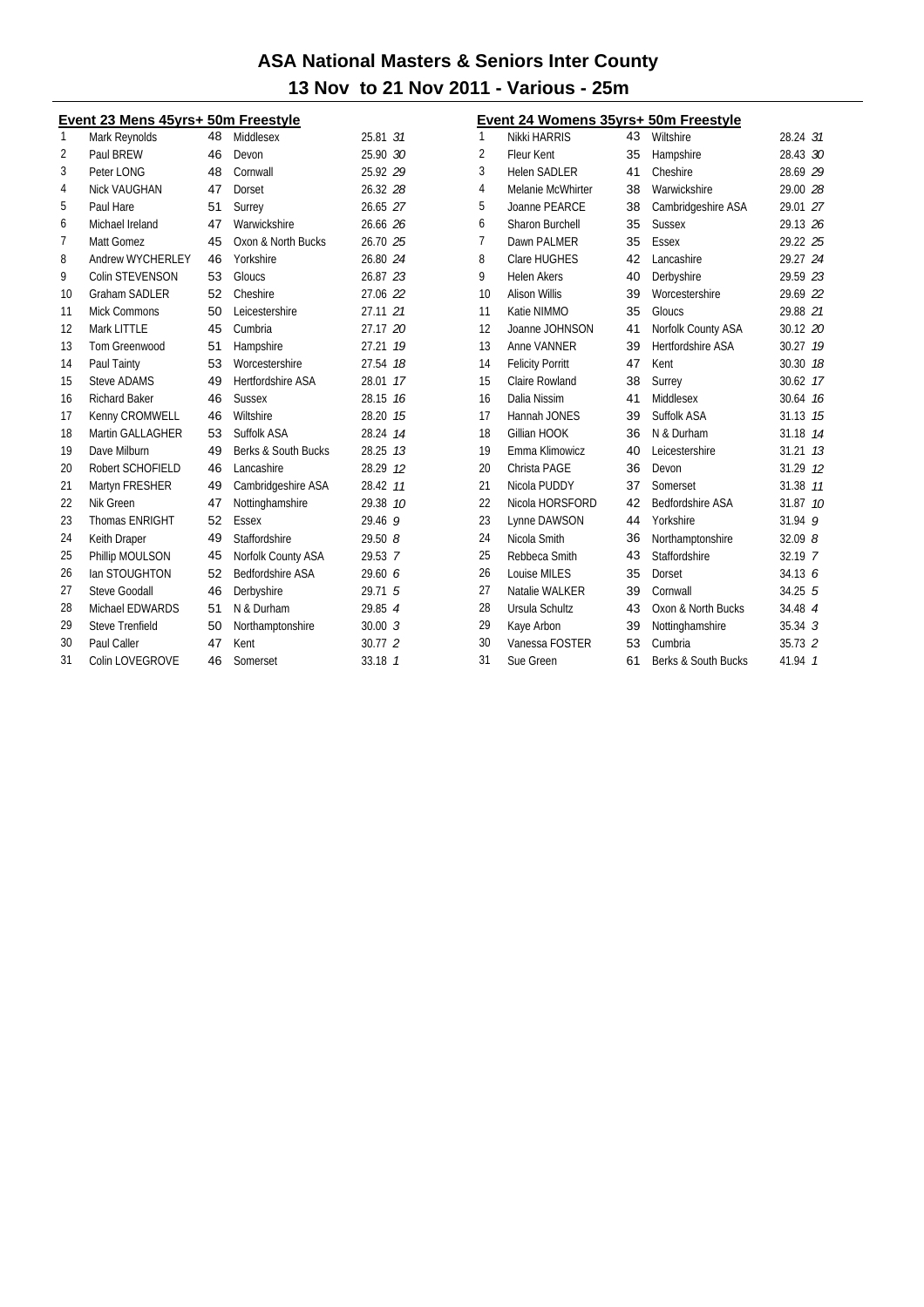# ASA National Masters & Seniors Inter County

## 13 Nov to 21 Nov 2011 - Various - 25m

### Event 23 Mens 45yrs+ 50m Freestyle

| | | | | | |
|---|---|---|---|---|---|
| 1 | Mark Reynolds | 48 | Middlesex | 25.81 | *31* |
| 2 | Paul BREW | 46 | Devon | 25.90 | *30* |
| 3 | Peter LONG | 48 | Cornwall | 25.92 | *29* |
| 4 | Nick VAUGHAN | 47 | Dorset | 26.32 | *28* |
| 5 | Paul Hare | 51 | Surrey | 26.65 | *27* |
| 6 | Michael Ireland | 47 | Warwickshire | 26.66 | *26* |
| 7 | Matt Gomez | 45 | Oxon & North Bucks | 26.70 | *25* |
| 8 | Andrew WYCHERLEY | 46 | Yorkshire | 26.80 | *24* |
| 9 | Colin STEVENSON | 53 | Gloucs | 26.87 | *23* |
| 10 | Graham SADLER | 52 | Cheshire | 27.06 | *22* |
| 11 | Mick Commons | 50 | Leicestershire | 27.11 | *21* |
| 12 | Mark LITTLE | 45 | Cumbria | 27.17 | *20* |
| 13 | Tom Greenwood | 51 | Hampshire | 27.21 | *19* |
| 14 | Paul Tainty | 53 | Worcestershire | 27.54 | *18* |
| 15 | Steve ADAMS | 49 | Hertfordshire ASA | 28.01 | *17* |
| 16 | Richard Baker | 46 | Sussex | 28.15 | *16* |
| 17 | Kenny CROMWELL | 46 | Wiltshire | 28.20 | *15* |
| 18 | Martin GALLAGHER | 53 | Suffolk ASA | 28.24 | *14* |
| 19 | Dave Milburn | 49 | Berks & South Bucks | 28.25 | *13* |
| 20 | Robert SCHOFIELD | 46 | Lancashire | 28.29 | *12* |
| 21 | Martyn FRESHER | 49 | Cambridgeshire ASA | 28.42 | *11* |
| 22 | Nik Green | 47 | Nottinghamshire | 29.38 | *10* |
| 23 | Thomas ENRIGHT | 52 | Essex | 29.46 | *9* |
| 24 | Keith Draper | 49 | Staffordshire | 29.50 | *8* |
| 25 | Phillip MOULSON | 45 | Norfolk County ASA | 29.53 | *7* |
| 26 | Ian STOUGHTON | 52 | Bedfordshire ASA | 29.60 | *6* |
| 27 | Steve Goodall | 46 | Derbyshire | 29.71 | *5* |
| 28 | Michael EDWARDS | 51 | N & Durham | 29.85 | *4* |
| 29 | Steve Trenfield | 50 | Northamptonshire | 30.00 | *3* |
| 30 | Paul Caller | 47 | Kent | 30.77 | *2* |
| 31 | Colin LOVEGROVE | 46 | Somerset | 33.18 | *1* |

### Event 24 Womens 35yrs+ 50m Freestyle

| | | | | | |
|---|---|---|---|---|---|
| 1 | Nikki HARRIS | 43 | Wiltshire | 28.24 | *31* |
| 2 | Fleur Kent | 35 | Hampshire | 28.43 | *30* |
| 3 | Helen SADLER | 41 | Cheshire | 28.69 | *29* |
| 4 | Melanie McWhirter | 38 | Warwickshire | 29.00 | *28* |
| 5 | Joanne PEARCE | 38 | Cambridgeshire ASA | 29.01 | *27* |
| 6 | Sharon Burchell | 35 | Sussex | 29.13 | *26* |
| 7 | Dawn PALMER | 35 | Essex | 29.22 | *25* |
| 8 | Clare HUGHES | 42 | Lancashire | 29.27 | *24* |
| 9 | Helen Akers | 40 | Derbyshire | 29.59 | *23* |
| 10 | Alison Willis | 39 | Worcestershire | 29.69 | *22* |
| 11 | Katie NIMMO | 35 | Gloucs | 29.88 | *21* |
| 12 | Joanne JOHNSON | 41 | Norfolk County ASA | 30.12 | *20* |
| 13 | Anne VANNER | 39 | Hertfordshire ASA | 30.27 | *19* |
| 14 | Felicity Porritt | 47 | Kent | 30.30 | *18* |
| 15 | Claire Rowland | 38 | Surrey | 30.62 | *17* |
| 16 | Dalia Nissim | 41 | Middlesex | 30.64 | *16* |
| 17 | Hannah JONES | 39 | Suffolk ASA | 31.13 | *15* |
| 18 | Gillian HOOK | 36 | N & Durham | 31.18 | *14* |
| 19 | Emma Klimowicz | 40 | Leicestershire | 31.21 | *13* |
| 20 | Christa PAGE | 36 | Devon | 31.29 | *12* |
| 21 | Nicola PUDDY | 37 | Somerset | 31.38 | *11* |
| 22 | Nicola HORSFORD | 42 | Bedfordshire ASA | 31.87 | *10* |
| 23 | Lynne DAWSON | 44 | Yorkshire | 31.94 | *9* |
| 24 | Nicola Smith | 36 | Northamptonshire | 32.09 | *8* |
| 25 | Rebbeca Smith | 43 | Staffordshire | 32.19 | *7* |
| 26 | Louise MILES | 35 | Dorset | 34.13 | *6* |
| 27 | Natalie WALKER | 39 | Cornwall | 34.25 | *5* |
| 28 | Ursula Schultz | 43 | Oxon & North Bucks | 34.48 | *4* |
| 29 | Kaye Arbon | 39 | Nottinghamshire | 35.34 | *3* |
| 30 | Vanessa FOSTER | 53 | Cumbria | 35.73 | *2* |
| 31 | Sue Green | 61 | Berks & South Bucks | 41.94 | *1* |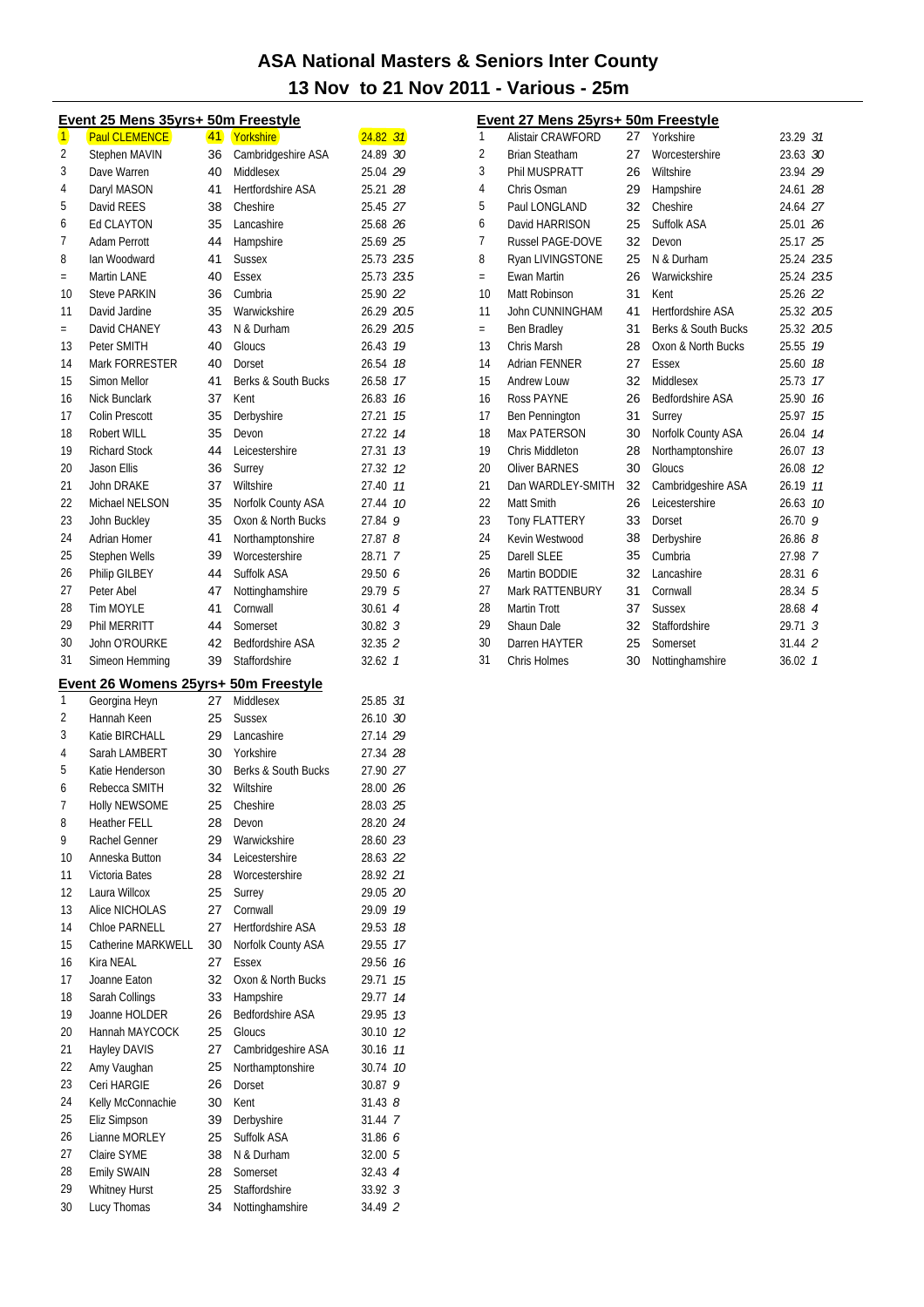# ASA National Masters & Seniors Inter County

## 13 Nov to 21 Nov 2011 - Various - 25m

### Event 25 Mens 35yrs+ 50m Freestyle

| Place | Name | Age | County | Time | Points |
|---|---|---|---|---|---|
| 1 | Paul CLEMENCE | 41 | Yorkshire | 24.82 | 31 |
| 2 | Stephen MAVIN | 36 | Cambridgeshire ASA | 24.89 | 30 |
| 3 | Dave Warren | 40 | Middlesex | 25.04 | 29 |
| 4 | Daryl MASON | 41 | Hertfordshire ASA | 25.21 | 28 |
| 5 | David REES | 38 | Cheshire | 25.45 | 27 |
| 6 | Ed CLAYTON | 35 | Lancashire | 25.68 | 26 |
| 7 | Adam Perrott | 44 | Hampshire | 25.69 | 25 |
| 8 | Ian Woodward | 41 | Sussex | 25.73 | 23.5 |
| = | Martin LANE | 40 | Essex | 25.73 | 23.5 |
| 10 | Steve PARKIN | 36 | Cumbria | 25.90 | 22 |
| 11 | David Jardine | 35 | Warwickshire | 26.29 | 20.5 |
| = | David CHANEY | 43 | N & Durham | 26.29 | 20.5 |
| 13 | Peter SMITH | 40 | Gloucs | 26.43 | 19 |
| 14 | Mark FORRESTER | 40 | Dorset | 26.54 | 18 |
| 15 | Simon Mellor | 41 | Berks & South Bucks | 26.58 | 17 |
| 16 | Nick Bunclark | 37 | Kent | 26.83 | 16 |
| 17 | Colin Prescott | 35 | Derbyshire | 27.21 | 15 |
| 18 | Robert WILL | 35 | Devon | 27.22 | 14 |
| 19 | Richard Stock | 44 | Leicestershire | 27.31 | 13 |
| 20 | Jason Ellis | 36 | Surrey | 27.32 | 12 |
| 21 | John DRAKE | 37 | Wiltshire | 27.40 | 11 |
| 22 | Michael NELSON | 35 | Norfolk County ASA | 27.44 | 10 |
| 23 | John Buckley | 35 | Oxon & North Bucks | 27.84 | 9 |
| 24 | Adrian Homer | 41 | Northamptonshire | 27.87 | 8 |
| 25 | Stephen Wells | 39 | Worcestershire | 28.71 | 7 |
| 26 | Philip GILBEY | 44 | Suffolk ASA | 29.50 | 6 |
| 27 | Peter Abel | 47 | Nottinghamshire | 29.79 | 5 |
| 28 | Tim MOYLE | 41 | Cornwall | 30.61 | 4 |
| 29 | Phil MERRITT | 44 | Somerset | 30.82 | 3 |
| 30 | John O'ROURKE | 42 | Bedfordshire ASA | 32.35 | 2 |
| 31 | Simeon Hemming | 39 | Staffordshire | 32.62 | 1 |

### Event 26 Womens 25yrs+ 50m Freestyle

| Place | Name | Age | County | Time | Points |
|---|---|---|---|---|---|
| 1 | Georgina Heyn | 27 | Middlesex | 25.85 | 31 |
| 2 | Hannah Keen | 25 | Sussex | 26.10 | 30 |
| 3 | Katie BIRCHALL | 29 | Lancashire | 27.14 | 29 |
| 4 | Sarah LAMBERT | 30 | Yorkshire | 27.34 | 28 |
| 5 | Katie Henderson | 30 | Berks & South Bucks | 27.90 | 27 |
| 6 | Rebecca SMITH | 32 | Wiltshire | 28.00 | 26 |
| 7 | Holly NEWSOME | 25 | Cheshire | 28.03 | 25 |
| 8 | Heather FELL | 28 | Devon | 28.20 | 24 |
| 9 | Rachel Genner | 29 | Warwickshire | 28.60 | 23 |
| 10 | Anneska Button | 34 | Leicestershire | 28.63 | 22 |
| 11 | Victoria Bates | 28 | Worcestershire | 28.92 | 21 |
| 12 | Laura Willcox | 25 | Surrey | 29.05 | 20 |
| 13 | Alice NICHOLAS | 27 | Cornwall | 29.09 | 19 |
| 14 | Chloe PARNELL | 27 | Hertfordshire ASA | 29.53 | 18 |
| 15 | Catherine MARKWELL | 30 | Norfolk County ASA | 29.55 | 17 |
| 16 | Kira NEAL | 27 | Essex | 29.56 | 16 |
| 17 | Joanne Eaton | 32 | Oxon & North Bucks | 29.71 | 15 |
| 18 | Sarah Collings | 33 | Hampshire | 29.77 | 14 |
| 19 | Joanne HOLDER | 26 | Bedfordshire ASA | 29.95 | 13 |
| 20 | Hannah MAYCOCK | 25 | Gloucs | 30.10 | 12 |
| 21 | Hayley DAVIS | 27 | Cambridgeshire ASA | 30.16 | 11 |
| 22 | Amy Vaughan | 25 | Northamptonshire | 30.74 | 10 |
| 23 | Ceri HARGIE | 26 | Dorset | 30.87 | 9 |
| 24 | Kelly McConnachie | 30 | Kent | 31.43 | 8 |
| 25 | Eliz Simpson | 39 | Derbyshire | 31.44 | 7 |
| 26 | Lianne MORLEY | 25 | Suffolk ASA | 31.86 | 6 |
| 27 | Claire SYME | 38 | N & Durham | 32.00 | 5 |
| 28 | Emily SWAIN | 28 | Somerset | 32.43 | 4 |
| 29 | Whitney Hurst | 25 | Staffordshire | 33.92 | 3 |
| 30 | Lucy Thomas | 34 | Nottinghamshire | 34.49 | 2 |

### Event 27 Mens 25yrs+ 50m Freestyle

| Place | Name | Age | County | Time | Points |
|---|---|---|---|---|---|
| 1 | Alistair CRAWFORD | 27 | Yorkshire | 23.29 | 31 |
| 2 | Brian Steatham | 27 | Worcestershire | 23.63 | 30 |
| 3 | Phil MUSPRATT | 26 | Wiltshire | 23.94 | 29 |
| 4 | Chris Osman | 29 | Hampshire | 24.61 | 28 |
| 5 | Paul LONGLAND | 32 | Cheshire | 24.64 | 27 |
| 6 | David HARRISON | 25 | Suffolk ASA | 25.01 | 26 |
| 7 | Russel PAGE-DOVE | 32 | Devon | 25.17 | 25 |
| 8 | Ryan LIVINGSTONE | 25 | N & Durham | 25.24 | 23.5 |
| = | Ewan Martin | 26 | Warwickshire | 25.24 | 23.5 |
| 10 | Matt Robinson | 31 | Kent | 25.26 | 22 |
| 11 | John CUNNINGHAM | 41 | Hertfordshire ASA | 25.32 | 20.5 |
| = | Ben Bradley | 31 | Berks & South Bucks | 25.32 | 20.5 |
| 13 | Chris Marsh | 28 | Oxon & North Bucks | 25.55 | 19 |
| 14 | Adrian FENNER | 27 | Essex | 25.60 | 18 |
| 15 | Andrew Louw | 32 | Middlesex | 25.73 | 17 |
| 16 | Ross PAYNE | 26 | Bedfordshire ASA | 25.90 | 16 |
| 17 | Ben Pennington | 31 | Surrey | 25.97 | 15 |
| 18 | Max PATERSON | 30 | Norfolk County ASA | 26.04 | 14 |
| 19 | Chris Middleton | 28 | Northamptonshire | 26.07 | 13 |
| 20 | Oliver BARNES | 30 | Gloucs | 26.08 | 12 |
| 21 | Dan WARDLEY-SMITH | 32 | Cambridgeshire ASA | 26.19 | 11 |
| 22 | Matt Smith | 26 | Leicestershire | 26.63 | 10 |
| 23 | Tony FLATTERY | 33 | Dorset | 26.70 | 9 |
| 24 | Kevin Westwood | 38 | Derbyshire | 26.86 | 8 |
| 25 | Darell SLEE | 35 | Cumbria | 27.98 | 7 |
| 26 | Martin BODDIE | 32 | Lancashire | 28.31 | 6 |
| 27 | Mark RATTENBURY | 31 | Cornwall | 28.34 | 5 |
| 28 | Martin Trott | 37 | Sussex | 28.68 | 4 |
| 29 | Shaun Dale | 32 | Staffordshire | 29.71 | 3 |
| 30 | Darren HAYTER | 25 | Somerset | 31.44 | 2 |
| 31 | Chris Holmes | 30 | Nottinghamshire | 36.02 | 1 |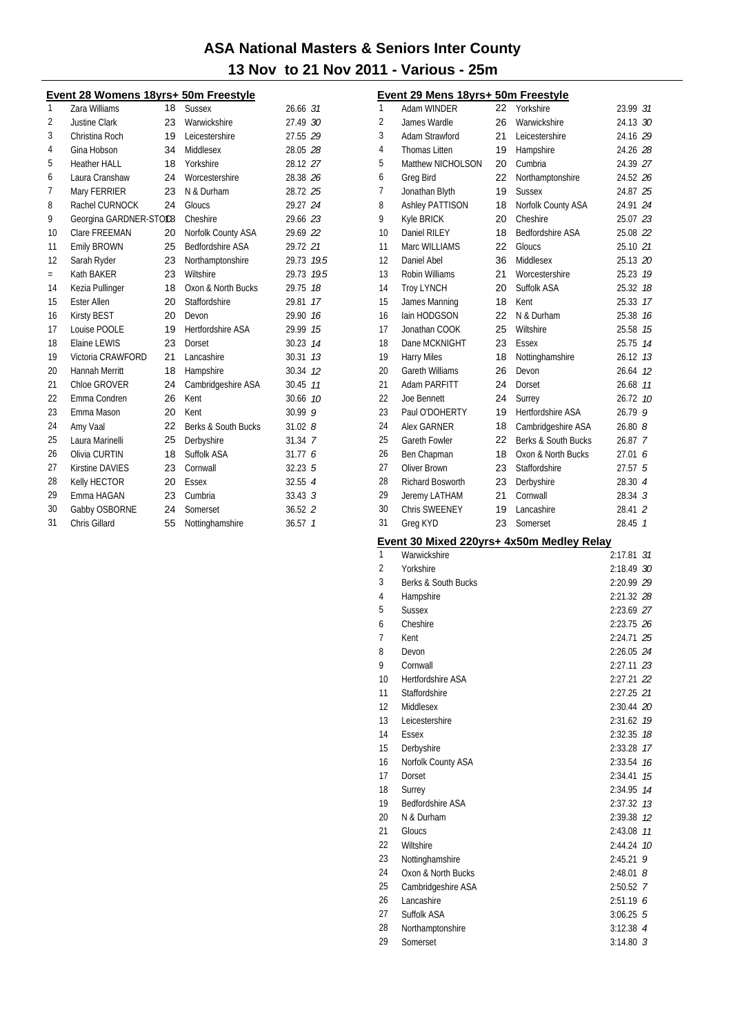# ASA National Masters & Seniors Inter County

## 13 Nov to 21 Nov 2011 - Various - 25m

### Event 28 Womens 18yrs+ 50m Freestyle

| Place | Name | Age | County | Time | Points |
|---|---|---|---|---|---|
| 1 | Zara Williams | 18 | Sussex | 26.66 | 31 |
| 2 | Justine Clark | 23 | Warwickshire | 27.49 | 30 |
| 3 | Christina Roch | 19 | Leicestershire | 27.55 | 29 |
| 4 | Gina Hobson | 34 | Middlesex | 28.05 | 28 |
| 5 | Heather HALL | 18 | Yorkshire | 28.12 | 27 |
| 6 | Laura Cranshaw | 24 | Worcestershire | 28.38 | 26 |
| 7 | Mary FERRIER | 23 | N & Durham | 28.72 | 25 |
| 8 | Rachel CURNOCK | 24 | Gloucs | 29.27 | 24 |
| 9 | Georgina GARDNER-STOD | 18 | Cheshire | 29.66 | 23 |
| 10 | Clare FREEMAN | 20 | Norfolk County ASA | 29.69 | 22 |
| 11 | Emily BROWN | 25 | Bedfordshire ASA | 29.72 | 21 |
| 12 | Sarah Ryder | 23 | Northamptonshire | 29.73 | 19.5 |
| = | Kath BAKER | 23 | Wiltshire | 29.73 | 19.5 |
| 14 | Kezia Pullinger | 18 | Oxon & North Bucks | 29.75 | 18 |
| 15 | Ester Allen | 20 | Staffordshire | 29.81 | 17 |
| 16 | Kirsty BEST | 20 | Devon | 29.90 | 16 |
| 17 | Louise POOLE | 19 | Hertfordshire ASA | 29.99 | 15 |
| 18 | Elaine LEWIS | 23 | Dorset | 30.23 | 14 |
| 19 | Victoria CRAWFORD | 21 | Lancashire | 30.31 | 13 |
| 20 | Hannah Merritt | 18 | Hampshire | 30.34 | 12 |
| 21 | Chloe GROVER | 24 | Cambridgeshire ASA | 30.45 | 11 |
| 22 | Emma Condren | 26 | Kent | 30.66 | 10 |
| 23 | Emma Mason | 20 | Kent | 30.99 | 9 |
| 24 | Amy Vaal | 22 | Berks & South Bucks | 31.02 | 8 |
| 25 | Laura Marinelli | 25 | Derbyshire | 31.34 | 7 |
| 26 | Olivia CURTIN | 18 | Suffolk ASA | 31.77 | 6 |
| 27 | Kirstine DAVIES | 23 | Cornwall | 32.23 | 5 |
| 28 | Kelly HECTOR | 20 | Essex | 32.55 | 4 |
| 29 | Emma HAGAN | 23 | Cumbria | 33.43 | 3 |
| 30 | Gabby OSBORNE | 24 | Somerset | 36.52 | 2 |
| 31 | Chris Gillard | 55 | Nottinghamshire | 36.57 | 1 |

### Event 29 Mens 18yrs+ 50m Freestyle

| Place | Name | Age | County | Time | Points |
|---|---|---|---|---|---|
| 1 | Adam WINDER | 22 | Yorkshire | 23.99 | 31 |
| 2 | James Wardle | 26 | Warwickshire | 24.13 | 30 |
| 3 | Adam Strawford | 21 | Leicestershire | 24.16 | 29 |
| 4 | Thomas Litten | 19 | Hampshire | 24.26 | 28 |
| 5 | Matthew NICHOLSON | 20 | Cumbria | 24.39 | 27 |
| 6 | Greg Bird | 22 | Northamptonshire | 24.52 | 26 |
| 7 | Jonathan Blyth | 19 | Sussex | 24.87 | 25 |
| 8 | Ashley PATTISON | 18 | Norfolk County ASA | 24.91 | 24 |
| 9 | Kyle BRICK | 20 | Cheshire | 25.07 | 23 |
| 10 | Daniel RILEY | 18 | Bedfordshire ASA | 25.08 | 22 |
| 11 | Marc WILLIAMS | 22 | Gloucs | 25.10 | 21 |
| 12 | Daniel Abel | 36 | Middlesex | 25.13 | 20 |
| 13 | Robin Williams | 21 | Worcestershire | 25.23 | 19 |
| 14 | Troy LYNCH | 20 | Suffolk ASA | 25.32 | 18 |
| 15 | James Manning | 18 | Kent | 25.33 | 17 |
| 16 | Iain HODGSON | 22 | N & Durham | 25.38 | 16 |
| 17 | Jonathan COOK | 25 | Wiltshire | 25.58 | 15 |
| 18 | Dane MCKNIGHT | 23 | Essex | 25.75 | 14 |
| 19 | Harry Miles | 18 | Nottinghamshire | 26.12 | 13 |
| 20 | Gareth Williams | 26 | Devon | 26.64 | 12 |
| 21 | Adam PARFITT | 24 | Dorset | 26.68 | 11 |
| 22 | Joe Bennett | 24 | Surrey | 26.72 | 10 |
| 23 | Paul O'DOHERTY | 19 | Hertfordshire ASA | 26.79 | 9 |
| 24 | Alex GARNER | 18 | Cambridgeshire ASA | 26.80 | 8 |
| 25 | Gareth Fowler | 22 | Berks & South Bucks | 26.87 | 7 |
| 26 | Ben Chapman | 18 | Oxon & North Bucks | 27.01 | 6 |
| 27 | Oliver Brown | 23 | Staffordshire | 27.57 | 5 |
| 28 | Richard Bosworth | 23 | Derbyshire | 28.30 | 4 |
| 29 | Jeremy LATHAM | 21 | Cornwall | 28.34 | 3 |
| 30 | Chris SWEENEY | 19 | Lancashire | 28.41 | 2 |
| 31 | Greg KYD | 23 | Somerset | 28.45 | 1 |

### Event 30 Mixed 220yrs+ 4x50m Medley Relay

| Place | Team | Time | Points |
|---|---|---|---|
| 1 | Warwickshire | 2:17.81 | 31 |
| 2 | Yorkshire | 2:18.49 | 30 |
| 3 | Berks & South Bucks | 2:20.99 | 29 |
| 4 | Hampshire | 2:21.32 | 28 |
| 5 | Sussex | 2:23.69 | 27 |
| 6 | Cheshire | 2:23.75 | 26 |
| 7 | Kent | 2:24.71 | 25 |
| 8 | Devon | 2:26.05 | 24 |
| 9 | Cornwall | 2:27.11 | 23 |
| 10 | Hertfordshire ASA | 2:27.21 | 22 |
| 11 | Staffordshire | 2:27.25 | 21 |
| 12 | Middlesex | 2:30.44 | 20 |
| 13 | Leicestershire | 2:31.62 | 19 |
| 14 | Essex | 2:32.35 | 18 |
| 15 | Derbyshire | 2:33.28 | 17 |
| 16 | Norfolk County ASA | 2:33.54 | 16 |
| 17 | Dorset | 2:34.41 | 15 |
| 18 | Surrey | 2:34.95 | 14 |
| 19 | Bedfordshire ASA | 2:37.32 | 13 |
| 20 | N & Durham | 2:39.38 | 12 |
| 21 | Gloucs | 2:43.08 | 11 |
| 22 | Wiltshire | 2:44.24 | 10 |
| 23 | Nottinghamshire | 2:45.21 | 9 |
| 24 | Oxon & North Bucks | 2:48.01 | 8 |
| 25 | Cambridgeshire ASA | 2:50.52 | 7 |
| 26 | Lancashire | 2:51.19 | 6 |
| 27 | Suffolk ASA | 3:06.25 | 5 |
| 28 | Northamptonshire | 3:12.38 | 4 |
| 29 | Somerset | 3:14.80 | 3 |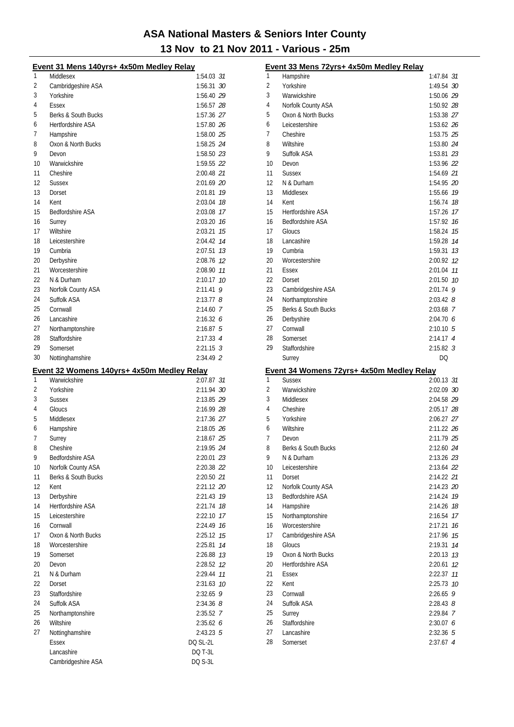# ASA National Masters & Seniors Inter County

## 13 Nov to 21 Nov 2011 - Various - 25m

### Event 31 Mens 140yrs+ 4x50m Medley Relay

| Place | Team | Time | Points |
|---|---|---|---|
| 1 | Middlesex | 1:54.03 | 31 |
| 2 | Cambridgeshire ASA | 1:56.31 | 30 |
| 3 | Yorkshire | 1:56.40 | 29 |
| 4 | Essex | 1:56.57 | 28 |
| 5 | Berks & South Bucks | 1:57.36 | 27 |
| 6 | Hertfordshire ASA | 1:57.80 | 26 |
| 7 | Hampshire | 1:58.00 | 25 |
| 8 | Oxon & North Bucks | 1:58.25 | 24 |
| 9 | Devon | 1:58.50 | 23 |
| 10 | Warwickshire | 1:59.55 | 22 |
| 11 | Cheshire | 2:00.48 | 21 |
| 12 | Sussex | 2:01.69 | 20 |
| 13 | Dorset | 2:01.81 | 19 |
| 14 | Kent | 2:03.04 | 18 |
| 15 | Bedfordshire ASA | 2:03.08 | 17 |
| 16 | Surrey | 2:03.20 | 16 |
| 17 | Wiltshire | 2:03.21 | 15 |
| 18 | Leicestershire | 2:04.42 | 14 |
| 19 | Cumbria | 2:07.51 | 13 |
| 20 | Derbyshire | 2:08.76 | 12 |
| 21 | Worcestershire | 2:08.90 | 11 |
| 22 | N & Durham | 2:10.17 | 10 |
| 23 | Norfolk County ASA | 2:11.41 | 9 |
| 24 | Suffolk ASA | 2:13.77 | 8 |
| 25 | Cornwall | 2:14.60 | 7 |
| 26 | Lancashire | 2:16.32 | 6 |
| 27 | Northamptonshire | 2:16.87 | 5 |
| 28 | Staffordshire | 2:17.33 | 4 |
| 29 | Somerset | 2:21.15 | 3 |
| 30 | Nottinghamshire | 2:34.49 | 2 |

### Event 32 Womens 140yrs+ 4x50m Medley Relay

| Place | Team | Time | Points |
|---|---|---|---|
| 1 | Warwickshire | 2:07.87 | 31 |
| 2 | Yorkshire | 2:11.94 | 30 |
| 3 | Sussex | 2:13.85 | 29 |
| 4 | Gloucs | 2:16.99 | 28 |
| 5 | Middlesex | 2:17.36 | 27 |
| 6 | Hampshire | 2:18.05 | 26 |
| 7 | Surrey | 2:18.67 | 25 |
| 8 | Cheshire | 2:19.95 | 24 |
| 9 | Bedfordshire ASA | 2:20.01 | 23 |
| 10 | Norfolk County ASA | 2:20.38 | 22 |
| 11 | Berks & South Bucks | 2:20.50 | 21 |
| 12 | Kent | 2:21.12 | 20 |
| 13 | Derbyshire | 2:21.43 | 19 |
| 14 | Hertfordshire ASA | 2:21.74 | 18 |
| 15 | Leicestershire | 2:22.10 | 17 |
| 16 | Cornwall | 2:24.49 | 16 |
| 17 | Oxon & North Bucks | 2:25.12 | 15 |
| 18 | Worcestershire | 2:25.81 | 14 |
| 19 | Somerset | 2:26.88 | 13 |
| 20 | Devon | 2:28.52 | 12 |
| 21 | N & Durham | 2:29.44 | 11 |
| 22 | Dorset | 2:31.63 | 10 |
| 23 | Staffordshire | 2:32.65 | 9 |
| 24 | Suffolk ASA | 2:34.36 | 8 |
| 25 | Northamptonshire | 2:35.52 | 7 |
| 26 | Wiltshire | 2:35.62 | 6 |
| 27 | Nottinghamshire | 2:43.23 | 5 |
| | Essex | DQ SL-2L | |
| | Lancashire | DQ T-3L | |
| | Cambridgeshire ASA | DQ S-3L | |

### Event 33 Mens 72yrs+ 4x50m Medley Relay

| Place | Team | Time | Points |
|---|---|---|---|
| 1 | Hampshire | 1:47.84 | 31 |
| 2 | Yorkshire | 1:49.54 | 30 |
| 3 | Warwickshire | 1:50.06 | 29 |
| 4 | Norfolk County ASA | 1:50.92 | 28 |
| 5 | Oxon & North Bucks | 1:53.38 | 27 |
| 6 | Leicestershire | 1:53.62 | 26 |
| 7 | Cheshire | 1:53.75 | 25 |
| 8 | Wiltshire | 1:53.80 | 24 |
| 9 | Suffolk ASA | 1:53.81 | 23 |
| 10 | Devon | 1:53.96 | 22 |
| 11 | Sussex | 1:54.69 | 21 |
| 12 | N & Durham | 1:54.95 | 20 |
| 13 | Middlesex | 1:55.66 | 19 |
| 14 | Kent | 1:56.74 | 18 |
| 15 | Hertfordshire ASA | 1:57.26 | 17 |
| 16 | Bedfordshire ASA | 1:57.92 | 16 |
| 17 | Gloucs | 1:58.24 | 15 |
| 18 | Lancashire | 1:59.28 | 14 |
| 19 | Cumbria | 1:59.31 | 13 |
| 20 | Worcestershire | 2:00.92 | 12 |
| 21 | Essex | 2:01.04 | 11 |
| 22 | Dorset | 2:01.50 | 10 |
| 23 | Cambridgeshire ASA | 2:01.74 | 9 |
| 24 | Northamptonshire | 2:03.42 | 8 |
| 25 | Berks & South Bucks | 2:03.68 | 7 |
| 26 | Derbyshire | 2:04.70 | 6 |
| 27 | Cornwall | 2:10.10 | 5 |
| 28 | Somerset | 2:14.17 | 4 |
| 29 | Staffordshire | 2:15.82 | 3 |
| | Surrey | DQ | |

### Event 34 Womens 72yrs+ 4x50m Medley Relay

| Place | Team | Time | Points |
|---|---|---|---|
| 1 | Sussex | 2:00.13 | 31 |
| 2 | Warwickshire | 2:02.09 | 30 |
| 3 | Middlesex | 2:04.58 | 29 |
| 4 | Cheshire | 2:05.17 | 28 |
| 5 | Yorkshire | 2:06.27 | 27 |
| 6 | Wiltshire | 2:11.22 | 26 |
| 7 | Devon | 2:11.79 | 25 |
| 8 | Berks & South Bucks | 2:12.60 | 24 |
| 9 | N & Durham | 2:13.26 | 23 |
| 10 | Leicestershire | 2:13.64 | 22 |
| 11 | Dorset | 2:14.22 | 21 |
| 12 | Norfolk County ASA | 2:14.23 | 20 |
| 13 | Bedfordshire ASA | 2:14.24 | 19 |
| 14 | Hampshire | 2:14.26 | 18 |
| 15 | Northamptonshire | 2:16.54 | 17 |
| 16 | Worcestershire | 2:17.21 | 16 |
| 17 | Cambridgeshire ASA | 2:17.96 | 15 |
| 18 | Gloucs | 2:19.31 | 14 |
| 19 | Oxon & North Bucks | 2:20.13 | 13 |
| 20 | Hertfordshire ASA | 2:20.61 | 12 |
| 21 | Essex | 2:22.37 | 11 |
| 22 | Kent | 2:25.73 | 10 |
| 23 | Cornwall | 2:26.65 | 9 |
| 24 | Suffolk ASA | 2:28.43 | 8 |
| 25 | Surrey | 2:29.84 | 7 |
| 26 | Staffordshire | 2:30.07 | 6 |
| 27 | Lancashire | 2:32.36 | 5 |
| 28 | Somerset | 2:37.67 | 4 |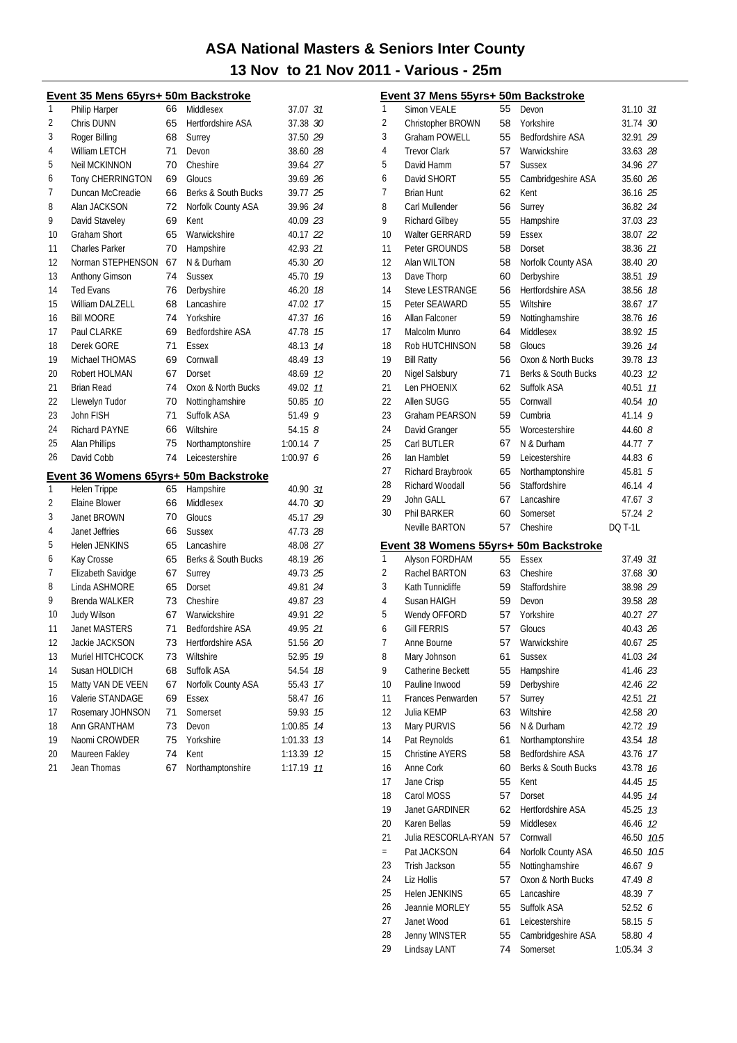# ASA National Masters & Seniors Inter County

## 13 Nov to 21 Nov 2011 - Various - 25m

### Event 35 Mens 65yrs+ 50m Backstroke

| | Name | Age | County | Time | Points |
|---|---|---|---|---|---|
| 1 | Philip Harper | 66 | Middlesex | 37.07 | 31 |
| 2 | Chris DUNN | 65 | Hertfordshire ASA | 37.38 | 30 |
| 3 | Roger Billing | 68 | Surrey | 37.50 | 29 |
| 4 | William LETCH | 71 | Devon | 38.60 | 28 |
| 5 | Neil MCKINNON | 70 | Cheshire | 39.64 | 27 |
| 6 | Tony CHERRINGTON | 69 | Gloucs | 39.69 | 26 |
| 7 | Duncan McCreadie | 66 | Berks & South Bucks | 39.77 | 25 |
| 8 | Alan JACKSON | 72 | Norfolk County ASA | 39.96 | 24 |
| 9 | David Staveley | 69 | Kent | 40.09 | 23 |
| 10 | Graham Short | 65 | Warwickshire | 40.17 | 22 |
| 11 | Charles Parker | 70 | Hampshire | 42.93 | 21 |
| 12 | Norman STEPHENSON | 67 | N & Durham | 45.30 | 20 |
| 13 | Anthony Gimson | 74 | Sussex | 45.70 | 19 |
| 14 | Ted Evans | 76 | Derbyshire | 46.20 | 18 |
| 15 | William DALZELL | 68 | Lancashire | 47.02 | 17 |
| 16 | Bill MOORE | 74 | Yorkshire | 47.37 | 16 |
| 17 | Paul CLARKE | 69 | Bedfordshire ASA | 47.78 | 15 |
| 18 | Derek GORE | 71 | Essex | 48.13 | 14 |
| 19 | Michael THOMAS | 69 | Cornwall | 48.49 | 13 |
| 20 | Robert HOLMAN | 67 | Dorset | 48.69 | 12 |
| 21 | Brian Read | 74 | Oxon & North Bucks | 49.02 | 11 |
| 22 | Llewelyn Tudor | 70 | Nottinghamshire | 50.85 | 10 |
| 23 | John FISH | 71 | Suffolk ASA | 51.49 | 9 |
| 24 | Richard PAYNE | 66 | Wiltshire | 54.15 | 8 |
| 25 | Alan Phillips | 75 | Northamptonshire | 1:00.14 | 7 |
| 26 | David Cobb | 74 | Leicestershire | 1:00.97 | 6 |

### Event 36 Womens 65yrs+ 50m Backstroke

| | Name | Age | County | Time | Points |
|---|---|---|---|---|---|
| 1 | Helen Trippe | 65 | Hampshire | 40.90 | 31 |
| 2 | Elaine Blower | 66 | Middlesex | 44.70 | 30 |
| 3 | Janet BROWN | 70 | Gloucs | 45.17 | 29 |
| 4 | Janet Jeffries | 66 | Sussex | 47.73 | 28 |
| 5 | Helen JENKINS | 65 | Lancashire | 48.08 | 27 |
| 6 | Kay Crosse | 65 | Berks & South Bucks | 48.19 | 26 |
| 7 | Elizabeth Savidge | 67 | Surrey | 49.73 | 25 |
| 8 | Linda ASHMORE | 65 | Dorset | 49.81 | 24 |
| 9 | Brenda WALKER | 73 | Cheshire | 49.87 | 23 |
| 10 | Judy Wilson | 67 | Warwickshire | 49.91 | 22 |
| 11 | Janet MASTERS | 71 | Bedfordshire ASA | 49.95 | 21 |
| 12 | Jackie JACKSON | 73 | Hertfordshire ASA | 51.56 | 20 |
| 13 | Muriel HITCHCOCK | 73 | Wiltshire | 52.95 | 19 |
| 14 | Susan HOLDICH | 68 | Suffolk ASA | 54.54 | 18 |
| 15 | Matty VAN DE VEEN | 67 | Norfolk County ASA | 55.43 | 17 |
| 16 | Valerie STANDAGE | 69 | Essex | 58.47 | 16 |
| 17 | Rosemary JOHNSON | 71 | Somerset | 59.93 | 15 |
| 18 | Ann GRANTHAM | 73 | Devon | 1:00.85 | 14 |
| 19 | Naomi CROWDER | 75 | Yorkshire | 1:01.33 | 13 |
| 20 | Maureen Fakley | 74 | Kent | 1:13.39 | 12 |
| 21 | Jean Thomas | 67 | Northamptonshire | 1:17.19 | 11 |

### Event 37 Mens 55yrs+ 50m Backstroke

| | Name | Age | County | Time | Points |
|---|---|---|---|---|---|
| 1 | Simon VEALE | 55 | Devon | 31.10 | 31 |
| 2 | Christopher BROWN | 58 | Yorkshire | 31.74 | 30 |
| 3 | Graham POWELL | 55 | Bedfordshire ASA | 32.91 | 29 |
| 4 | Trevor Clark | 57 | Warwickshire | 33.63 | 28 |
| 5 | David Hamm | 57 | Sussex | 34.96 | 27 |
| 6 | David SHORT | 55 | Cambridgeshire ASA | 35.60 | 26 |
| 7 | Brian Hunt | 62 | Kent | 36.16 | 25 |
| 8 | Carl Mullender | 56 | Surrey | 36.82 | 24 |
| 9 | Richard Gilbey | 55 | Hampshire | 37.03 | 23 |
| 10 | Walter GERRARD | 59 | Essex | 38.07 | 22 |
| 11 | Peter GROUNDS | 58 | Dorset | 38.36 | 21 |
| 12 | Alan WILTON | 58 | Norfolk County ASA | 38.40 | 20 |
| 13 | Dave Thorp | 60 | Derbyshire | 38.51 | 19 |
| 14 | Steve LESTRANGE | 56 | Hertfordshire ASA | 38.56 | 18 |
| 15 | Peter SEAWARD | 55 | Wiltshire | 38.67 | 17 |
| 16 | Allan Falconer | 59 | Nottinghamshire | 38.76 | 16 |
| 17 | Malcolm Munro | 64 | Middlesex | 38.92 | 15 |
| 18 | Rob HUTCHINSON | 58 | Gloucs | 39.26 | 14 |
| 19 | Bill Ratty | 56 | Oxon & North Bucks | 39.78 | 13 |
| 20 | Nigel Salsbury | 71 | Berks & South Bucks | 40.23 | 12 |
| 21 | Len PHOENIX | 62 | Suffolk ASA | 40.51 | 11 |
| 22 | Allen SUGG | 55 | Cornwall | 40.54 | 10 |
| 23 | Graham PEARSON | 59 | Cumbria | 41.14 | 9 |
| 24 | David Granger | 55 | Worcestershire | 44.60 | 8 |
| 25 | Carl BUTLER | 67 | N & Durham | 44.77 | 7 |
| 26 | Ian Hamblet | 59 | Leicestershire | 44.83 | 6 |
| 27 | Richard Braybrook | 65 | Northamptonshire | 45.81 | 5 |
| 28 | Richard Woodall | 56 | Staffordshire | 46.14 | 4 |
| 29 | John GALL | 67 | Lancashire | 47.67 | 3 |
| 30 | Phil BARKER | 60 | Somerset | 57.24 | 2 |
| | Neville BARTON | 57 | Cheshire | DQ T-1L | |

### Event 38 Womens 55yrs+ 50m Backstroke

| | Name | Age | County | Time | Points |
|---|---|---|---|---|---|
| 1 | Alyson FORDHAM | 55 | Essex | 37.49 | 31 |
| 2 | Rachel BARTON | 63 | Cheshire | 37.68 | 30 |
| 3 | Kath Tunnicliffe | 59 | Staffordshire | 38.98 | 29 |
| 4 | Susan HAIGH | 59 | Devon | 39.58 | 28 |
| 5 | Wendy OFFORD | 57 | Yorkshire | 40.27 | 27 |
| 6 | Gill FERRIS | 57 | Gloucs | 40.43 | 26 |
| 7 | Anne Bourne | 57 | Warwickshire | 40.67 | 25 |
| 8 | Mary Johnson | 61 | Sussex | 41.03 | 24 |
| 9 | Catherine Beckett | 55 | Hampshire | 41.46 | 23 |
| 10 | Pauline Inwood | 59 | Derbyshire | 42.46 | 22 |
| 11 | Frances Penwarden | 57 | Surrey | 42.51 | 21 |
| 12 | Julia KEMP | 63 | Wiltshire | 42.58 | 20 |
| 13 | Mary PURVIS | 56 | N & Durham | 42.72 | 19 |
| 14 | Pat Reynolds | 61 | Northamptonshire | 43.54 | 18 |
| 15 | Christine AYERS | 58 | Bedfordshire ASA | 43.76 | 17 |
| 16 | Anne Cork | 60 | Berks & South Bucks | 43.78 | 16 |
| 17 | Jane Crisp | 55 | Kent | 44.45 | 15 |
| 18 | Carol MOSS | 57 | Dorset | 44.95 | 14 |
| 19 | Janet GARDINER | 62 | Hertfordshire ASA | 45.25 | 13 |
| 20 | Karen Bellas | 59 | Middlesex | 46.46 | 12 |
| 21 | Julia RESCORLA-RYAN | 57 | Cornwall | 46.50 | 10.5 |
| = | Pat JACKSON | 64 | Norfolk County ASA | 46.50 | 10.5 |
| 23 | Trish Jackson | 55 | Nottinghamshire | 46.67 | 9 |
| 24 | Liz Hollis | 57 | Oxon & North Bucks | 47.49 | 8 |
| 25 | Helen JENKINS | 65 | Lancashire | 48.39 | 7 |
| 26 | Jeannie MORLEY | 55 | Suffolk ASA | 52.52 | 6 |
| 27 | Janet Wood | 61 | Leicestershire | 58.15 | 5 |
| 28 | Jenny WINSTER | 55 | Cambridgeshire ASA | 58.80 | 4 |
| 29 | Lindsay LANT | 74 | Somerset | 1:05.34 | 3 |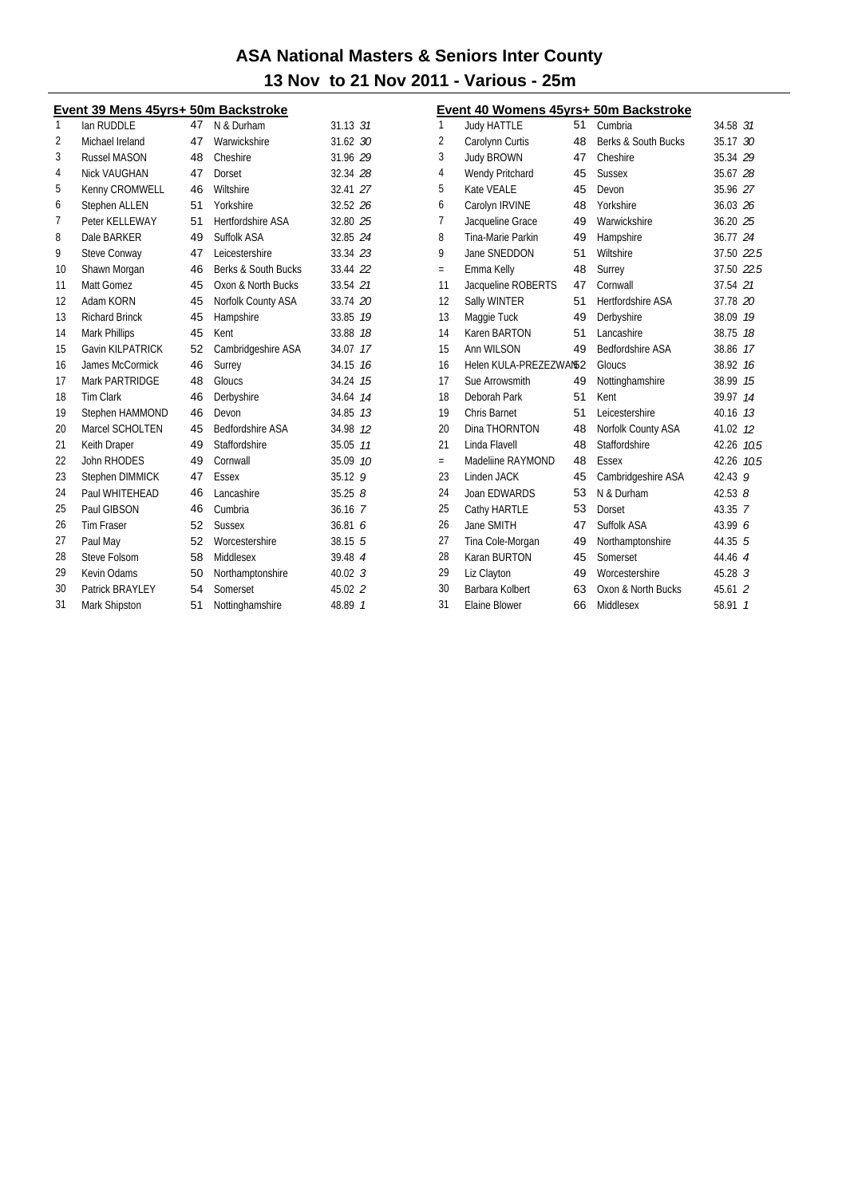# ASA National Masters & Seniors Inter County

## 13 Nov to 21 Nov 2011 - Various - 25m

### Event 39 Mens 45yrs+ 50m Backstroke

| Place | Name | Age | Club | Time | Points |
|---|---|---|---|---|---|
| 1 | Ian RUDDLE | 47 | N & Durham | 31.13 | *31* |
| 2 | Michael Ireland | 47 | Warwickshire | 31.62 | *30* |
| 3 | Russel MASON | 48 | Cheshire | 31.96 | *29* |
| 4 | Nick VAUGHAN | 47 | Dorset | 32.34 | *28* |
| 5 | Kenny CROMWELL | 46 | Wiltshire | 32.41 | *27* |
| 6 | Stephen ALLEN | 51 | Yorkshire | 32.52 | *26* |
| 7 | Peter KELLEWAY | 51 | Hertfordshire ASA | 32.80 | *25* |
| 8 | Dale BARKER | 49 | Suffolk ASA | 32.85 | *24* |
| 9 | Steve Conway | 47 | Leicestershire | 33.34 | *23* |
| 10 | Shawn Morgan | 46 | Berks & South Bucks | 33.44 | *22* |
| 11 | Matt Gomez | 45 | Oxon & North Bucks | 33.54 | *21* |
| 12 | Adam KORN | 45 | Norfolk County ASA | 33.74 | *20* |
| 13 | Richard Brinck | 45 | Hampshire | 33.85 | *19* |
| 14 | Mark Phillips | 45 | Kent | 33.88 | *18* |
| 15 | Gavin KILPATRICK | 52 | Cambridgeshire ASA | 34.07 | *17* |
| 16 | James McCormick | 46 | Surrey | 34.15 | *16* |
| 17 | Mark PARTRIDGE | 48 | Gloucs | 34.24 | *15* |
| 18 | Tim Clark | 46 | Derbyshire | 34.64 | *14* |
| 19 | Stephen HAMMOND | 46 | Devon | 34.85 | *13* |
| 20 | Marcel SCHOLTEN | 45 | Bedfordshire ASA | 34.98 | *12* |
| 21 | Keith Draper | 49 | Staffordshire | 35.05 | *11* |
| 22 | John RHODES | 49 | Cornwall | 35.09 | *10* |
| 23 | Stephen DIMMICK | 47 | Essex | 35.12 | *9* |
| 24 | Paul WHITEHEAD | 46 | Lancashire | 35.25 | *8* |
| 25 | Paul GIBSON | 46 | Cumbria | 36.16 | *7* |
| 26 | Tim Fraser | 52 | Sussex | 36.81 | *6* |
| 27 | Paul May | 52 | Worcestershire | 38.15 | *5* |
| 28 | Steve Folsom | 58 | Middlesex | 39.48 | *4* |
| 29 | Kevin Odams | 50 | Northamptonshire | 40.02 | *3* |
| 30 | Patrick BRAYLEY | 54 | Somerset | 45.02 | *2* |
| 31 | Mark Shipston | 51 | Nottinghamshire | 48.89 | *1* |

### Event 40 Womens 45yrs+ 50m Backstroke

| Place | Name | Age | Club | Time | Points |
|---|---|---|---|---|---|
| 1 | Judy HATTLE | 51 | Cumbria | 34.58 | *31* |
| 2 | Carolynn Curtis | 48 | Berks & South Bucks | 35.17 | *30* |
| 3 | Judy BROWN | 47 | Cheshire | 35.34 | *29* |
| 4 | Wendy Pritchard | 45 | Sussex | 35.67 | *28* |
| 5 | Kate VEALE | 45 | Devon | 35.96 | *27* |
| 6 | Carolyn IRVINE | 48 | Yorkshire | 36.03 | *26* |
| 7 | Jacqueline Grace | 49 | Warwickshire | 36.20 | *25* |
| 8 | Tina-Marie Parkin | 49 | Hampshire | 36.77 | *24* |
| 9 | Jane SNEDDON | 51 | Wiltshire | 37.50 | *22.5* |
| = | Emma Kelly | 48 | Surrey | 37.50 | *22.5* |
| 11 | Jacqueline ROBERTS | 47 | Cornwall | 37.54 | *21* |
| 12 | Sally WINTER | 51 | Hertfordshire ASA | 37.78 | *20* |
| 13 | Maggie Tuck | 49 | Derbyshire | 38.09 | *19* |
| 14 | Karen BARTON | 51 | Lancashire | 38.75 | *18* |
| 15 | Ann WILSON | 49 | Bedfordshire ASA | 38.86 | *17* |
| 16 | Helen KULA-PREZEZWANSKI | 52 | Gloucs | 38.92 | *16* |
| 17 | Sue Arrowsmith | 49 | Nottinghamshire | 38.99 | *15* |
| 18 | Deborah Park | 51 | Kent | 39.97 | *14* |
| 19 | Chris Barnet | 51 | Leicestershire | 40.16 | *13* |
| 20 | Dina THORNTON | 48 | Norfolk County ASA | 41.02 | *12* |
| 21 | Linda Flavell | 48 | Staffordshire | 42.26 | *10.5* |
| = | Madeliine RAYMOND | 48 | Essex | 42.26 | *10.5* |
| 23 | Linden JACK | 45 | Cambridgeshire ASA | 42.43 | *9* |
| 24 | Joan EDWARDS | 53 | N & Durham | 42.53 | *8* |
| 25 | Cathy HARTLE | 53 | Dorset | 43.35 | *7* |
| 26 | Jane SMITH | 47 | Suffolk ASA | 43.99 | *6* |
| 27 | Tina Cole-Morgan | 49 | Northamptonshire | 44.35 | *5* |
| 28 | Karan BURTON | 45 | Somerset | 44.46 | *4* |
| 29 | Liz Clayton | 49 | Worcestershire | 45.28 | *3* |
| 30 | Barbara Kolbert | 63 | Oxon & North Bucks | 45.61 | *2* |
| 31 | Elaine Blower | 66 | Middlesex | 58.91 | *1* |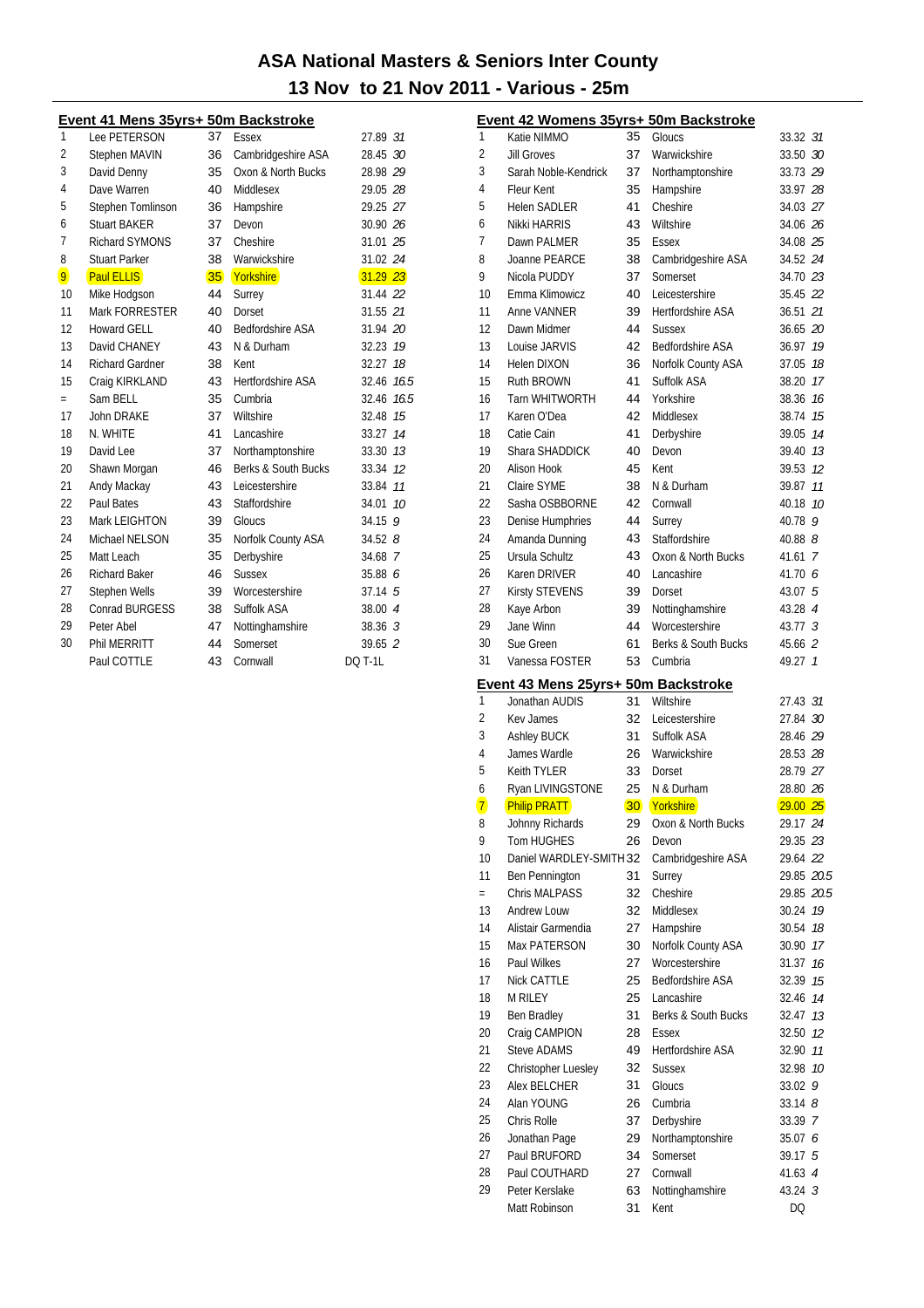# ASA National Masters & Seniors Inter County

## 13 Nov to 21 Nov 2011 - Various - 25m

### Event 41 Mens 35yrs+ 50m Backstroke

| Pl | Name | Age | County | Time | Pts |
|---|---|---|---|---|---|
| 1 | Lee PETERSON | 37 | Essex | 27.89 | 31 |
| 2 | Stephen MAVIN | 36 | Cambridgeshire ASA | 28.45 | 30 |
| 3 | David Denny | 35 | Oxon & North Bucks | 28.98 | 29 |
| 4 | Dave Warren | 40 | Middlesex | 29.05 | 28 |
| 5 | Stephen Tomlinson | 36 | Hampshire | 29.25 | 27 |
| 6 | Stuart BAKER | 37 | Devon | 30.90 | 26 |
| 7 | Richard SYMONS | 37 | Cheshire | 31.01 | 25 |
| 8 | Stuart Parker | 38 | Warwickshire | 31.02 | 24 |
| 9 | Paul ELLIS | 35 | Yorkshire | 31.29 | 23 |
| 10 | Mike Hodgson | 44 | Surrey | 31.44 | 22 |
| 11 | Mark FORRESTER | 40 | Dorset | 31.55 | 21 |
| 12 | Howard GELL | 40 | Bedfordshire ASA | 31.94 | 20 |
| 13 | David CHANEY | 43 | N & Durham | 32.23 | 19 |
| 14 | Richard Gardner | 38 | Kent | 32.27 | 18 |
| 15 | Craig KIRKLAND | 43 | Hertfordshire ASA | 32.46 | 16.5 |
| = | Sam BELL | 35 | Cumbria | 32.46 | 16.5 |
| 17 | John DRAKE | 37 | Wiltshire | 32.48 | 15 |
| 18 | N. WHITE | 41 | Lancashire | 33.27 | 14 |
| 19 | David Lee | 37 | Northamptonshire | 33.30 | 13 |
| 20 | Shawn Morgan | 46 | Berks & South Bucks | 33.34 | 12 |
| 21 | Andy Mackay | 43 | Leicestershire | 33.84 | 11 |
| 22 | Paul Bates | 43 | Staffordshire | 34.01 | 10 |
| 23 | Mark LEIGHTON | 39 | Gloucs | 34.15 | 9 |
| 24 | Michael NELSON | 35 | Norfolk County ASA | 34.52 | 8 |
| 25 | Matt Leach | 35 | Derbyshire | 34.68 | 7 |
| 26 | Richard Baker | 46 | Sussex | 35.88 | 6 |
| 27 | Stephen Wells | 39 | Worcestershire | 37.14 | 5 |
| 28 | Conrad BURGESS | 38 | Suffolk ASA | 38.00 | 4 |
| 29 | Peter Abel | 47 | Nottinghamshire | 38.36 | 3 |
| 30 | Phil MERRITT | 44 | Somerset | 39.65 | 2 |
| | Paul COTTLE | 43 | Cornwall | DQ T-1L | |

### Event 42 Womens 35yrs+ 50m Backstroke

| Pl | Name | Age | County | Time | Pts |
|---|---|---|---|---|---|
| 1 | Katie NIMMO | 35 | Gloucs | 33.32 | 31 |
| 2 | Jill Groves | 37 | Warwickshire | 33.50 | 30 |
| 3 | Sarah Noble-Kendrick | 37 | Northamptonshire | 33.73 | 29 |
| 4 | Fleur Kent | 35 | Hampshire | 33.97 | 28 |
| 5 | Helen SADLER | 41 | Cheshire | 34.03 | 27 |
| 6 | Nikki HARRIS | 43 | Wiltshire | 34.06 | 26 |
| 7 | Dawn PALMER | 35 | Essex | 34.08 | 25 |
| 8 | Joanne PEARCE | 38 | Cambridgeshire ASA | 34.52 | 24 |
| 9 | Nicola PUDDY | 37 | Somerset | 34.70 | 23 |
| 10 | Emma Klimowicz | 40 | Leicestershire | 35.45 | 22 |
| 11 | Anne VANNER | 39 | Hertfordshire ASA | 36.51 | 21 |
| 12 | Dawn Midmer | 44 | Sussex | 36.65 | 20 |
| 13 | Louise JARVIS | 42 | Bedfordshire ASA | 36.97 | 19 |
| 14 | Helen DIXON | 36 | Norfolk County ASA | 37.05 | 18 |
| 15 | Ruth BROWN | 41 | Suffolk ASA | 38.20 | 17 |
| 16 | Tarn WHITWORTH | 44 | Yorkshire | 38.36 | 16 |
| 17 | Karen O'Dea | 42 | Middlesex | 38.74 | 15 |
| 18 | Catie Cain | 41 | Derbyshire | 39.05 | 14 |
| 19 | Shara SHADDICK | 40 | Devon | 39.40 | 13 |
| 20 | Alison Hook | 45 | Kent | 39.53 | 12 |
| 21 | Claire SYME | 38 | N & Durham | 39.87 | 11 |
| 22 | Sasha OSBBORNE | 42 | Cornwall | 40.18 | 10 |
| 23 | Denise Humphries | 44 | Surrey | 40.78 | 9 |
| 24 | Amanda Dunning | 43 | Staffordshire | 40.88 | 8 |
| 25 | Ursula Schultz | 43 | Oxon & North Bucks | 41.61 | 7 |
| 26 | Karen DRIVER | 40 | Lancashire | 41.70 | 6 |
| 27 | Kirsty STEVENS | 39 | Dorset | 43.07 | 5 |
| 28 | Kaye Arbon | 39 | Nottinghamshire | 43.28 | 4 |
| 29 | Jane Winn | 44 | Worcestershire | 43.77 | 3 |
| 30 | Sue Green | 61 | Berks & South Bucks | 45.66 | 2 |
| 31 | Vanessa FOSTER | 53 | Cumbria | 49.27 | 1 |

### Event 43 Mens 25yrs+ 50m Backstroke

| Pl | Name | Age | County | Time | Pts |
|---|---|---|---|---|---|
| 1 | Jonathan AUDIS | 31 | Wiltshire | 27.43 | 31 |
| 2 | Kev James | 32 | Leicestershire | 27.84 | 30 |
| 3 | Ashley BUCK | 31 | Suffolk ASA | 28.46 | 29 |
| 4 | James Wardle | 26 | Warwickshire | 28.53 | 28 |
| 5 | Keith TYLER | 33 | Dorset | 28.79 | 27 |
| 6 | Ryan LIVINGSTONE | 25 | N & Durham | 28.80 | 26 |
| 7 | Philip PRATT | 30 | Yorkshire | 29.00 | 25 |
| 8 | Johnny Richards | 29 | Oxon & North Bucks | 29.17 | 24 |
| 9 | Tom HUGHES | 26 | Devon | 29.35 | 23 |
| 10 | Daniel WARDLEY-SMITH | 32 | Cambridgeshire ASA | 29.64 | 22 |
| 11 | Ben Pennington | 31 | Surrey | 29.85 | 20.5 |
| = | Chris MALPASS | 32 | Cheshire | 29.85 | 20.5 |
| 13 | Andrew Louw | 32 | Middlesex | 30.24 | 19 |
| 14 | Alistair Garmendia | 27 | Hampshire | 30.54 | 18 |
| 15 | Max PATERSON | 30 | Norfolk County ASA | 30.90 | 17 |
| 16 | Paul Wilkes | 27 | Worcestershire | 31.37 | 16 |
| 17 | Nick CATTLE | 25 | Bedfordshire ASA | 32.39 | 15 |
| 18 | M RILEY | 25 | Lancashire | 32.46 | 14 |
| 19 | Ben Bradley | 31 | Berks & South Bucks | 32.47 | 13 |
| 20 | Craig CAMPION | 28 | Essex | 32.50 | 12 |
| 21 | Steve ADAMS | 49 | Hertfordshire ASA | 32.90 | 11 |
| 22 | Christopher Luesley | 32 | Sussex | 32.98 | 10 |
| 23 | Alex BELCHER | 31 | Gloucs | 33.02 | 9 |
| 24 | Alan YOUNG | 26 | Cumbria | 33.14 | 8 |
| 25 | Chris Rolle | 37 | Derbyshire | 33.39 | 7 |
| 26 | Jonathan Page | 29 | Northamptonshire | 35.07 | 6 |
| 27 | Paul BRUFORD | 34 | Somerset | 39.17 | 5 |
| 28 | Paul COUTHARD | 27 | Cornwall | 41.63 | 4 |
| 29 | Peter Kerslake | 63 | Nottinghamshire | 43.24 | 3 |
| | Matt Robinson | 31 | Kent | DQ | |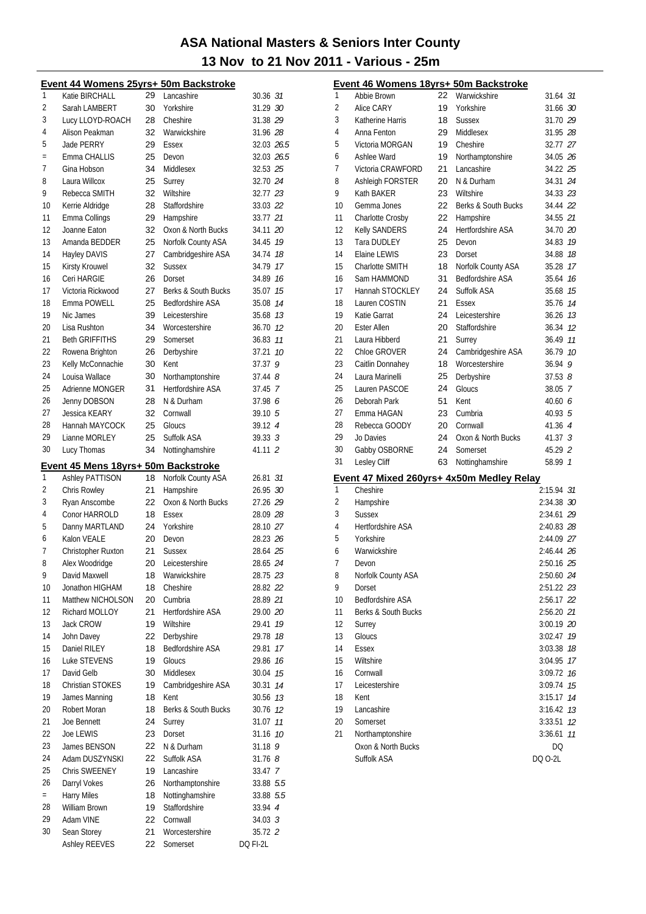# ASA National Masters & Seniors Inter County

## 13 Nov to 21 Nov 2011 - Various - 25m

### Event 44 Womens 25yrs+ 50m Backstroke

| Place | Name | Age | County | Time | Points |
|---|---|---|---|---|---|
| 1 | Katie BIRCHALL | 29 | Lancashire | 30.36 | 31 |
| 2 | Sarah LAMBERT | 30 | Yorkshire | 31.29 | 30 |
| 3 | Lucy LLOYD-ROACH | 28 | Cheshire | 31.38 | 29 |
| 4 | Alison Peakman | 32 | Warwickshire | 31.96 | 28 |
| 5 | Jade PERRY | 29 | Essex | 32.03 | 26.5 |
| = | Emma CHALLIS | 25 | Devon | 32.03 | 26.5 |
| 7 | Gina Hobson | 34 | Middlesex | 32.53 | 25 |
| 8 | Laura Willcox | 25 | Surrey | 32.70 | 24 |
| 9 | Rebecca SMITH | 32 | Wiltshire | 32.77 | 23 |
| 10 | Kerrie Aldridge | 28 | Staffordshire | 33.03 | 22 |
| 11 | Emma Collings | 29 | Hampshire | 33.77 | 21 |
| 12 | Joanne Eaton | 32 | Oxon & North Bucks | 34.11 | 20 |
| 13 | Amanda BEDDER | 25 | Norfolk County ASA | 34.45 | 19 |
| 14 | Hayley DAVIS | 27 | Cambridgeshire ASA | 34.74 | 18 |
| 15 | Kirsty Krouwel | 32 | Sussex | 34.79 | 17 |
| 16 | Ceri HARGIE | 26 | Dorset | 34.89 | 16 |
| 17 | Victoria Rickwood | 27 | Berks & South Bucks | 35.07 | 15 |
| 18 | Emma POWELL | 25 | Bedfordshire ASA | 35.08 | 14 |
| 19 | Nic James | 39 | Leicestershire | 35.68 | 13 |
| 20 | Lisa Rushton | 34 | Worcestershire | 36.70 | 12 |
| 21 | Beth GRIFFITHS | 29 | Somerset | 36.83 | 11 |
| 22 | Rowena Brighton | 26 | Derbyshire | 37.21 | 10 |
| 23 | Kelly McConnachie | 30 | Kent | 37.37 | 9 |
| 24 | Louisa Wallace | 30 | Northamptonshire | 37.44 | 8 |
| 25 | Adrienne MONGER | 31 | Hertfordshire ASA | 37.45 | 7 |
| 26 | Jenny DOBSON | 28 | N & Durham | 37.98 | 6 |
| 27 | Jessica KEARY | 32 | Cornwall | 39.10 | 5 |
| 28 | Hannah MAYCOCK | 25 | Gloucs | 39.12 | 4 |
| 29 | Lianne MORLEY | 25 | Suffolk ASA | 39.33 | 3 |
| 30 | Lucy Thomas | 34 | Nottinghamshire | 41.11 | 2 |

### Event 45 Mens 18yrs+ 50m Backstroke

| Place | Name | Age | County | Time | Points |
|---|---|---|---|---|---|
| 1 | Ashley PATTISON | 18 | Norfolk County ASA | 26.81 | 31 |
| 2 | Chris Rowley | 21 | Hampshire | 26.95 | 30 |
| 3 | Ryan Anscombe | 22 | Oxon & North Bucks | 27.26 | 29 |
| 4 | Conor HARROLD | 18 | Essex | 28.09 | 28 |
| 5 | Danny MARTLAND | 24 | Yorkshire | 28.10 | 27 |
| 6 | Kalon VEALE | 20 | Devon | 28.23 | 26 |
| 7 | Christopher Ruxton | 21 | Sussex | 28.64 | 25 |
| 8 | Alex Woodridge | 20 | Leicestershire | 28.65 | 24 |
| 9 | David Maxwell | 18 | Warwickshire | 28.75 | 23 |
| 10 | Jonathon HIGHAM | 18 | Cheshire | 28.82 | 22 |
| 11 | Matthew NICHOLSON | 20 | Cumbria | 28.89 | 21 |
| 12 | Richard MOLLOY | 21 | Hertfordshire ASA | 29.00 | 20 |
| 13 | Jack CROW | 19 | Wiltshire | 29.41 | 19 |
| 14 | John Davey | 22 | Derbyshire | 29.78 | 18 |
| 15 | Daniel RILEY | 18 | Bedfordshire ASA | 29.81 | 17 |
| 16 | Luke STEVENS | 19 | Gloucs | 29.86 | 16 |
| 17 | David Gelb | 30 | Middlesex | 30.04 | 15 |
| 18 | Christian STOKES | 19 | Cambridgeshire ASA | 30.31 | 14 |
| 19 | James Manning | 18 | Kent | 30.56 | 13 |
| 20 | Robert Moran | 18 | Berks & South Bucks | 30.76 | 12 |
| 21 | Joe Bennett | 24 | Surrey | 31.07 | 11 |
| 22 | Joe LEWIS | 23 | Dorset | 31.16 | 10 |
| 23 | James BENSON | 22 | N & Durham | 31.18 | 9 |
| 24 | Adam DUSZYNSKI | 22 | Suffolk ASA | 31.76 | 8 |
| 25 | Chris SWEENEY | 19 | Lancashire | 33.47 | 7 |
| 26 | Darryl Vokes | 26 | Northamptonshire | 33.88 | 5.5 |
| = | Harry Miles | 18 | Nottinghamshire | 33.88 | 5.5 |
| 28 | William Brown | 19 | Staffordshire | 33.94 | 4 |
| 29 | Adam VINE | 22 | Cornwall | 34.03 | 3 |
| 30 | Sean Storey | 21 | Worcestershire | 35.72 | 2 |
| | Ashley REEVES | 22 | Somerset | DQ FI-2L | |

### Event 46 Womens 18yrs+ 50m Backstroke

| Place | Name | Age | County | Time | Points |
|---|---|---|---|---|---|
| 1 | Abbie Brown | 22 | Warwickshire | 31.64 | 31 |
| 2 | Alice CARY | 19 | Yorkshire | 31.66 | 30 |
| 3 | Katherine Harris | 18 | Sussex | 31.70 | 29 |
| 4 | Anna Fenton | 29 | Middlesex | 31.95 | 28 |
| 5 | Victoria MORGAN | 19 | Cheshire | 32.77 | 27 |
| 6 | Ashlee Ward | 19 | Northamptonshire | 34.05 | 26 |
| 7 | Victoria CRAWFORD | 21 | Lancashire | 34.22 | 25 |
| 8 | Ashleigh FORSTER | 20 | N & Durham | 34.31 | 24 |
| 9 | Kath BAKER | 23 | Wiltshire | 34.33 | 23 |
| 10 | Gemma Jones | 22 | Berks & South Bucks | 34.44 | 22 |
| 11 | Charlotte Crosby | 22 | Hampshire | 34.55 | 21 |
| 12 | Kelly SANDERS | 24 | Hertfordshire ASA | 34.70 | 20 |
| 13 | Tara DUDLEY | 25 | Devon | 34.83 | 19 |
| 14 | Elaine LEWIS | 23 | Dorset | 34.88 | 18 |
| 15 | Charlotte SMITH | 18 | Norfolk County ASA | 35.28 | 17 |
| 16 | Sam HAMMOND | 31 | Bedfordshire ASA | 35.64 | 16 |
| 17 | Hannah STOCKLEY | 24 | Suffolk ASA | 35.68 | 15 |
| 18 | Lauren COSTIN | 21 | Essex | 35.76 | 14 |
| 19 | Katie Garrat | 24 | Leicestershire | 36.26 | 13 |
| 20 | Ester Allen | 20 | Staffordshire | 36.34 | 12 |
| 21 | Laura Hibberd | 21 | Surrey | 36.49 | 11 |
| 22 | Chloe GROVER | 24 | Cambridgeshire ASA | 36.79 | 10 |
| 23 | Caitlin Donnahey | 18 | Worcestershire | 36.94 | 9 |
| 24 | Laura Marinelli | 25 | Derbyshire | 37.53 | 8 |
| 25 | Lauren PASCOE | 24 | Gloucs | 38.05 | 7 |
| 26 | Deborah Park | 51 | Kent | 40.60 | 6 |
| 27 | Emma HAGAN | 23 | Cumbria | 40.93 | 5 |
| 28 | Rebecca GOODY | 20 | Cornwall | 41.36 | 4 |
| 29 | Jo Davies | 24 | Oxon & North Bucks | 41.37 | 3 |
| 30 | Gabby OSBORNE | 24 | Somerset | 45.29 | 2 |
| 31 | Lesley Cliff | 63 | Nottinghamshire | 58.99 | 1 |

### Event 47 Mixed 260yrs+ 4x50m Medley Relay

| Place | County | Time | Points |
|---|---|---|---|
| 1 | Cheshire | 2:15.94 | 31 |
| 2 | Hampshire | 2:34.38 | 30 |
| 3 | Sussex | 2:34.61 | 29 |
| 4 | Hertfordshire ASA | 2:40.83 | 28 |
| 5 | Yorkshire | 2:44.09 | 27 |
| 6 | Warwickshire | 2:46.44 | 26 |
| 7 | Devon | 2:50.16 | 25 |
| 8 | Norfolk County ASA | 2:50.60 | 24 |
| 9 | Dorset | 2:51.22 | 23 |
| 10 | Bedfordshire ASA | 2:56.17 | 22 |
| 11 | Berks & South Bucks | 2:56.20 | 21 |
| 12 | Surrey | 3:00.19 | 20 |
| 13 | Gloucs | 3:02.47 | 19 |
| 14 | Essex | 3:03.38 | 18 |
| 15 | Wiltshire | 3:04.95 | 17 |
| 16 | Cornwall | 3:09.72 | 16 |
| 17 | Leicestershire | 3:09.74 | 15 |
| 18 | Kent | 3:15.17 | 14 |
| 19 | Lancashire | 3:16.42 | 13 |
| 20 | Somerset | 3:33.51 | 12 |
| 21 | Northamptonshire | 3:36.61 | 11 |
| | Oxon & North Bucks | DQ | |
| | Suffolk ASA | DQ O-2L | |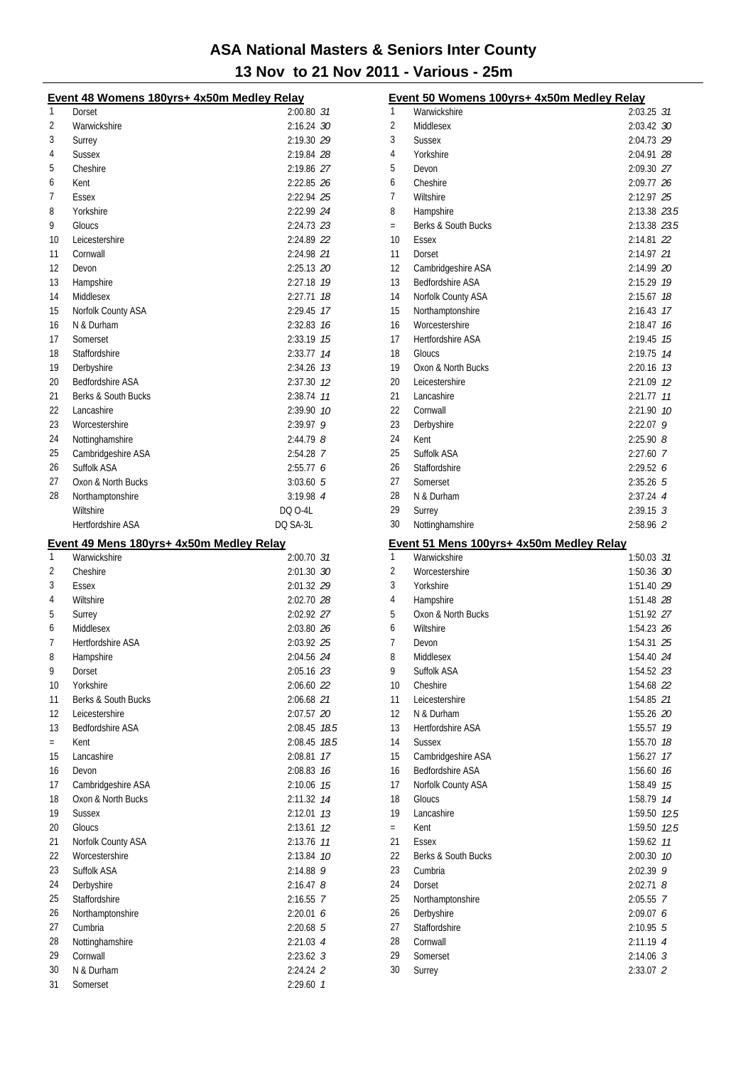# ASA National Masters & Seniors Inter County

## 13 Nov to 21 Nov 2011 - Various - 25m

### Event 48 Womens 180yrs+ 4x50m Medley Relay

| Place | Team | Time | Points |
|---|---|---|---|
| 1 | Dorset | 2:00.80 | 31 |
| 2 | Warwickshire | 2:16.24 | 30 |
| 3 | Surrey | 2:19.30 | 29 |
| 4 | Sussex | 2:19.84 | 28 |
| 5 | Cheshire | 2:19.86 | 27 |
| 6 | Kent | 2:22.85 | 26 |
| 7 | Essex | 2:22.94 | 25 |
| 8 | Yorkshire | 2:22.99 | 24 |
| 9 | Gloucs | 2:24.73 | 23 |
| 10 | Leicestershire | 2:24.89 | 22 |
| 11 | Cornwall | 2:24.98 | 21 |
| 12 | Devon | 2:25.13 | 20 |
| 13 | Hampshire | 2:27.18 | 19 |
| 14 | Middlesex | 2:27.71 | 18 |
| 15 | Norfolk County ASA | 2:29.45 | 17 |
| 16 | N & Durham | 2:32.83 | 16 |
| 17 | Somerset | 2:33.19 | 15 |
| 18 | Staffordshire | 2:33.77 | 14 |
| 19 | Derbyshire | 2:34.26 | 13 |
| 20 | Bedfordshire ASA | 2:37.30 | 12 |
| 21 | Berks & South Bucks | 2:38.74 | 11 |
| 22 | Lancashire | 2:39.90 | 10 |
| 23 | Worcestershire | 2:39.97 | 9 |
| 24 | Nottinghamshire | 2:44.79 | 8 |
| 25 | Cambridgeshire ASA | 2:54.28 | 7 |
| 26 | Suffolk ASA | 2:55.77 | 6 |
| 27 | Oxon & North Bucks | 3:03.60 | 5 |
| 28 | Northamptonshire | 3:19.98 | 4 |
| | Wiltshire | DQ O-4L | |
| | Hertfordshire ASA | DQ SA-3L | |

### Event 49 Mens 180yrs+ 4x50m Medley Relay

| Place | Team | Time | Points |
|---|---|---|---|
| 1 | Warwickshire | 2:00.70 | 31 |
| 2 | Cheshire | 2:01.30 | 30 |
| 3 | Essex | 2:01.32 | 29 |
| 4 | Wiltshire | 2:02.70 | 28 |
| 5 | Surrey | 2:02.92 | 27 |
| 6 | Middlesex | 2:03.80 | 26 |
| 7 | Hertfordshire ASA | 2:03.92 | 25 |
| 8 | Hampshire | 2:04.56 | 24 |
| 9 | Dorset | 2:05.16 | 23 |
| 10 | Yorkshire | 2:06.60 | 22 |
| 11 | Berks & South Bucks | 2:06.68 | 21 |
| 12 | Leicestershire | 2:07.57 | 20 |
| 13 | Bedfordshire ASA | 2:08.45 | 18.5 |
| = | Kent | 2:08.45 | 18.5 |
| 15 | Lancashire | 2:08.81 | 17 |
| 16 | Devon | 2:08.83 | 16 |
| 17 | Cambridgeshire ASA | 2:10.06 | 15 |
| 18 | Oxon & North Bucks | 2:11.32 | 14 |
| 19 | Sussex | 2:12.01 | 13 |
| 20 | Gloucs | 2:13.61 | 12 |
| 21 | Norfolk County ASA | 2:13.76 | 11 |
| 22 | Worcestershire | 2:13.84 | 10 |
| 23 | Suffolk ASA | 2:14.88 | 9 |
| 24 | Derbyshire | 2:16.47 | 8 |
| 25 | Staffordshire | 2:16.55 | 7 |
| 26 | Northamptonshire | 2:20.01 | 6 |
| 27 | Cumbria | 2:20.68 | 5 |
| 28 | Nottinghamshire | 2:21.03 | 4 |
| 29 | Cornwall | 2:23.62 | 3 |
| 30 | N & Durham | 2:24.24 | 2 |
| 31 | Somerset | 2:29.60 | 1 |

### Event 50 Womens 100yrs+ 4x50m Medley Relay

| Place | Team | Time | Points |
|---|---|---|---|
| 1 | Warwickshire | 2:03.25 | 31 |
| 2 | Middlesex | 2:03.42 | 30 |
| 3 | Sussex | 2:04.73 | 29 |
| 4 | Yorkshire | 2:04.91 | 28 |
| 5 | Devon | 2:09.30 | 27 |
| 6 | Cheshire | 2:09.77 | 26 |
| 7 | Wiltshire | 2:12.97 | 25 |
| 8 | Hampshire | 2:13.38 | 23.5 |
| = | Berks & South Bucks | 2:13.38 | 23.5 |
| 10 | Essex | 2:14.81 | 22 |
| 11 | Dorset | 2:14.97 | 21 |
| 12 | Cambridgeshire ASA | 2:14.99 | 20 |
| 13 | Bedfordshire ASA | 2:15.29 | 19 |
| 14 | Norfolk County ASA | 2:15.67 | 18 |
| 15 | Northamptonshire | 2:16.43 | 17 |
| 16 | Worcestershire | 2:18.47 | 16 |
| 17 | Hertfordshire ASA | 2:19.45 | 15 |
| 18 | Gloucs | 2:19.75 | 14 |
| 19 | Oxon & North Bucks | 2:20.16 | 13 |
| 20 | Leicestershire | 2:21.09 | 12 |
| 21 | Lancashire | 2:21.77 | 11 |
| 22 | Cornwall | 2:21.90 | 10 |
| 23 | Derbyshire | 2:22.07 | 9 |
| 24 | Kent | 2:25.90 | 8 |
| 25 | Suffolk ASA | 2:27.60 | 7 |
| 26 | Staffordshire | 2:29.52 | 6 |
| 27 | Somerset | 2:35.26 | 5 |
| 28 | N & Durham | 2:37.24 | 4 |
| 29 | Surrey | 2:39.15 | 3 |
| 30 | Nottinghamshire | 2:58.96 | 2 |

### Event 51 Mens 100yrs+ 4x50m Medley Relay

| Place | Team | Time | Points |
|---|---|---|---|
| 1 | Warwickshire | 1:50.03 | 31 |
| 2 | Worcestershire | 1:50.36 | 30 |
| 3 | Yorkshire | 1:51.40 | 29 |
| 4 | Hampshire | 1:51.48 | 28 |
| 5 | Oxon & North Bucks | 1:51.92 | 27 |
| 6 | Wiltshire | 1:54.23 | 26 |
| 7 | Devon | 1:54.31 | 25 |
| 8 | Middlesex | 1:54.40 | 24 |
| 9 | Suffolk ASA | 1:54.52 | 23 |
| 10 | Cheshire | 1:54.68 | 22 |
| 11 | Leicestershire | 1:54.85 | 21 |
| 12 | N & Durham | 1:55.26 | 20 |
| 13 | Hertfordshire ASA | 1:55.57 | 19 |
| 14 | Sussex | 1:55.70 | 18 |
| 15 | Cambridgeshire ASA | 1:56.27 | 17 |
| 16 | Bedfordshire ASA | 1:56.60 | 16 |
| 17 | Norfolk County ASA | 1:58.49 | 15 |
| 18 | Gloucs | 1:58.79 | 14 |
| 19 | Lancashire | 1:59.50 | 12.5 |
| = | Kent | 1:59.50 | 12.5 |
| 21 | Essex | 1:59.62 | 11 |
| 22 | Berks & South Bucks | 2:00.30 | 10 |
| 23 | Cumbria | 2:02.39 | 9 |
| 24 | Dorset | 2:02.71 | 8 |
| 25 | Northamptonshire | 2:05.55 | 7 |
| 26 | Derbyshire | 2:09.07 | 6 |
| 27 | Staffordshire | 2:10.95 | 5 |
| 28 | Cornwall | 2:11.19 | 4 |
| 29 | Somerset | 2:14.06 | 3 |
| 30 | Surrey | 2:33.07 | 2 |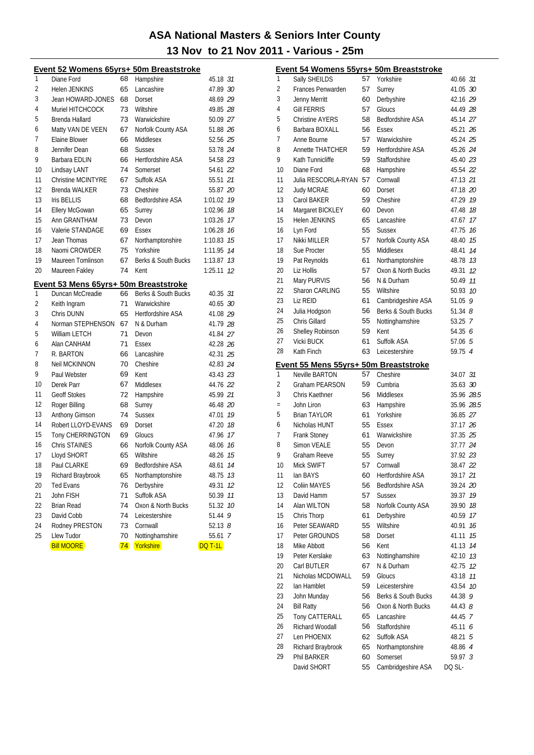# ASA National Masters & Seniors Inter County

## 13 Nov to 21 Nov 2011 - Various - 25m

### Event 52 Womens 65yrs+ 50m Breaststroke

| Pos | Name | Age | County | Time | Pts |
|---|---|---|---|---|---|
| 1 | Diane Ford | 68 | Hampshire | 45.18 | 31 |
| 2 | Helen JENKINS | 65 | Lancashire | 47.89 | 30 |
| 3 | Jean HOWARD-JONES | 68 | Dorset | 48.69 | 29 |
| 4 | Muriel HITCHCOCK | 73 | Wiltshire | 49.85 | 28 |
| 5 | Brenda Hallard | 73 | Warwickshire | 50.09 | 27 |
| 6 | Matty VAN DE VEEN | 67 | Norfolk County ASA | 51.88 | 26 |
| 7 | Elaine Blower | 66 | Middlesex | 52.56 | 25 |
| 8 | Jennifer Dean | 68 | Sussex | 53.78 | 24 |
| 9 | Barbara EDLIN | 66 | Hertfordshire ASA | 54.58 | 23 |
| 10 | Lindsay LANT | 74 | Somerset | 54.61 | 22 |
| 11 | Christine MCINTYRE | 67 | Suffolk ASA | 55.51 | 21 |
| 12 | Brenda WALKER | 73 | Cheshire | 55.87 | 20 |
| 13 | Iris BELLIS | 68 | Bedfordshire ASA | 1:01.02 | 19 |
| 14 | Ellery McGowan | 65 | Surrey | 1:02.96 | 18 |
| 15 | Ann GRANTHAM | 73 | Devon | 1:03.26 | 17 |
| 16 | Valerie STANDAGE | 69 | Essex | 1:06.28 | 16 |
| 17 | Jean Thomas | 67 | Northamptonshire | 1:10.83 | 15 |
| 18 | Naomi CROWDER | 75 | Yorkshire | 1:11.95 | 14 |
| 19 | Maureen Tomlinson | 67 | Berks & South Bucks | 1:13.87 | 13 |
| 20 | Maureen Fakley | 74 | Kent | 1:25.11 | 12 |

### Event 53 Mens 65yrs+ 50m Breaststroke

| Pos | Name | Age | County | Time | Pts |
|---|---|---|---|---|---|
| 1 | Duncan McCreadie | 66 | Berks & South Bucks | 40.35 | 31 |
| 2 | Keith Ingram | 71 | Warwickshire | 40.65 | 30 |
| 3 | Chris DUNN | 65 | Hertfordshire ASA | 41.08 | 29 |
| 4 | Norman STEPHENSON | 67 | N & Durham | 41.79 | 28 |
| 5 | William LETCH | 71 | Devon | 41.84 | 27 |
| 6 | Alan CANHAM | 71 | Essex | 42.28 | 26 |
| 7 | R. BARTON | 66 | Lancashire | 42.31 | 25 |
| 8 | Neil MCKINNON | 70 | Cheshire | 42.83 | 24 |
| 9 | Paul Webster | 69 | Kent | 43.43 | 23 |
| 10 | Derek Parr | 67 | Middlesex | 44.76 | 22 |
| 11 | Geoff Stokes | 72 | Hampshire | 45.99 | 21 |
| 12 | Roger Billing | 68 | Surrey | 46.48 | 20 |
| 13 | Anthony Gimson | 74 | Sussex | 47.01 | 19 |
| 14 | Robert LLOYD-EVANS | 69 | Dorset | 47.20 | 18 |
| 15 | Tony CHERRINGTON | 69 | Gloucs | 47.96 | 17 |
| 16 | Chris STAINES | 66 | Norfolk County ASA | 48.06 | 16 |
| 17 | Lloyd SHORT | 65 | Wiltshire | 48.26 | 15 |
| 18 | Paul CLARKE | 69 | Bedfordshire ASA | 48.61 | 14 |
| 19 | Richard Braybrook | 65 | Northamptonshire | 48.75 | 13 |
| 20 | Ted Evans | 76 | Derbyshire | 49.31 | 12 |
| 21 | John FISH | 71 | Suffolk ASA | 50.39 | 11 |
| 22 | Brian Read | 74 | Oxon & North Bucks | 51.32 | 10 |
| 23 | David Cobb | 74 | Leicestershire | 51.44 | 9 |
| 24 | Rodney PRESTON | 73 | Cornwall | 52.13 | 8 |
| 25 | Llew Tudor | 70 | Nottinghamshire | 55.61 | 7 |
| | Bill MOORE | 74 | Yorkshire | DQ T-1L | |

### Event 54 Womens 55yrs+ 50m Breaststroke

| Pos | Name | Age | County | Time | Pts |
|---|---|---|---|---|---|
| 1 | Sally SHEILDS | 57 | Yorkshire | 40.66 | 31 |
| 2 | Frances Penwarden | 57 | Surrey | 41.05 | 30 |
| 3 | Jenny Merritt | 60 | Derbyshire | 42.16 | 29 |
| 4 | Gill FERRIS | 57 | Gloucs | 44.49 | 28 |
| 5 | Christine AYERS | 58 | Bedfordshire ASA | 45.14 | 27 |
| 6 | Barbara BOXALL | 56 | Essex | 45.21 | 26 |
| 7 | Anne Bourne | 57 | Warwickshire | 45.24 | 25 |
| 8 | Annette THATCHER | 59 | Hertfordshire ASA | 45.26 | 24 |
| 9 | Kath Tunnicliffe | 59 | Staffordshire | 45.40 | 23 |
| 10 | Diane Ford | 68 | Hampshire | 45.54 | 22 |
| 11 | Julia RESCORLA-RYAN | 57 | Cornwall | 47.13 | 21 |
| 12 | Judy MCRAE | 60 | Dorset | 47.18 | 20 |
| 13 | Carol BAKER | 59 | Cheshire | 47.29 | 19 |
| 14 | Margaret BICKLEY | 60 | Devon | 47.48 | 18 |
| 15 | Helen JENKINS | 65 | Lancashire | 47.67 | 17 |
| 16 | Lyn Ford | 55 | Sussex | 47.75 | 16 |
| 17 | Nikki MILLER | 57 | Norfolk County ASA | 48.40 | 15 |
| 18 | Sue Procter | 55 | Middlesex | 48.41 | 14 |
| 19 | Pat Reynolds | 61 | Northamptonshire | 48.78 | 13 |
| 20 | Liz Hollis | 57 | Oxon & North Bucks | 49.31 | 12 |
| 21 | Mary PURVIS | 56 | N & Durham | 50.49 | 11 |
| 22 | Sharon CARLING | 55 | Wiltshire | 50.93 | 10 |
| 23 | Liz REID | 61 | Cambridgeshire ASA | 51.05 | 9 |
| 24 | Julia Hodgson | 56 | Berks & South Bucks | 51.34 | 8 |
| 25 | Chris Gillard | 55 | Nottinghamshire | 53.25 | 7 |
| 26 | Shelley Robinson | 59 | Kent | 54.35 | 6 |
| 27 | Vicki BUCK | 61 | Suffolk ASA | 57.06 | 5 |
| 28 | Kath Finch | 63 | Leicestershire | 59.75 | 4 |

### Event 55 Mens 55yrs+ 50m Breaststroke

| Pos | Name | Age | County | Time | Pts |
|---|---|---|---|---|---|
| 1 | Neville BARTON | 57 | Cheshire | 34.07 | 31 |
| 2 | Graham PEARSON | 59 | Cumbria | 35.63 | 30 |
| 3 | Chris Kaethner | 56 | Middlesex | 35.96 | 28.5 |
| = | John Liron | 63 | Hampshire | 35.96 | 28.5 |
| 5 | Brian TAYLOR | 61 | Yorkshire | 36.85 | 27 |
| 6 | Nicholas HUNT | 55 | Essex | 37.17 | 26 |
| 7 | Frank Stoney | 61 | Warwickshire | 37.35 | 25 |
| 8 | Simon VEALE | 55 | Devon | 37.77 | 24 |
| 9 | Graham Reeve | 55 | Surrey | 37.92 | 23 |
| 10 | Mick SWIFT | 57 | Cornwall | 38.47 | 22 |
| 11 | Ian BAYS | 60 | Hertfordshire ASA | 39.17 | 21 |
| 12 | Coliin MAYES | 56 | Bedfordshire ASA | 39.24 | 20 |
| 13 | David Hamm | 57 | Sussex | 39.37 | 19 |
| 14 | Alan WILTON | 58 | Norfolk County ASA | 39.90 | 18 |
| 15 | Chris Thorp | 61 | Derbyshire | 40.59 | 17 |
| 16 | Peter SEAWARD | 55 | Wiltshire | 40.91 | 16 |
| 17 | Peter GROUNDS | 58 | Dorset | 41.11 | 15 |
| 18 | Mike Abbott | 56 | Kent | 41.13 | 14 |
| 19 | Peter Kerslake | 63 | Nottinghamshire | 42.10 | 13 |
| 20 | Carl BUTLER | 67 | N & Durham | 42.75 | 12 |
| 21 | Nicholas MCDOWALL | 59 | Gloucs | 43.18 | 11 |
| 22 | Ian Hamblet | 59 | Leicestershire | 43.54 | 10 |
| 23 | John Munday | 56 | Berks & South Bucks | 44.38 | 9 |
| 24 | Bill Ratty | 56 | Oxon & North Bucks | 44.43 | 8 |
| 25 | Tony CATTERALL | 65 | Lancashire | 44.45 | 7 |
| 26 | Richard Woodall | 56 | Staffordshire | 45.11 | 6 |
| 27 | Len PHOENIX | 62 | Suffolk ASA | 48.21 | 5 |
| 28 | Richard Braybrook | 65 | Northamptonshire | 48.86 | 4 |
| 29 | Phil BARKER | 60 | Somerset | 59.97 | 3 |
| | David SHORT | 55 | Cambridgeshire ASA | DQ SL- | |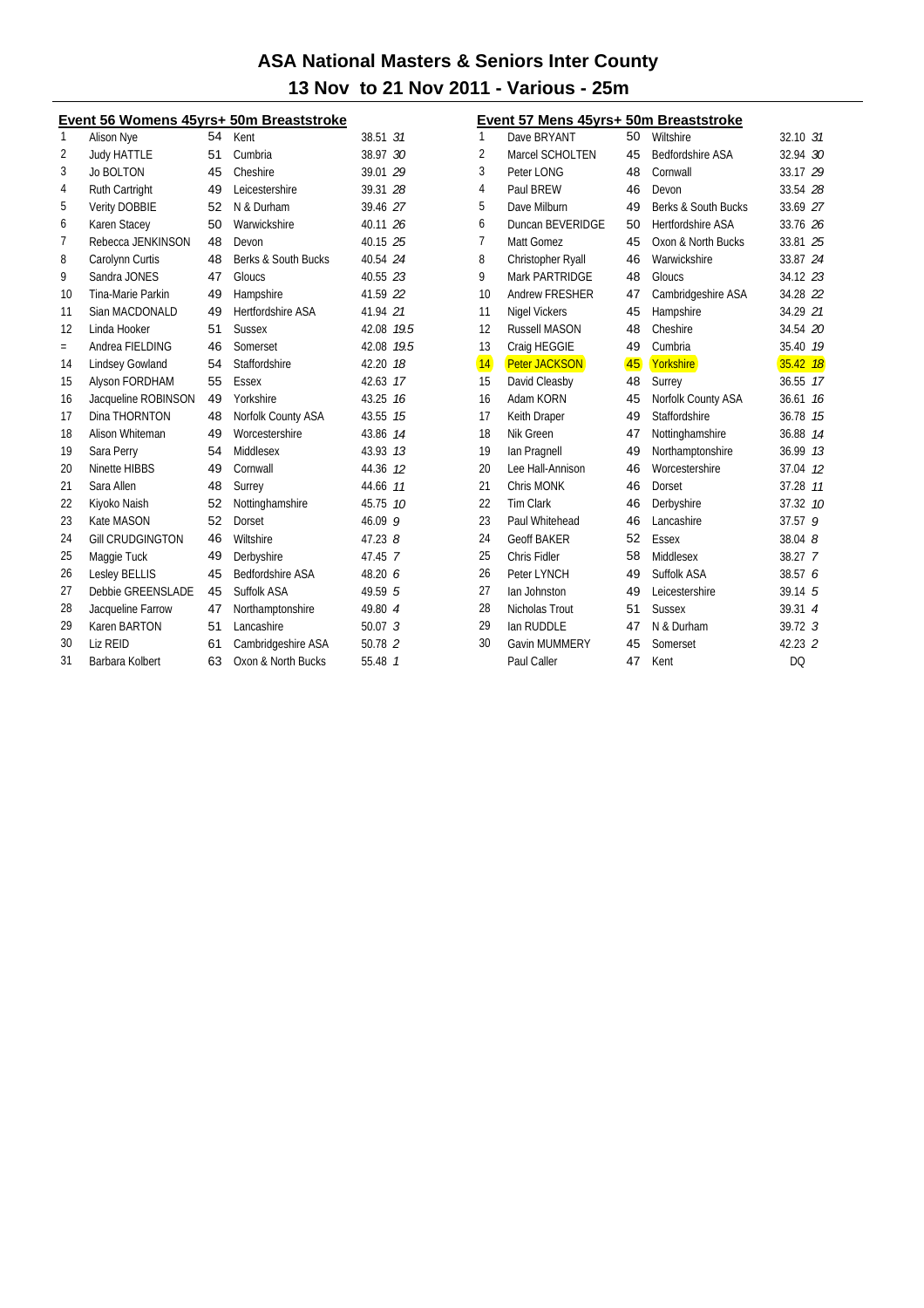# ASA National Masters & Seniors Inter County

## 13 Nov to 21 Nov 2011 - Various - 25m

### Event 56 Womens 45yrs+ 50m Breaststroke

| Place | Name | Age | County | Time | Points |
|---|---|---|---|---|---|
| 1 | Alison Nye | 54 | Kent | 38.51 | *31* |
| 2 | Judy HATTLE | 51 | Cumbria | 38.97 | *30* |
| 3 | Jo BOLTON | 45 | Cheshire | 39.01 | *29* |
| 4 | Ruth Cartright | 49 | Leicestershire | 39.31 | *28* |
| 5 | Verity DOBBIE | 52 | N & Durham | 39.46 | *27* |
| 6 | Karen Stacey | 50 | Warwickshire | 40.11 | *26* |
| 7 | Rebecca JENKINSON | 48 | Devon | 40.15 | *25* |
| 8 | Carolynn Curtis | 48 | Berks & South Bucks | 40.54 | *24* |
| 9 | Sandra JONES | 47 | Gloucs | 40.55 | *23* |
| 10 | Tina-Marie Parkin | 49 | Hampshire | 41.59 | *22* |
| 11 | Sian MACDONALD | 49 | Hertfordshire ASA | 41.94 | *21* |
| 12 | Linda Hooker | 51 | Sussex | 42.08 | *19.5* |
| = | Andrea FIELDING | 46 | Somerset | 42.08 | *19.5* |
| 14 | Lindsey Gowland | 54 | Staffordshire | 42.20 | *18* |
| 15 | Alyson FORDHAM | 55 | Essex | 42.63 | *17* |
| 16 | Jacqueline ROBINSON | 49 | Yorkshire | 43.25 | *16* |
| 17 | Dina THORNTON | 48 | Norfolk County ASA | 43.55 | *15* |
| 18 | Alison Whiteman | 49 | Worcestershire | 43.86 | *14* |
| 19 | Sara Perry | 54 | Middlesex | 43.93 | *13* |
| 20 | Ninette HIBBS | 49 | Cornwall | 44.36 | *12* |
| 21 | Sara Allen | 48 | Surrey | 44.66 | *11* |
| 22 | Kiyoko Naish | 52 | Nottinghamshire | 45.75 | *10* |
| 23 | Kate MASON | 52 | Dorset | 46.09 | *9* |
| 24 | Gill CRUDGINGTON | 46 | Wiltshire | 47.23 | *8* |
| 25 | Maggie Tuck | 49 | Derbyshire | 47.45 | *7* |
| 26 | Lesley BELLIS | 45 | Bedfordshire ASA | 48.20 | *6* |
| 27 | Debbie GREENSLADE | 45 | Suffolk ASA | 49.59 | *5* |
| 28 | Jacqueline Farrow | 47 | Northamptonshire | 49.80 | *4* |
| 29 | Karen BARTON | 51 | Lancashire | 50.07 | *3* |
| 30 | Liz REID | 61 | Cambridgeshire ASA | 50.78 | *2* |
| 31 | Barbara Kolbert | 63 | Oxon & North Bucks | 55.48 | *1* |

### Event 57 Mens 45yrs+ 50m Breaststroke

| Place | Name | Age | County | Time | Points |
|---|---|---|---|---|---|
| 1 | Dave BRYANT | 50 | Wiltshire | 32.10 | *31* |
| 2 | Marcel SCHOLTEN | 45 | Bedfordshire ASA | 32.94 | *30* |
| 3 | Peter LONG | 48 | Cornwall | 33.17 | *29* |
| 4 | Paul BREW | 46 | Devon | 33.54 | *28* |
| 5 | Dave Milburn | 49 | Berks & South Bucks | 33.69 | *27* |
| 6 | Duncan BEVERIDGE | 50 | Hertfordshire ASA | 33.76 | *26* |
| 7 | Matt Gomez | 45 | Oxon & North Bucks | 33.81 | *25* |
| 8 | Christopher Ryall | 46 | Warwickshire | 33.87 | *24* |
| 9 | Mark PARTRIDGE | 48 | Gloucs | 34.12 | *23* |
| 10 | Andrew FRESHER | 47 | Cambridgeshire ASA | 34.28 | *22* |
| 11 | Nigel Vickers | 45 | Hampshire | 34.29 | *21* |
| 12 | Russell MASON | 48 | Cheshire | 34.54 | *20* |
| 13 | Craig HEGGIE | 49 | Cumbria | 35.40 | *19* |
| 14 | Peter JACKSON | 45 | Yorkshire | 35.42 | *18* |
| 15 | David Cleasby | 48 | Surrey | 36.55 | *17* |
| 16 | Adam KORN | 45 | Norfolk County ASA | 36.61 | *16* |
| 17 | Keith Draper | 49 | Staffordshire | 36.78 | *15* |
| 18 | Nik Green | 47 | Nottinghamshire | 36.88 | *14* |
| 19 | Ian Pragnell | 49 | Northamptonshire | 36.99 | *13* |
| 20 | Lee Hall-Annison | 46 | Worcestershire | 37.04 | *12* |
| 21 | Chris MONK | 46 | Dorset | 37.28 | *11* |
| 22 | Tim Clark | 46 | Derbyshire | 37.32 | *10* |
| 23 | Paul Whitehead | 46 | Lancashire | 37.57 | *9* |
| 24 | Geoff BAKER | 52 | Essex | 38.04 | *8* |
| 25 | Chris Fidler | 58 | Middlesex | 38.27 | *7* |
| 26 | Peter LYNCH | 49 | Suffolk ASA | 38.57 | *6* |
| 27 | Ian Johnston | 49 | Leicestershire | 39.14 | *5* |
| 28 | Nicholas Trout | 51 | Sussex | 39.31 | *4* |
| 29 | Ian RUDDLE | 47 | N & Durham | 39.72 | *3* |
| 30 | Gavin MUMMERY | 45 | Somerset | 42.23 | *2* |
| | Paul Caller | 47 | Kent | DQ | |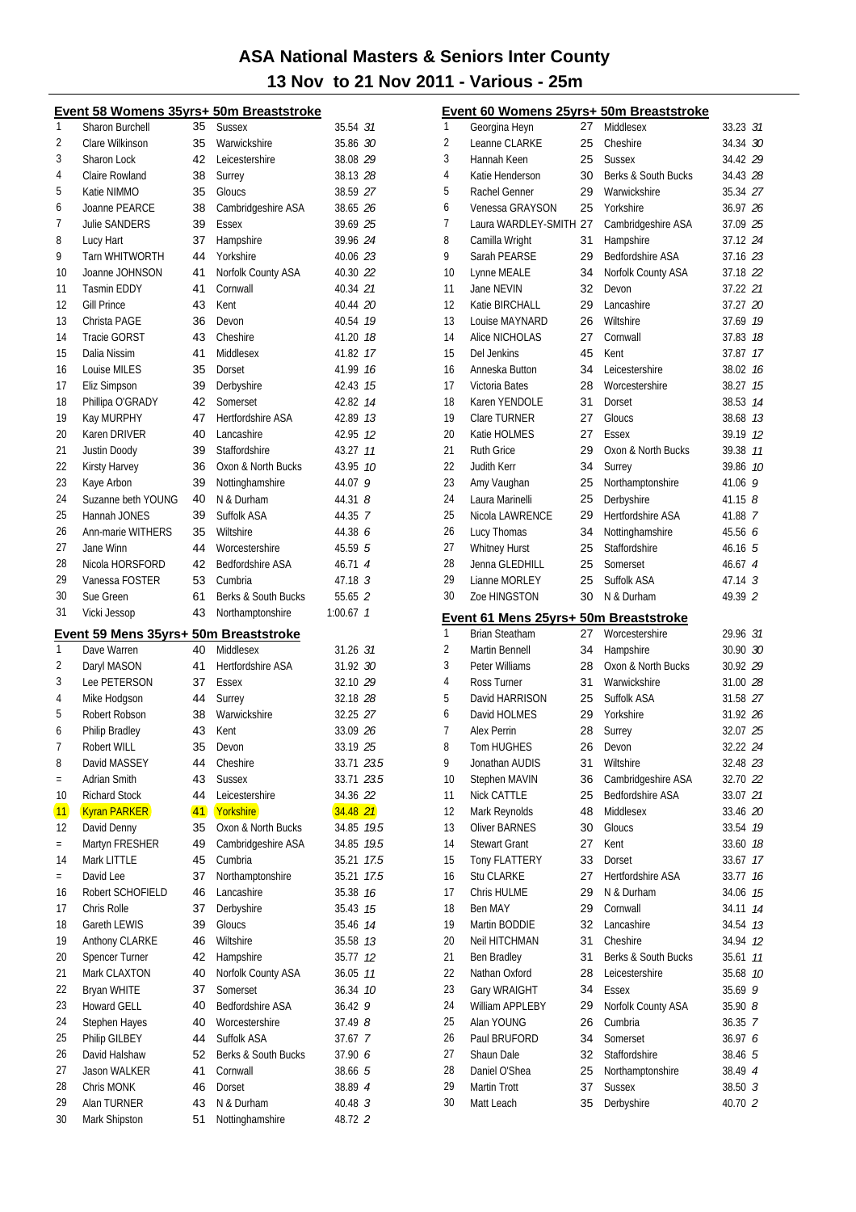# ASA National Masters & Seniors Inter County

## 13 Nov to 21 Nov 2011 - Various - 25m

### Event 58 Womens 35yrs+ 50m Breaststroke

| Place | Name | Age | County | Time | Points |
|---|---|---|---|---|---|
| 1 | Sharon Burchell | 35 | Sussex | 35.54 | 31 |
| 2 | Clare Wilkinson | 35 | Warwickshire | 35.86 | 30 |
| 3 | Sharon Lock | 42 | Leicestershire | 38.08 | 29 |
| 4 | Claire Rowland | 38 | Surrey | 38.13 | 28 |
| 5 | Katie NIMMO | 35 | Gloucs | 38.59 | 27 |
| 6 | Joanne PEARCE | 38 | Cambridgeshire ASA | 38.65 | 26 |
| 7 | Julie SANDERS | 39 | Essex | 39.69 | 25 |
| 8 | Lucy Hart | 37 | Hampshire | 39.96 | 24 |
| 9 | Tarn WHITWORTH | 44 | Yorkshire | 40.06 | 23 |
| 10 | Joanne JOHNSON | 41 | Norfolk County ASA | 40.30 | 22 |
| 11 | Tasmin EDDY | 41 | Cornwall | 40.34 | 21 |
| 12 | Gill Prince | 43 | Kent | 40.44 | 20 |
| 13 | Christa PAGE | 36 | Devon | 40.54 | 19 |
| 14 | Tracie GORST | 43 | Cheshire | 41.20 | 18 |
| 15 | Dalia Nissim | 41 | Middlesex | 41.82 | 17 |
| 16 | Louise MILES | 35 | Dorset | 41.99 | 16 |
| 17 | Eliz Simpson | 39 | Derbyshire | 42.43 | 15 |
| 18 | Phillipa O'GRADY | 42 | Somerset | 42.82 | 14 |
| 19 | Kay MURPHY | 47 | Hertfordshire ASA | 42.89 | 13 |
| 20 | Karen DRIVER | 40 | Lancashire | 42.95 | 12 |
| 21 | Justin Doody | 39 | Staffordshire | 43.27 | 11 |
| 22 | Kirsty Harvey | 36 | Oxon & North Bucks | 43.95 | 10 |
| 23 | Kaye Arbon | 39 | Nottinghamshire | 44.07 | 9 |
| 24 | Suzanne beth YOUNG | 40 | N & Durham | 44.31 | 8 |
| 25 | Hannah JONES | 39 | Suffolk ASA | 44.35 | 7 |
| 26 | Ann-marie WITHERS | 35 | Wiltshire | 44.38 | 6 |
| 27 | Jane Winn | 44 | Worcestershire | 45.59 | 5 |
| 28 | Nicola HORSFORD | 42 | Bedfordshire ASA | 46.71 | 4 |
| 29 | Vanessa FOSTER | 53 | Cumbria | 47.18 | 3 |
| 30 | Sue Green | 61 | Berks & South Bucks | 55.65 | 2 |
| 31 | Vicki Jessop | 43 | Northamptonshire | 1:00.67 | 1 |

### Event 59 Mens 35yrs+ 50m Breaststroke

| Place | Name | Age | County | Time | Points |
|---|---|---|---|---|---|
| 1 | Dave Warren | 40 | Middlesex | 31.26 | 31 |
| 2 | Daryl MASON | 41 | Hertfordshire ASA | 31.92 | 30 |
| 3 | Lee PETERSON | 37 | Essex | 32.10 | 29 |
| 4 | Mike Hodgson | 44 | Surrey | 32.18 | 28 |
| 5 | Robert Robson | 38 | Warwickshire | 32.25 | 27 |
| 6 | Philip Bradley | 43 | Kent | 33.09 | 26 |
| 7 | Robert WILL | 35 | Devon | 33.19 | 25 |
| 8 | David MASSEY | 44 | Cheshire | 33.71 | 23.5 |
| = | Adrian Smith | 43 | Sussex | 33.71 | 23.5 |
| 10 | Richard Stock | 44 | Leicestershire | 34.36 | 22 |
| 11 | Kyran PARKER | 41 | Yorkshire | 34.48 | 21 |
| 12 | David Denny | 35 | Oxon & North Bucks | 34.85 | 19.5 |
| = | Martyn FRESHER | 49 | Cambridgeshire ASA | 34.85 | 19.5 |
| 14 | Mark LITTLE | 45 | Cumbria | 35.21 | 17.5 |
| = | David Lee | 37 | Northamptonshire | 35.21 | 17.5 |
| 16 | Robert SCHOFIELD | 46 | Lancashire | 35.38 | 16 |
| 17 | Chris Rolle | 37 | Derbyshire | 35.43 | 15 |
| 18 | Gareth LEWIS | 39 | Gloucs | 35.46 | 14 |
| 19 | Anthony CLARKE | 46 | Wiltshire | 35.58 | 13 |
| 20 | Spencer Turner | 42 | Hampshire | 35.77 | 12 |
| 21 | Mark CLAXTON | 40 | Norfolk County ASA | 36.05 | 11 |
| 22 | Bryan WHITE | 37 | Somerset | 36.34 | 10 |
| 23 | Howard GELL | 40 | Bedfordshire ASA | 36.42 | 9 |
| 24 | Stephen Hayes | 40 | Worcestershire | 37.49 | 8 |
| 25 | Philip GILBEY | 44 | Suffolk ASA | 37.67 | 7 |
| 26 | David Halshaw | 52 | Berks & South Bucks | 37.90 | 6 |
| 27 | Jason WALKER | 41 | Cornwall | 38.66 | 5 |
| 28 | Chris MONK | 46 | Dorset | 38.89 | 4 |
| 29 | Alan TURNER | 43 | N & Durham | 40.48 | 3 |
| 30 | Mark Shipston | 51 | Nottinghamshire | 48.72 | 2 |

### Event 60 Womens 25yrs+ 50m Breaststroke

| Place | Name | Age | County | Time | Points |
|---|---|---|---|---|---|
| 1 | Georgina Heyn | 27 | Middlesex | 33.23 | 31 |
| 2 | Leanne CLARKE | 25 | Cheshire | 34.34 | 30 |
| 3 | Hannah Keen | 25 | Sussex | 34.42 | 29 |
| 4 | Katie Henderson | 30 | Berks & South Bucks | 34.43 | 28 |
| 5 | Rachel Genner | 29 | Warwickshire | 35.34 | 27 |
| 6 | Venessa GRAYSON | 25 | Yorkshire | 36.97 | 26 |
| 7 | Laura WARDLEY-SMITH | 27 | Cambridgeshire ASA | 37.09 | 25 |
| 8 | Camilla Wright | 31 | Hampshire | 37.12 | 24 |
| 9 | Sarah PEARSE | 29 | Bedfordshire ASA | 37.16 | 23 |
| 10 | Lynne MEALE | 34 | Norfolk County ASA | 37.18 | 22 |
| 11 | Jane NEVIN | 32 | Devon | 37.22 | 21 |
| 12 | Katie BIRCHALL | 29 | Lancashire | 37.27 | 20 |
| 13 | Louise MAYNARD | 26 | Wiltshire | 37.69 | 19 |
| 14 | Alice NICHOLAS | 27 | Cornwall | 37.83 | 18 |
| 15 | Del Jenkins | 45 | Kent | 37.87 | 17 |
| 16 | Anneska Button | 34 | Leicestershire | 38.02 | 16 |
| 17 | Victoria Bates | 28 | Worcestershire | 38.27 | 15 |
| 18 | Karen YENDOLE | 31 | Dorset | 38.53 | 14 |
| 19 | Clare TURNER | 27 | Gloucs | 38.68 | 13 |
| 20 | Katie HOLMES | 27 | Essex | 39.19 | 12 |
| 21 | Ruth Grice | 29 | Oxon & North Bucks | 39.38 | 11 |
| 22 | Judith Kerr | 34 | Surrey | 39.86 | 10 |
| 23 | Amy Vaughan | 25 | Northamptonshire | 41.06 | 9 |
| 24 | Laura Marinelli | 25 | Derbyshire | 41.15 | 8 |
| 25 | Nicola LAWRENCE | 29 | Hertfordshire ASA | 41.88 | 7 |
| 26 | Lucy Thomas | 34 | Nottinghamshire | 45.56 | 6 |
| 27 | Whitney Hurst | 25 | Staffordshire | 46.16 | 5 |
| 28 | Jenna GLEDHILL | 25 | Somerset | 46.67 | 4 |
| 29 | Lianne MORLEY | 25 | Suffolk ASA | 47.14 | 3 |
| 30 | Zoe HINGSTON | 30 | N & Durham | 49.39 | 2 |

### Event 61 Mens 25yrs+ 50m Breaststroke

| Place | Name | Age | County | Time | Points |
|---|---|---|---|---|---|
| 1 | Brian Steatham | 27 | Worcestershire | 29.96 | 31 |
| 2 | Martin Bennell | 34 | Hampshire | 30.90 | 30 |
| 3 | Peter Williams | 28 | Oxon & North Bucks | 30.92 | 29 |
| 4 | Ross Turner | 31 | Warwickshire | 31.00 | 28 |
| 5 | David HARRISON | 25 | Suffolk ASA | 31.58 | 27 |
| 6 | David HOLMES | 29 | Yorkshire | 31.92 | 26 |
| 7 | Alex Perrin | 28 | Surrey | 32.07 | 25 |
| 8 | Tom HUGHES | 26 | Devon | 32.22 | 24 |
| 9 | Jonathan AUDIS | 31 | Wiltshire | 32.48 | 23 |
| 10 | Stephen MAVIN | 36 | Cambridgeshire ASA | 32.70 | 22 |
| 11 | Nick CATTLE | 25 | Bedfordshire ASA | 33.07 | 21 |
| 12 | Mark Reynolds | 48 | Middlesex | 33.46 | 20 |
| 13 | Oliver BARNES | 30 | Gloucs | 33.54 | 19 |
| 14 | Stewart Grant | 27 | Kent | 33.60 | 18 |
| 15 | Tony FLATTERY | 33 | Dorset | 33.67 | 17 |
| 16 | Stu CLARKE | 27 | Hertfordshire ASA | 33.77 | 16 |
| 17 | Chris HULME | 29 | N & Durham | 34.06 | 15 |
| 18 | Ben MAY | 29 | Cornwall | 34.11 | 14 |
| 19 | Martin BODDIE | 32 | Lancashire | 34.54 | 13 |
| 20 | Neil HITCHMAN | 31 | Cheshire | 34.94 | 12 |
| 21 | Ben Bradley | 31 | Berks & South Bucks | 35.61 | 11 |
| 22 | Nathan Oxford | 28 | Leicestershire | 35.68 | 10 |
| 23 | Gary WRAIGHT | 34 | Essex | 35.69 | 9 |
| 24 | William APPLEBY | 29 | Norfolk County ASA | 35.90 | 8 |
| 25 | Alan YOUNG | 26 | Cumbria | 36.35 | 7 |
| 26 | Paul BRUFORD | 34 | Somerset | 36.97 | 6 |
| 27 | Shaun Dale | 32 | Staffordshire | 38.46 | 5 |
| 28 | Daniel O'Shea | 25 | Northamptonshire | 38.49 | 4 |
| 29 | Martin Trott | 37 | Sussex | 38.50 | 3 |
| 30 | Matt Leach | 35 | Derbyshire | 40.70 | 2 |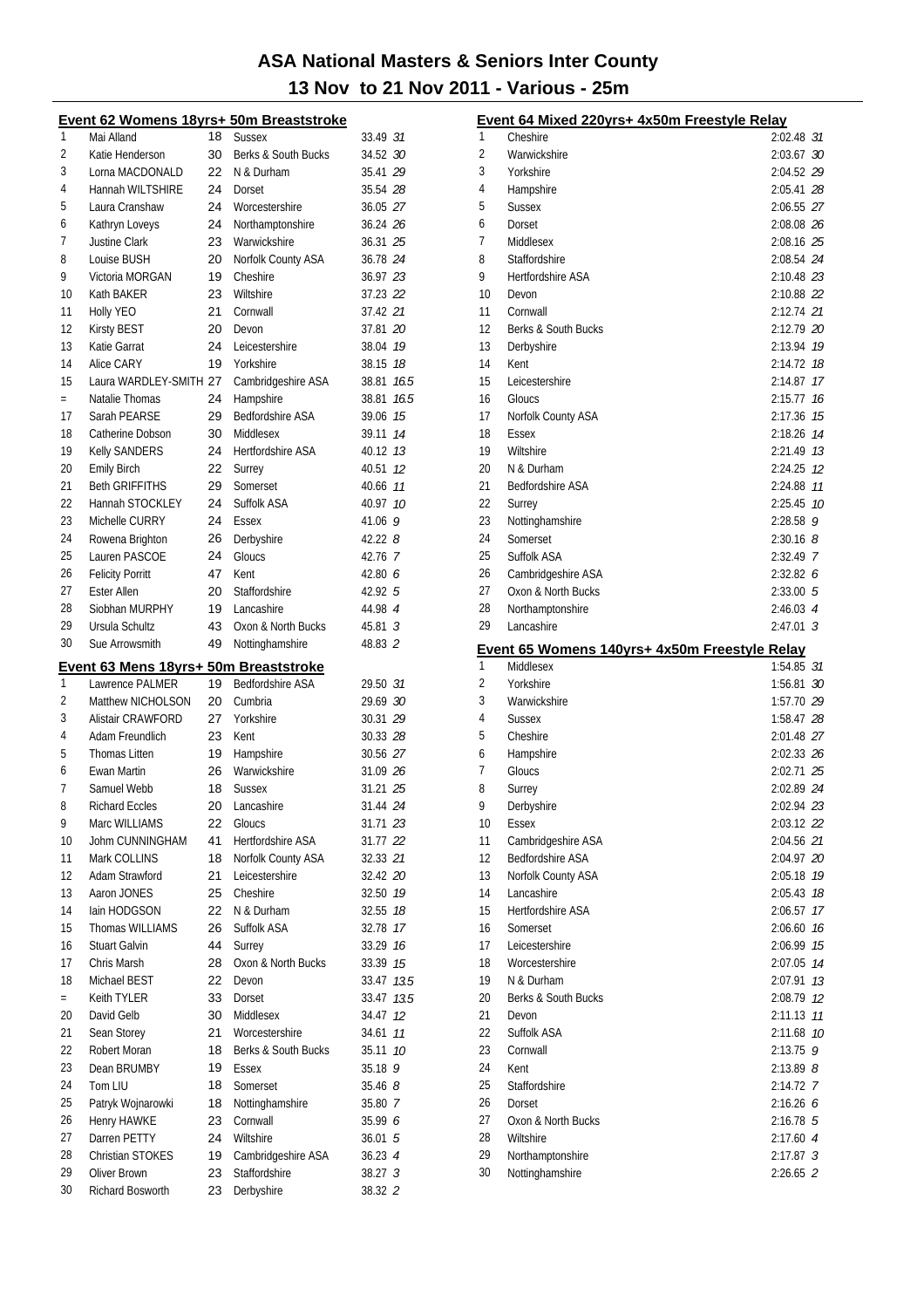# ASA National Masters & Seniors Inter County

## 13 Nov to 21 Nov 2011 - Various - 25m

### Event 62 Womens 18yrs+ 50m Breaststroke

| Place | Name | Age | County | Time | Points |
|---|---|---|---|---|---|
| 1 | Mai Alland | 18 | Sussex | 33.49 | 31 |
| 2 | Katie Henderson | 30 | Berks & South Bucks | 34.52 | 30 |
| 3 | Lorna MACDONALD | 22 | N & Durham | 35.41 | 29 |
| 4 | Hannah WILTSHIRE | 24 | Dorset | 35.54 | 28 |
| 5 | Laura Cranshaw | 24 | Worcestershire | 36.05 | 27 |
| 6 | Kathryn Loveys | 24 | Northamptonshire | 36.24 | 26 |
| 7 | Justine Clark | 23 | Warwickshire | 36.31 | 25 |
| 8 | Louise BUSH | 20 | Norfolk County ASA | 36.78 | 24 |
| 9 | Victoria MORGAN | 19 | Cheshire | 36.97 | 23 |
| 10 | Kath BAKER | 23 | Wiltshire | 37.23 | 22 |
| 11 | Holly YEO | 21 | Cornwall | 37.42 | 21 |
| 12 | Kirsty BEST | 20 | Devon | 37.81 | 20 |
| 13 | Katie Garrat | 24 | Leicestershire | 38.04 | 19 |
| 14 | Alice CARY | 19 | Yorkshire | 38.15 | 18 |
| 15 | Laura WARDLEY-SMITH | 27 | Cambridgeshire ASA | 38.81 | 16.5 |
| = | Natalie Thomas | 24 | Hampshire | 38.81 | 16.5 |
| 17 | Sarah PEARSE | 29 | Bedfordshire ASA | 39.06 | 15 |
| 18 | Catherine Dobson | 30 | Middlesex | 39.11 | 14 |
| 19 | Kelly SANDERS | 24 | Hertfordshire ASA | 40.12 | 13 |
| 20 | Emily Birch | 22 | Surrey | 40.51 | 12 |
| 21 | Beth GRIFFITHS | 29 | Somerset | 40.66 | 11 |
| 22 | Hannah STOCKLEY | 24 | Suffolk ASA | 40.97 | 10 |
| 23 | Michelle CURRY | 24 | Essex | 41.06 | 9 |
| 24 | Rowena Brighton | 26 | Derbyshire | 42.22 | 8 |
| 25 | Lauren PASCOE | 24 | Gloucs | 42.76 | 7 |
| 26 | Felicity Porritt | 47 | Kent | 42.80 | 6 |
| 27 | Ester Allen | 20 | Staffordshire | 42.92 | 5 |
| 28 | Siobhan MURPHY | 19 | Lancashire | 44.98 | 4 |
| 29 | Ursula Schultz | 43 | Oxon & North Bucks | 45.81 | 3 |
| 30 | Sue Arrowsmith | 49 | Nottinghamshire | 48.83 | 2 |

### Event 63 Mens 18yrs+ 50m Breaststroke

| Place | Name | Age | County | Time | Points |
|---|---|---|---|---|---|
| 1 | Lawrence PALMER | 19 | Bedfordshire ASA | 29.50 | 31 |
| 2 | Matthew NICHOLSON | 20 | Cumbria | 29.69 | 30 |
| 3 | Alistair CRAWFORD | 27 | Yorkshire | 30.31 | 29 |
| 4 | Adam Freundlich | 23 | Kent | 30.33 | 28 |
| 5 | Thomas Litten | 19 | Hampshire | 30.56 | 27 |
| 6 | Ewan Martin | 26 | Warwickshire | 31.09 | 26 |
| 7 | Samuel Webb | 18 | Sussex | 31.21 | 25 |
| 8 | Richard Eccles | 20 | Lancashire | 31.44 | 24 |
| 9 | Marc WILLIAMS | 22 | Gloucs | 31.71 | 23 |
| 10 | Johm CUNNINGHAM | 41 | Hertfordshire ASA | 31.77 | 22 |
| 11 | Mark COLLINS | 18 | Norfolk County ASA | 32.33 | 21 |
| 12 | Adam Strawford | 21 | Leicestershire | 32.42 | 20 |
| 13 | Aaron JONES | 25 | Cheshire | 32.50 | 19 |
| 14 | Iain HODGSON | 22 | N & Durham | 32.55 | 18 |
| 15 | Thomas WILLIAMS | 26 | Suffolk ASA | 32.78 | 17 |
| 16 | Stuart Galvin | 44 | Surrey | 33.29 | 16 |
| 17 | Chris Marsh | 28 | Oxon & North Bucks | 33.39 | 15 |
| 18 | Michael BEST | 22 | Devon | 33.47 | 13.5 |
| = | Keith TYLER | 33 | Dorset | 33.47 | 13.5 |
| 20 | David Gelb | 30 | Middlesex | 34.47 | 12 |
| 21 | Sean Storey | 21 | Worcestershire | 34.61 | 11 |
| 22 | Robert Moran | 18 | Berks & South Bucks | 35.11 | 10 |
| 23 | Dean BRUMBY | 19 | Essex | 35.18 | 9 |
| 24 | Tom LIU | 18 | Somerset | 35.46 | 8 |
| 25 | Patryk Wojnarowki | 18 | Nottinghamshire | 35.80 | 7 |
| 26 | Henry HAWKE | 23 | Cornwall | 35.99 | 6 |
| 27 | Darren PETTY | 24 | Wiltshire | 36.01 | 5 |
| 28 | Christian STOKES | 19 | Cambridgeshire ASA | 36.23 | 4 |
| 29 | Oliver Brown | 23 | Staffordshire | 38.27 | 3 |
| 30 | Richard Bosworth | 23 | Derbyshire | 38.32 | 2 |

### Event 64 Mixed 220yrs+ 4x50m Freestyle Relay

| Place | County | Time | Points |
|---|---|---|---|
| 1 | Cheshire | 2:02.48 | 31 |
| 2 | Warwickshire | 2:03.67 | 30 |
| 3 | Yorkshire | 2:04.52 | 29 |
| 4 | Hampshire | 2:05.41 | 28 |
| 5 | Sussex | 2:06.55 | 27 |
| 6 | Dorset | 2:08.08 | 26 |
| 7 | Middlesex | 2:08.16 | 25 |
| 8 | Staffordshire | 2:08.54 | 24 |
| 9 | Hertfordshire ASA | 2:10.48 | 23 |
| 10 | Devon | 2:10.88 | 22 |
| 11 | Cornwall | 2:12.74 | 21 |
| 12 | Berks & South Bucks | 2:12.79 | 20 |
| 13 | Derbyshire | 2:13.94 | 19 |
| 14 | Kent | 2:14.72 | 18 |
| 15 | Leicestershire | 2:14.87 | 17 |
| 16 | Gloucs | 2:15.77 | 16 |
| 17 | Norfolk County ASA | 2:17.36 | 15 |
| 18 | Essex | 2:18.26 | 14 |
| 19 | Wiltshire | 2:21.49 | 13 |
| 20 | N & Durham | 2:24.25 | 12 |
| 21 | Bedfordshire ASA | 2:24.88 | 11 |
| 22 | Surrey | 2:25.45 | 10 |
| 23 | Nottinghamshire | 2:28.58 | 9 |
| 24 | Somerset | 2:30.16 | 8 |
| 25 | Suffolk ASA | 2:32.49 | 7 |
| 26 | Cambridgeshire ASA | 2:32.82 | 6 |
| 27 | Oxon & North Bucks | 2:33.00 | 5 |
| 28 | Northamptonshire | 2:46.03 | 4 |
| 29 | Lancashire | 2:47.01 | 3 |

### Event 65 Womens 140yrs+ 4x50m Freestyle Relay

| Place | County | Time | Points |
|---|---|---|---|
| 1 | Middlesex | 1:54.85 | 31 |
| 2 | Yorkshire | 1:56.81 | 30 |
| 3 | Warwickshire | 1:57.70 | 29 |
| 4 | Sussex | 1:58.47 | 28 |
| 5 | Cheshire | 2:01.48 | 27 |
| 6 | Hampshire | 2:02.33 | 26 |
| 7 | Gloucs | 2:02.71 | 25 |
| 8 | Surrey | 2:02.89 | 24 |
| 9 | Derbyshire | 2:02.94 | 23 |
| 10 | Essex | 2:03.12 | 22 |
| 11 | Cambridgeshire ASA | 2:04.56 | 21 |
| 12 | Bedfordshire ASA | 2:04.97 | 20 |
| 13 | Norfolk County ASA | 2:05.18 | 19 |
| 14 | Lancashire | 2:05.43 | 18 |
| 15 | Hertfordshire ASA | 2:06.57 | 17 |
| 16 | Somerset | 2:06.60 | 16 |
| 17 | Leicestershire | 2:06.99 | 15 |
| 18 | Worcestershire | 2:07.05 | 14 |
| 19 | N & Durham | 2:07.91 | 13 |
| 20 | Berks & South Bucks | 2:08.79 | 12 |
| 21 | Devon | 2:11.13 | 11 |
| 22 | Suffolk ASA | 2:11.68 | 10 |
| 23 | Cornwall | 2:13.75 | 9 |
| 24 | Kent | 2:13.89 | 8 |
| 25 | Staffordshire | 2:14.72 | 7 |
| 26 | Dorset | 2:16.26 | 6 |
| 27 | Oxon & North Bucks | 2:16.78 | 5 |
| 28 | Wiltshire | 2:17.60 | 4 |
| 29 | Northamptonshire | 2:17.87 | 3 |
| 30 | Nottinghamshire | 2:26.65 | 2 |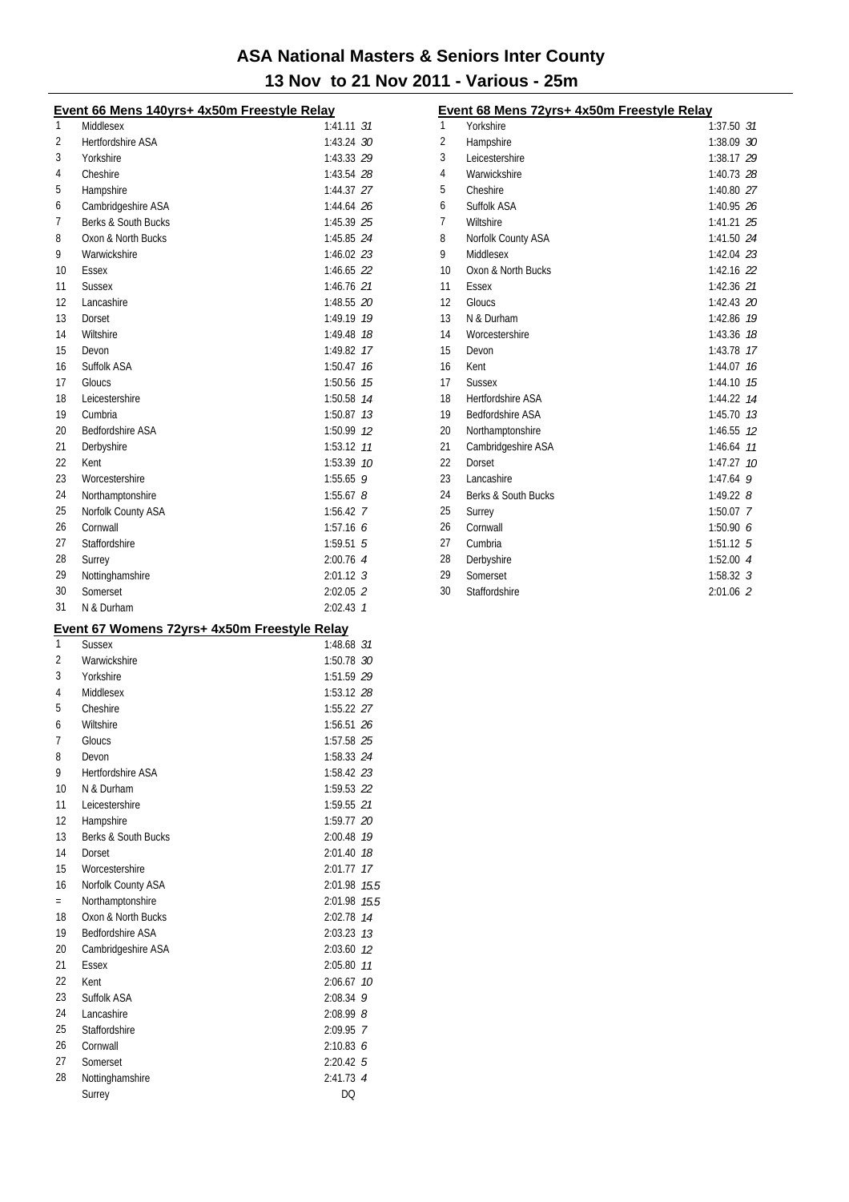# ASA National Masters & Seniors Inter County

## 13 Nov to 21 Nov 2011 - Various - 25m

### Event 66 Mens 140yrs+ 4x50m Freestyle Relay

| | | | |
|---|---|---|---|
| 1 | Middlesex | 1:41.11 | *31* |
| 2 | Hertfordshire ASA | 1:43.24 | *30* |
| 3 | Yorkshire | 1:43.33 | *29* |
| 4 | Cheshire | 1:43.54 | *28* |
| 5 | Hampshire | 1:44.37 | *27* |
| 6 | Cambridgeshire ASA | 1:44.64 | *26* |
| 7 | Berks & South Bucks | 1:45.39 | *25* |
| 8 | Oxon & North Bucks | 1:45.85 | *24* |
| 9 | Warwickshire | 1:46.02 | *23* |
| 10 | Essex | 1:46.65 | *22* |
| 11 | Sussex | 1:46.76 | *21* |
| 12 | Lancashire | 1:48.55 | *20* |
| 13 | Dorset | 1:49.19 | *19* |
| 14 | Wiltshire | 1:49.48 | *18* |
| 15 | Devon | 1:49.82 | *17* |
| 16 | Suffolk ASA | 1:50.47 | *16* |
| 17 | Gloucs | 1:50.56 | *15* |
| 18 | Leicestershire | 1:50.58 | *14* |
| 19 | Cumbria | 1:50.87 | *13* |
| 20 | Bedfordshire ASA | 1:50.99 | *12* |
| 21 | Derbyshire | 1:53.12 | *11* |
| 22 | Kent | 1:53.39 | *10* |
| 23 | Worcestershire | 1:55.65 | *9* |
| 24 | Northamptonshire | 1:55.67 | *8* |
| 25 | Norfolk County ASA | 1:56.42 | *7* |
| 26 | Cornwall | 1:57.16 | *6* |
| 27 | Staffordshire | 1:59.51 | *5* |
| 28 | Surrey | 2:00.76 | *4* |
| 29 | Nottinghamshire | 2:01.12 | *3* |
| 30 | Somerset | 2:02.05 | *2* |
| 31 | N & Durham | 2:02.43 | *1* |

### Event 67 Womens 72yrs+ 4x50m Freestyle Relay

| | | | |
|---|---|---|---|
| 1 | Sussex | 1:48.68 | *31* |
| 2 | Warwickshire | 1:50.78 | *30* |
| 3 | Yorkshire | 1:51.59 | *29* |
| 4 | Middlesex | 1:53.12 | *28* |
| 5 | Cheshire | 1:55.22 | *27* |
| 6 | Wiltshire | 1:56.51 | *26* |
| 7 | Gloucs | 1:57.58 | *25* |
| 8 | Devon | 1:58.33 | *24* |
| 9 | Hertfordshire ASA | 1:58.42 | *23* |
| 10 | N & Durham | 1:59.53 | *22* |
| 11 | Leicestershire | 1:59.55 | *21* |
| 12 | Hampshire | 1:59.77 | *20* |
| 13 | Berks & South Bucks | 2:00.48 | *19* |
| 14 | Dorset | 2:01.40 | *18* |
| 15 | Worcestershire | 2:01.77 | *17* |
| 16 | Norfolk County ASA | 2:01.98 | *15.5* |
| = | Northamptonshire | 2:01.98 | *15.5* |
| 18 | Oxon & North Bucks | 2:02.78 | *14* |
| 19 | Bedfordshire ASA | 2:03.23 | *13* |
| 20 | Cambridgeshire ASA | 2:03.60 | *12* |
| 21 | Essex | 2:05.80 | *11* |
| 22 | Kent | 2:06.67 | *10* |
| 23 | Suffolk ASA | 2:08.34 | *9* |
| 24 | Lancashire | 2:08.99 | *8* |
| 25 | Staffordshire | 2:09.95 | *7* |
| 26 | Cornwall | 2:10.83 | *6* |
| 27 | Somerset | 2:20.42 | *5* |
| 28 | Nottinghamshire | 2:41.73 | *4* |
| | Surrey | DQ | |

### Event 68 Mens 72yrs+ 4x50m Freestyle Relay

| | | | |
|---|---|---|---|
| 1 | Yorkshire | 1:37.50 | *31* |
| 2 | Hampshire | 1:38.09 | *30* |
| 3 | Leicestershire | 1:38.17 | *29* |
| 4 | Warwickshire | 1:40.73 | *28* |
| 5 | Cheshire | 1:40.80 | *27* |
| 6 | Suffolk ASA | 1:40.95 | *26* |
| 7 | Wiltshire | 1:41.21 | *25* |
| 8 | Norfolk County ASA | 1:41.50 | *24* |
| 9 | Middlesex | 1:42.04 | *23* |
| 10 | Oxon & North Bucks | 1:42.16 | *22* |
| 11 | Essex | 1:42.36 | *21* |
| 12 | Gloucs | 1:42.43 | *20* |
| 13 | N & Durham | 1:42.86 | *19* |
| 14 | Worcestershire | 1:43.36 | *18* |
| 15 | Devon | 1:43.78 | *17* |
| 16 | Kent | 1:44.07 | *16* |
| 17 | Sussex | 1:44.10 | *15* |
| 18 | Hertfordshire ASA | 1:44.22 | *14* |
| 19 | Bedfordshire ASA | 1:45.70 | *13* |
| 20 | Northamptonshire | 1:46.55 | *12* |
| 21 | Cambridgeshire ASA | 1:46.64 | *11* |
| 22 | Dorset | 1:47.27 | *10* |
| 23 | Lancashire | 1:47.64 | *9* |
| 24 | Berks & South Bucks | 1:49.22 | *8* |
| 25 | Surrey | 1:50.07 | *7* |
| 26 | Cornwall | 1:50.90 | *6* |
| 27 | Cumbria | 1:51.12 | *5* |
| 28 | Derbyshire | 1:52.00 | *4* |
| 29 | Somerset | 1:58.32 | *3* |
| 30 | Staffordshire | 2:01.06 | *2* |